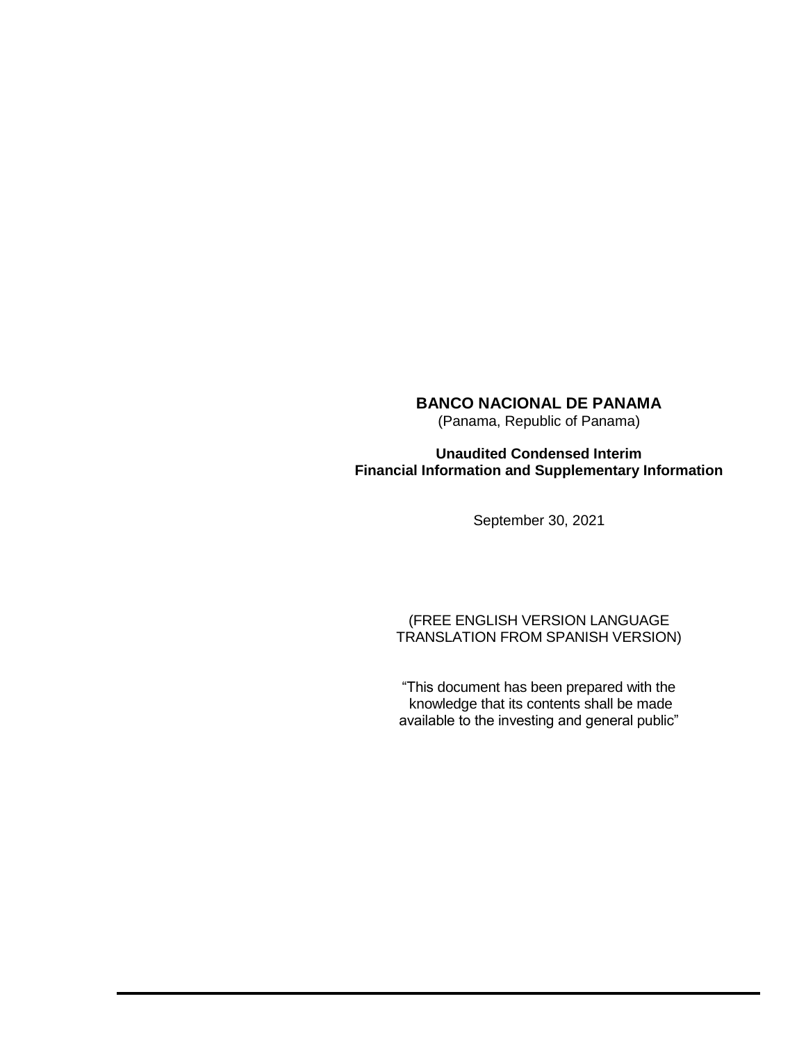# BANCO NACIONAL DE PANAMA

(Panama, Republic of Panama)

**Unaudited Condensed Interim**
**Financial Information and Supplementary Information**

September 30, 2021

(FREE ENGLISH VERSION LANGUAGE TRANSLATION FROM SPANISH VERSION)

"This document has been prepared with the knowledge that its contents shall be made available to the investing and general public"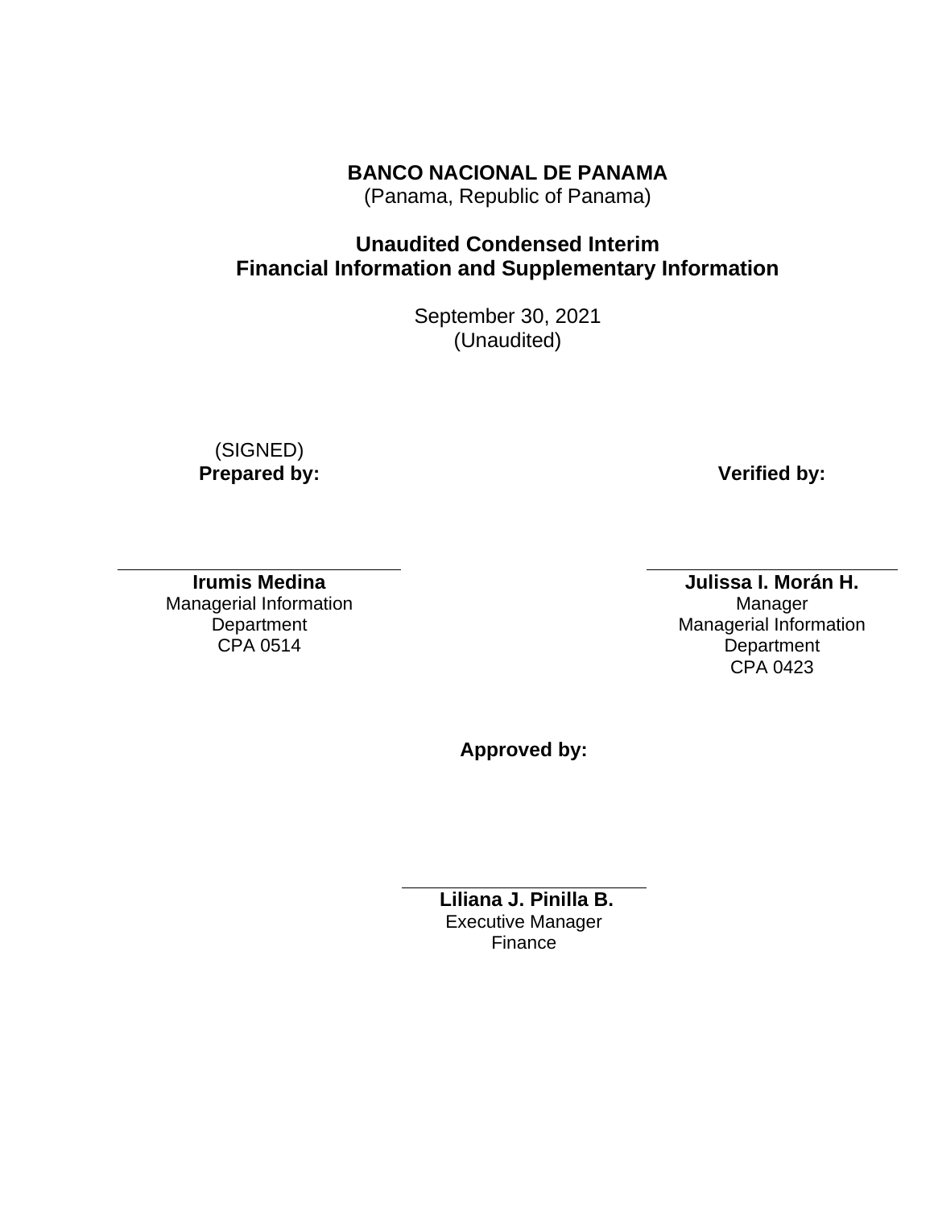# BANCO NACIONAL DE PANAMA

(Panama, Republic of Panama)

## Unaudited Condensed Interim Financial Information and Supplementary Information

September 30, 2021
(Unaudited)

(SIGNED)
**Prepared by:**

**Verified by:**

**Irumis Medina**
Managerial Information Department
CPA 0514

**Julissa I. Morán H.**
Manager
Managerial Information Department
CPA 0423

**Approved by:**

**Liliana J. Pinilla B.**
Executive Manager
Finance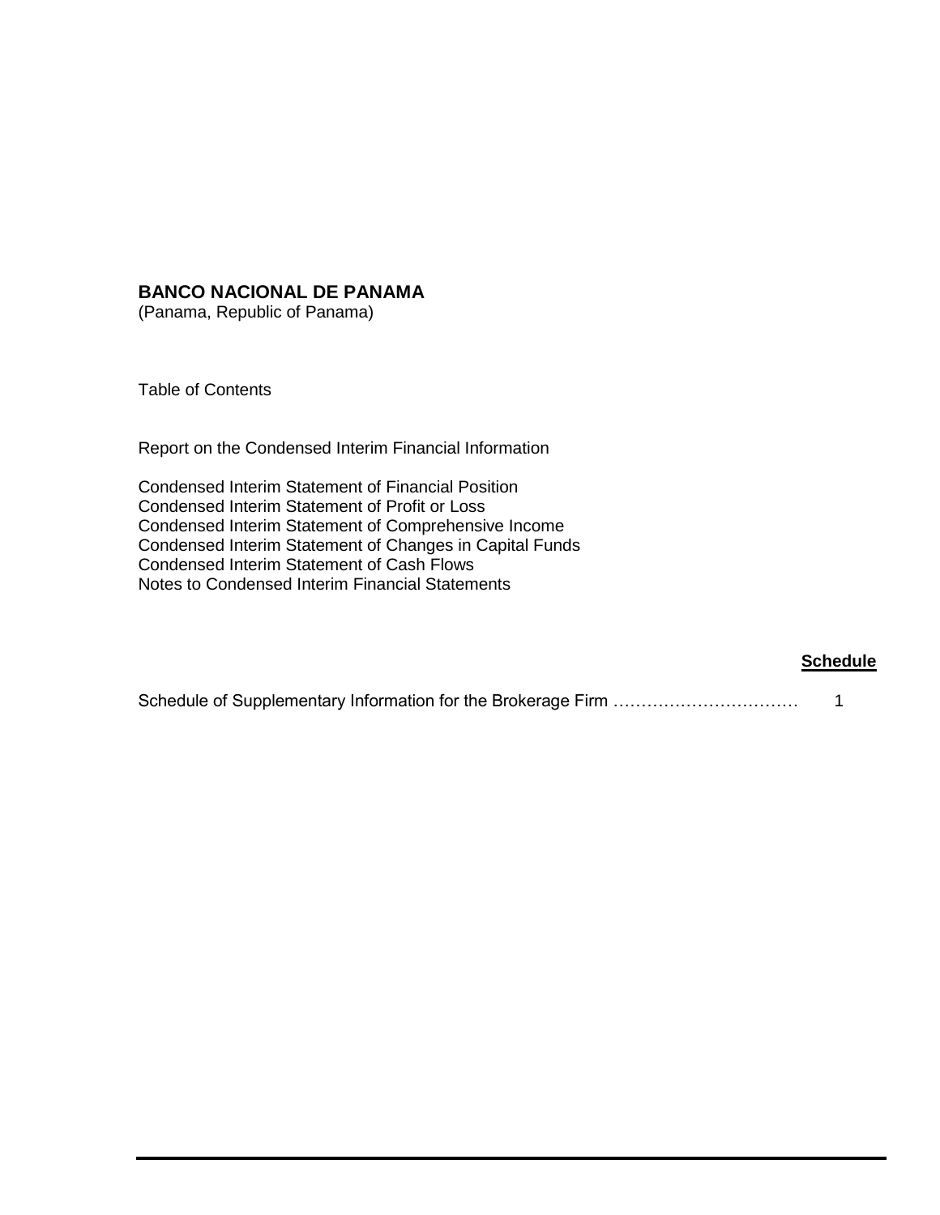**BANCO NACIONAL DE PANAMA**
(Panama, Republic of Panama)

Table of Contents

Report on the Condensed Interim Financial Information

Condensed Interim Statement of Financial Position
Condensed Interim Statement of Profit or Loss
Condensed Interim Statement of Comprehensive Income
Condensed Interim Statement of Changes in Capital Funds
Condensed Interim Statement of Cash Flows
Notes to Condensed Interim Financial Statements

| | **Schedule** |
|---|---|
| Schedule of Supplementary Information for the Brokerage Firm ……………………………… | 1 |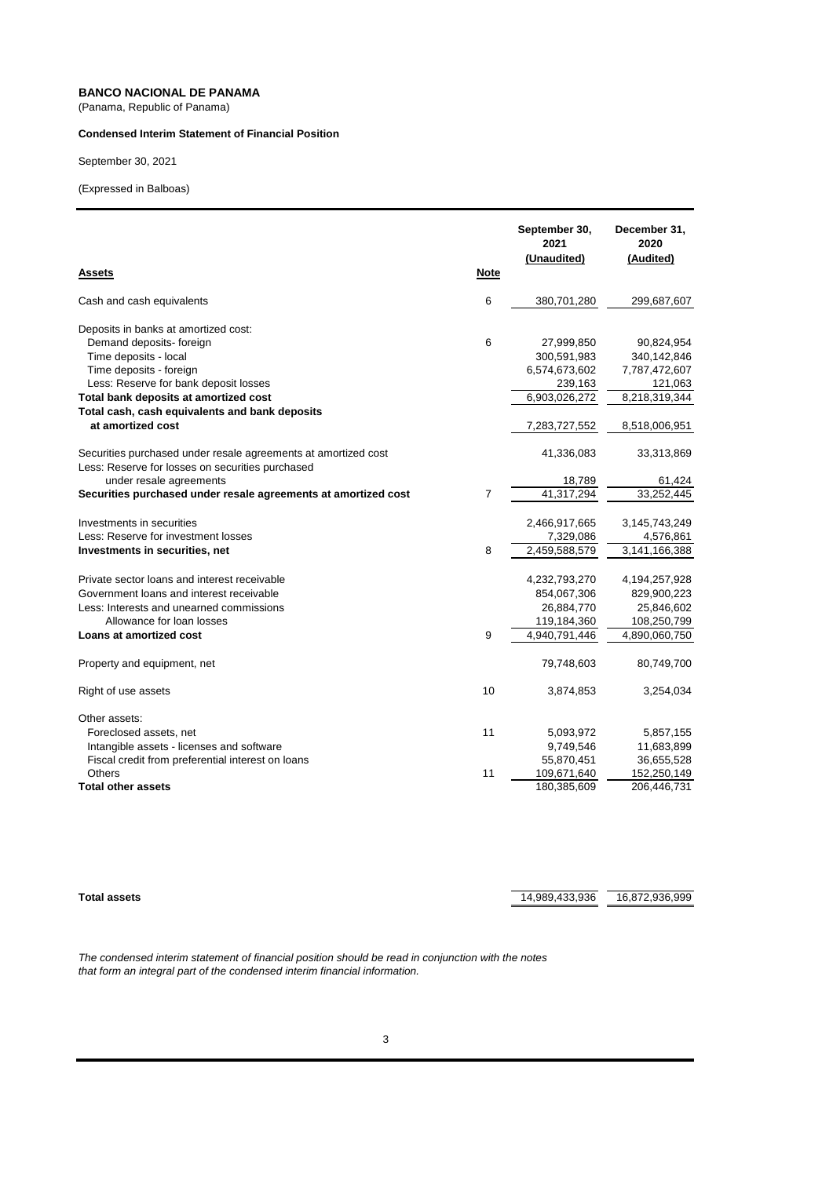**BANCO NACIONAL DE PANAMA**
(Panama, Republic of Panama)

**Condensed Interim Statement of Financial Position**

September 30, 2021

(Expressed in Balboas)

| **Assets** | **Note** | **September 30, 2021 (Unaudited)** | **December 31, 2020 (Audited)** |
|---|---|---|---|
| Cash and cash equivalents | 6 | 380,701,280 | 299,687,607 |
| Deposits in banks at amortized cost: | | | |
| Demand deposits- foreign | 6 | 27,999,850 | 90,824,954 |
| Time deposits - local | | 300,591,983 | 340,142,846 |
| Time deposits - foreign | | 6,574,673,602 | 7,787,472,607 |
| Less: Reserve for bank deposit losses | | 239,163 | 121,063 |
| **Total bank deposits at amortized cost** | | 6,903,026,272 | 8,218,319,344 |
| **Total cash, cash equivalents and bank deposits at amortized cost** | | 7,283,727,552 | 8,518,006,951 |
| Securities purchased under resale agreements at amortized cost | | 41,336,083 | 33,313,869 |
| Less: Reserve for losses on securities purchased under resale agreements | | 18,789 | 61,424 |
| **Securities purchased under resale agreements at amortized cost** | 7 | 41,317,294 | 33,252,445 |
| Investments in securities | | 2,466,917,665 | 3,145,743,249 |
| Less: Reserve for investment losses | | 7,329,086 | 4,576,861 |
| **Investments in securities, net** | 8 | 2,459,588,579 | 3,141,166,388 |
| Private sector loans and interest receivable | | 4,232,793,270 | 4,194,257,928 |
| Government loans and interest receivable | | 854,067,306 | 829,900,223 |
| Less: Interests and unearned commissions | | 26,884,770 | 25,846,602 |
| Allowance for loan losses | | 119,184,360 | 108,250,799 |
| **Loans at amortized cost** | 9 | 4,940,791,446 | 4,890,060,750 |
| Property and equipment, net | | 79,748,603 | 80,749,700 |
| Right of use assets | 10 | 3,874,853 | 3,254,034 |
| Other assets: | | | |
| Foreclosed assets, net | 11 | 5,093,972 | 5,857,155 |
| Intangible assets - licenses and software | | 9,749,546 | 11,683,899 |
| Fiscal credit from preferential interest on loans | | 55,870,451 | 36,655,528 |
| Others | 11 | 109,671,640 | 152,250,149 |
| **Total other assets** | | 180,385,609 | 206,446,731 |
| **Total assets** | | 14,989,433,936 | 16,872,936,999 |

*The condensed interim statement of financial position should be read in conjunction with the notes that form an integral part of the condensed interim financial information.*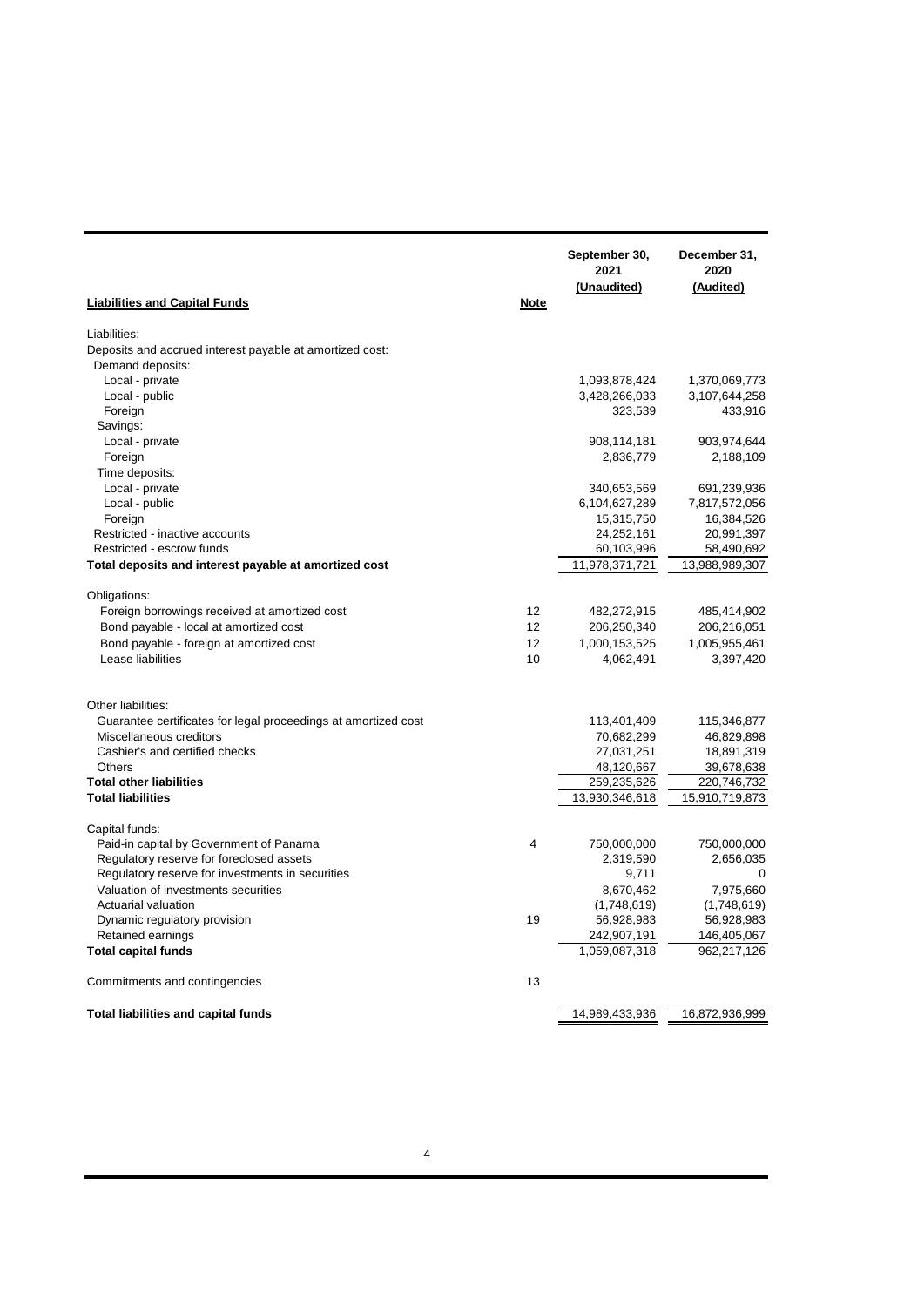| Liabilities and Capital Funds | Note | September 30, 2021 (Unaudited) | December 31, 2020 (Audited) |
|---|---|---|---|
| Liabilities: | | | |
| Deposits and accrued interest payable at amortized cost: | | | |
| Demand deposits: | | | |
| Local - private | | 1,093,878,424 | 1,370,069,773 |
| Local - public | | 3,428,266,033 | 3,107,644,258 |
| Foreign | | 323,539 | 433,916 |
| Savings: | | | |
| Local - private | | 908,114,181 | 903,974,644 |
| Foreign | | 2,836,779 | 2,188,109 |
| Time deposits: | | | |
| Local - private | | 340,653,569 | 691,239,936 |
| Local - public | | 6,104,627,289 | 7,817,572,056 |
| Foreign | | 15,315,750 | 16,384,526 |
| Restricted - inactive accounts | | 24,252,161 | 20,991,397 |
| Restricted - escrow funds | | 60,103,996 | 58,490,692 |
| **Total deposits and interest payable at amortized cost** | | 11,978,371,721 | 13,988,989,307 |
| Obligations: | | | |
| Foreign borrowings received at amortized cost | 12 | 482,272,915 | 485,414,902 |
| Bond payable - local at amortized cost | 12 | 206,250,340 | 206,216,051 |
| Bond payable - foreign at amortized cost | 12 | 1,000,153,525 | 1,005,955,461 |
| Lease liabilities | 10 | 4,062,491 | 3,397,420 |
| Other liabilities: | | | |
| Guarantee certificates for legal proceedings at amortized cost | | 113,401,409 | 115,346,877 |
| Miscellaneous creditors | | 70,682,299 | 46,829,898 |
| Cashier's and certified checks | | 27,031,251 | 18,891,319 |
| Others | | 48,120,667 | 39,678,638 |
| **Total other liabilities** | | 259,235,626 | 220,746,732 |
| **Total liabilities** | | 13,930,346,618 | 15,910,719,873 |
| Capital funds: | | | |
| Paid-in capital by Government of Panama | 4 | 750,000,000 | 750,000,000 |
| Regulatory reserve for foreclosed assets | | 2,319,590 | 2,656,035 |
| Regulatory reserve for investments in securities | | 9,711 | 0 |
| Valuation of investments securities | | 8,670,462 | 7,975,660 |
| Actuarial valuation | | (1,748,619) | (1,748,619) |
| Dynamic regulatory provision | 19 | 56,928,983 | 56,928,983 |
| Retained earnings | | 242,907,191 | 146,405,067 |
| **Total capital funds** | | 1,059,087,318 | 962,217,126 |
| Commitments and contingencies | 13 | | |
| **Total liabilities and capital funds** | | 14,989,433,936 | 16,872,936,999 |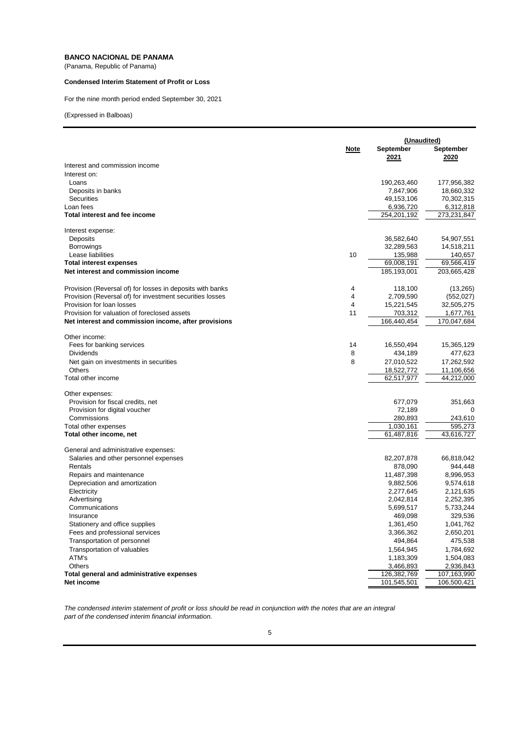**BANCO NACIONAL DE PANAMA**

(Panama, Republic of Panama)

**Condensed Interim Statement of Profit or Loss**

For the nine month period ended September 30, 2021

(Expressed in Balboas)

| | Note | (Unaudited) September 2021 | September 2020 |
|---|---|---|---|
| Interest and commission income | | | |
| Interest on: | | | |
| Loans | | 190,263,460 | 177,956,382 |
| Deposits in banks | | 7,847,906 | 18,660,332 |
| Securities | | 49,153,106 | 70,302,315 |
| Loan fees | | 6,936,720 | 6,312,818 |
| **Total interest and fee income** | | 254,201,192 | 273,231,847 |
| Interest expense: | | | |
| Deposits | | 36,582,640 | 54,907,551 |
| Borrowings | | 32,289,563 | 14,518,211 |
| Lease liabilities | 10 | 135,988 | 140,657 |
| **Total interest expenses** | | 69,008,191 | 69,566,419 |
| **Net interest and commission income** | | 185,193,001 | 203,665,428 |
| Provision (Reversal of) for losses in deposits with banks | 4 | 118,100 | (13,265) |
| Provision (Reversal of) for investment securities losses | 4 | 2,709,590 | (552,027) |
| Provision for loan losses | 4 | 15,221,545 | 32,505,275 |
| Provision for valuation of foreclosed assets | 11 | 703,312 | 1,677,761 |
| **Net interest and commission income, after provisions** | | 166,440,454 | 170,047,684 |
| Other income: | | | |
| Fees for banking services | 14 | 16,550,494 | 15,365,129 |
| Dividends | 8 | 434,189 | 477,623 |
| Net gain on investments in securities | 8 | 27,010,522 | 17,262,592 |
| Others | | 18,522,772 | 11,106,656 |
| Total other income | | 62,517,977 | 44,212,000 |
| Other expenses: | | | |
| Provision for fiscal credits, net | | 677,079 | 351,663 |
| Provision for digital voucher | | 72,189 | 0 |
| Commissions | | 280,893 | 243,610 |
| Total other expenses | | 1,030,161 | 595,273 |
| **Total other income, net** | | 61,487,816 | 43,616,727 |
| General and administrative expenses: | | | |
| Salaries and other personnel expenses | | 82,207,878 | 66,818,042 |
| Rentals | | 878,090 | 944,448 |
| Repairs and maintenance | | 11,487,398 | 8,996,953 |
| Depreciation and amortization | | 9,882,506 | 9,574,618 |
| Electricity | | 2,277,645 | 2,121,635 |
| Advertising | | 2,042,814 | 2,252,395 |
| Communications | | 5,699,517 | 5,733,244 |
| Insurance | | 469,098 | 329,536 |
| Stationery and office supplies | | 1,361,450 | 1,041,762 |
| Fees and professional services | | 3,366,362 | 2,650,201 |
| Transportation of personnel | | 494,864 | 475,538 |
| Transportation of valuables | | 1,564,945 | 1,784,692 |
| ATM's | | 1,183,309 | 1,504,083 |
| Others | | 3,466,893 | 2,936,843 |
| **Total general and administrative expenses** | | 126,382,769 | 107,163,990 |
| **Net income** | | 101,545,501 | 106,500,421 |

*The condensed interim statement of profit or loss should be read in conjunction with the notes that are an integral part of the condensed interim financial information.*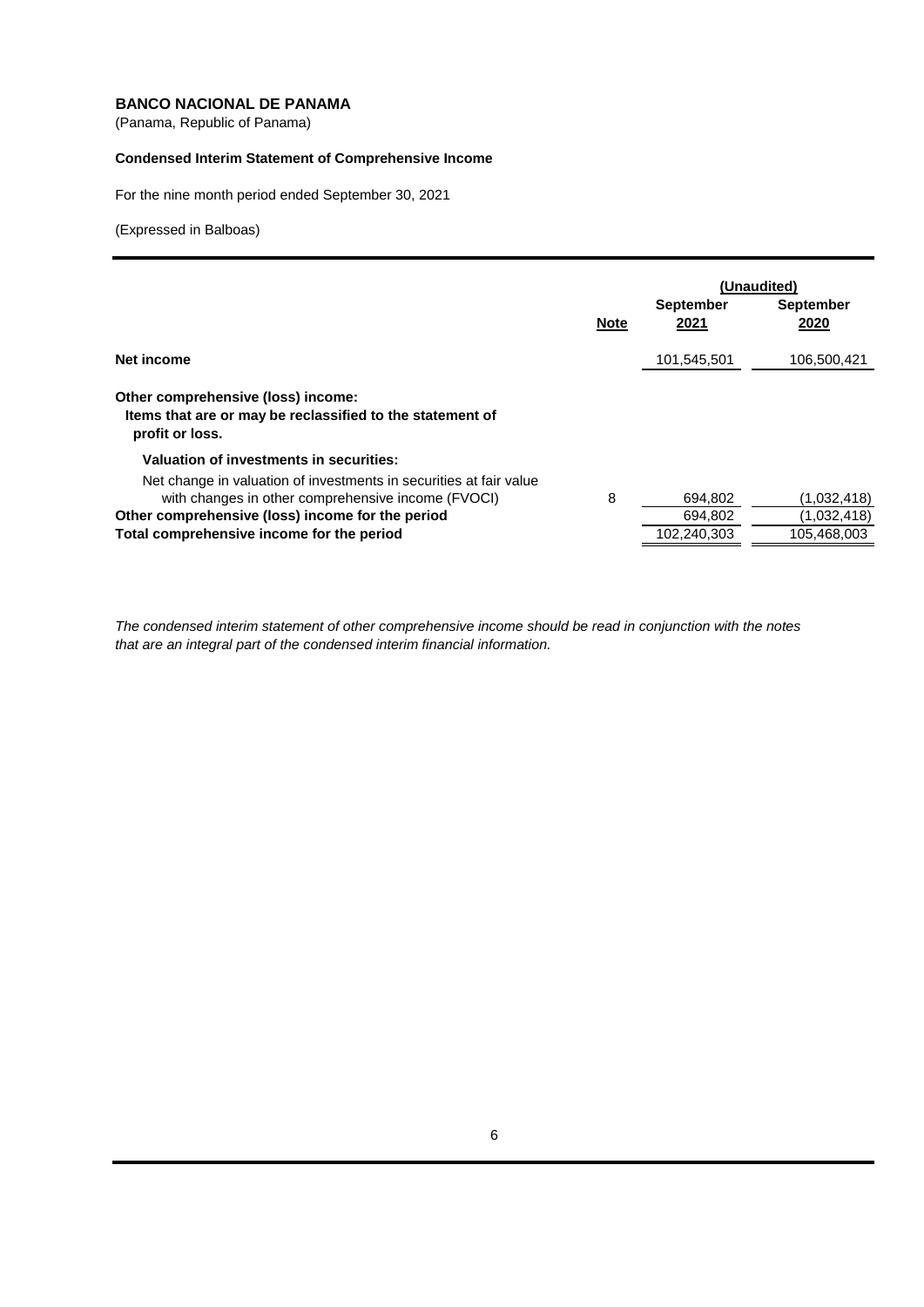**BANCO NACIONAL DE PANAMA**
(Panama, Republic of Panama)

**Condensed Interim Statement of Comprehensive Income**

For the nine month period ended September 30, 2021

(Expressed in Balboas)

| | Note | (Unaudited) September 2021 | (Unaudited) September 2020 |
|---|---|---|---|
| **Net income** | | 101,545,501 | 106,500,421 |
| **Other comprehensive (loss) income:** | | | |
| **Items that are or may be reclassified to the statement of profit or loss.** | | | |
| **Valuation of investments in securities:** | | | |
| Net change in valuation of investments in securities at fair value with changes in other comprehensive income (FVOCI) | 8 | 694,802 | (1,032,418) |
| **Other comprehensive (loss) income for the period** | | 694,802 | (1,032,418) |
| **Total comprehensive income for the period** | | 102,240,303 | 105,468,003 |

*The condensed interim statement of other comprehensive income should be read in conjunction with the notes that are an integral part of the condensed interim financial information.*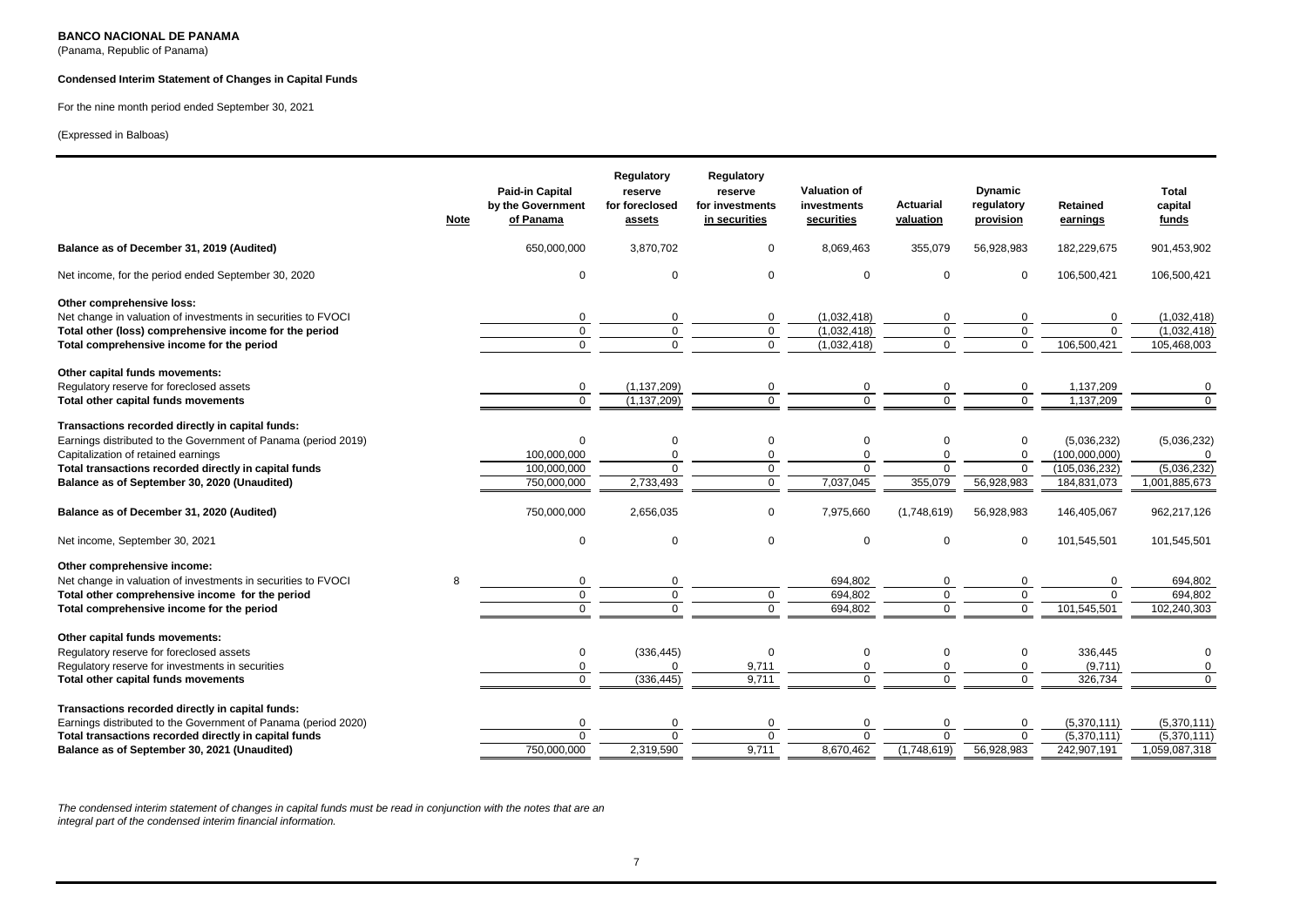**BANCO NACIONAL DE PANAMA**
(Panama, Republic of Panama)

**Condensed Interim Statement of Changes in Capital Funds**

For the nine month period ended September 30, 2021

(Expressed in Balboas)

| | Note | Paid-in Capital by the Government of Panama | Regulatory reserve for foreclosed assets | Regulatory reserve for investments in securities | Valuation of investments securities | Actuarial valuation | Dynamic regulatory provision | Retained earnings | Total capital funds |
|---|---|---|---|---|---|---|---|---|---|
| **Balance as of December 31, 2019 (Audited)** | | 650,000,000 | 3,870,702 | 0 | 8,069,463 | 355,079 | 56,928,983 | 182,229,675 | 901,453,902 |
| Net income, for the period ended September 30, 2020 | | 0 | 0 | 0 | 0 | 0 | 0 | 106,500,421 | 106,500,421 |
| **Other comprehensive loss:** | | | | | | | | | |
| Net change in valuation of investments in securities to FVOCI | | 0 | 0 | 0 | (1,032,418) | 0 | 0 | 0 | (1,032,418) |
| **Total other (loss) comprehensive income for the period** | | 0 | 0 | 0 | (1,032,418) | 0 | 0 | 0 | (1,032,418) |
| **Total comprehensive income for the period** | | 0 | 0 | 0 | (1,032,418) | 0 | 0 | 106,500,421 | 105,468,003 |
| **Other capital funds movements:** | | | | | | | | | |
| Regulatory reserve for foreclosed assets | | 0 | (1,137,209) | 0 | 0 | 0 | 0 | 1,137,209 | 0 |
| **Total other capital funds movements** | | 0 | (1,137,209) | 0 | 0 | 0 | 0 | 1,137,209 | 0 |
| **Transactions recorded directly in capital funds:** | | | | | | | | | |
| Earnings distributed to the Government of Panama (period 2019) | | 0 | 0 | 0 | 0 | 0 | 0 | (5,036,232) | (5,036,232) |
| Capitalization of retained earnings | | 100,000,000 | 0 | 0 | 0 | 0 | 0 | (100,000,000) | 0 |
| **Total transactions recorded directly in capital funds** | | 100,000,000 | 0 | 0 | 0 | 0 | 0 | (105,036,232) | (5,036,232) |
| **Balance as of September 30, 2020 (Unaudited)** | | 750,000,000 | 2,733,493 | 0 | 7,037,045 | 355,079 | 56,928,983 | 184,831,073 | 1,001,885,673 |
| **Balance as of December 31, 2020 (Audited)** | | 750,000,000 | 2,656,035 | 0 | 7,975,660 | (1,748,619) | 56,928,983 | 146,405,067 | 962,217,126 |
| Net income, September 30, 2021 | | 0 | 0 | 0 | 0 | 0 | 0 | 101,545,501 | 101,545,501 |
| **Other comprehensive income:** | | | | | | | | | |
| Net change in valuation of investments in securities to FVOCI | 8 | 0 | 0 | | 694,802 | 0 | 0 | 0 | 694,802 |
| **Total other comprehensive income for the period** | | 0 | 0 | 0 | 694,802 | 0 | 0 | 0 | 694,802 |
| **Total comprehensive income for the period** | | 0 | 0 | 0 | 694,802 | 0 | 0 | 101,545,501 | 102,240,303 |
| **Other capital funds movements:** | | | | | | | | | |
| Regulatory reserve for foreclosed assets | | 0 | (336,445) | 0 | 0 | 0 | 0 | 336,445 | 0 |
| Regulatory reserve for investments in securities | | 0 | 0 | 9,711 | 0 | 0 | 0 | (9,711) | 0 |
| **Total other capital funds movements** | | 0 | (336,445) | 9,711 | 0 | 0 | 0 | 326,734 | 0 |
| **Transactions recorded directly in capital funds:** | | | | | | | | | |
| Earnings distributed to the Government of Panama (period 2020) | | 0 | 0 | 0 | 0 | 0 | 0 | (5,370,111) | (5,370,111) |
| **Total transactions recorded directly in capital funds** | | 0 | 0 | 0 | 0 | 0 | 0 | (5,370,111) | (5,370,111) |
| **Balance as of September 30, 2021 (Unaudited)** | | 750,000,000 | 2,319,590 | 9,711 | 8,670,462 | (1,748,619) | 56,928,983 | 242,907,191 | 1,059,087,318 |

*The condensed interim statement of changes in capital funds must be read in conjunction with the notes that are an integral part of the condensed interim financial information.*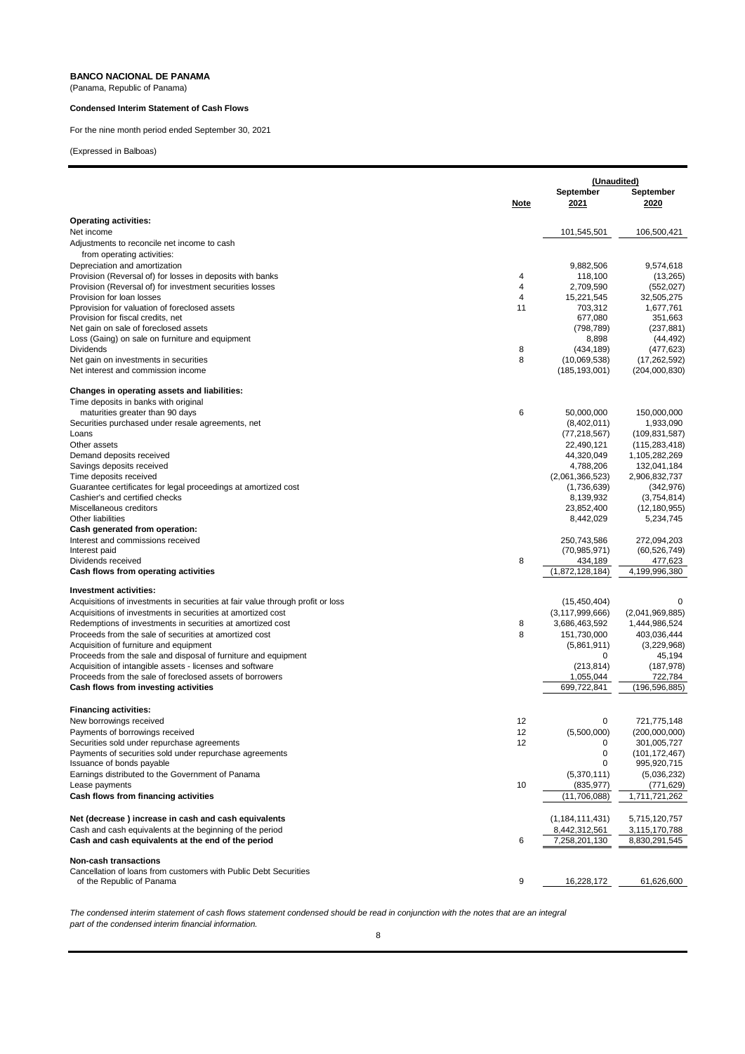**BANCO NACIONAL DE PANAMA**
(Panama, Republic of Panama)

**Condensed Interim Statement of Cash Flows**

For the nine month period ended September 30, 2021

(Expressed in Balboas)

| | Note | (Unaudited) September 2021 | September 2020 |
|---|---|---|---|
| **Operating activities:** | | | |
| Net income | | 101,545,501 | 106,500,421 |
| Adjustments to reconcile net income to cash from operating activities: | | | |
| Depreciation and amortization | | 9,882,506 | 9,574,618 |
| Provision (Reversal of) for losses in deposits with banks | 4 | 118,100 | (13,265) |
| Provision (Reversal of) for investment securities losses | 4 | 2,709,590 | (552,027) |
| Provision for loan losses | 4 | 15,221,545 | 32,505,275 |
| Pprovision for valuation of foreclosed assets | 11 | 703,312 | 1,677,761 |
| Provision for fiscal credits, net | | 677,080 | 351,663 |
| Net gain on sale of foreclosed assets | | (798,789) | (237,881) |
| Loss (Gaing) on sale on furniture and equipment | | 8,898 | (44,492) |
| Dividends | 8 | (434,189) | (477,623) |
| Net gain on investments in securities | 8 | (10,069,538) | (17,262,592) |
| Net interest and commission income | | (185,193,001) | (204,000,830) |
| **Changes in operating assets and liabilities:** | | | |
| Time deposits in banks with original maturities greater than 90 days | 6 | 50,000,000 | 150,000,000 |
| Securities purchased under resale agreements, net | | (8,402,011) | 1,933,090 |
| Loans | | (77,218,567) | (109,831,587) |
| Other assets | | 22,490,121 | (115,283,418) |
| Demand deposits received | | 44,320,049 | 1,105,282,269 |
| Savings deposits received | | 4,788,206 | 132,041,184 |
| Time deposits received | | (2,061,366,523) | 2,906,832,737 |
| Guarantee certificates for legal proceedings at amortized cost | | (1,736,639) | (342,976) |
| Cashier's and certified checks | | 8,139,932 | (3,754,814) |
| Miscellaneous creditors | | 23,852,400 | (12,180,955) |
| Other liabilities | | 8,442,029 | 5,234,745 |
| **Cash generated from operation:** | | | |
| Interest and commissions received | | 250,743,586 | 272,094,203 |
| Interest paid | | (70,985,971) | (60,526,749) |
| Dividends received | 8 | 434,189 | 477,623 |
| **Cash flows from operating activities** | | (1,872,128,184) | 4,199,996,380 |
| **Investment activities:** | | | |
| Acquisitions of investments in securities at fair value through profit or loss | | (15,450,404) | 0 |
| Acquisitions of investments in securities at amortized cost | | (3,117,999,666) | (2,041,969,885) |
| Redemptions of investments in securities at amortized cost | 8 | 3,686,463,592 | 1,444,986,524 |
| Proceeds from the sale of securities at amortized cost | 8 | 151,730,000 | 403,036,444 |
| Acquisition of furniture and equipment | | (5,861,911) | (3,229,968) |
| Proceeds from the sale and disposal of furniture and equipment | | 0 | 45,194 |
| Acquisition of intangible assets - licenses and software | | (213,814) | (187,978) |
| Proceeds from the sale of foreclosed assets of borrowers | | 1,055,044 | 722,784 |
| **Cash flows from investing activities** | | 699,722,841 | (196,596,885) |
| **Financing activities:** | | | |
| New borrowings received | 12 | 0 | 721,775,148 |
| Payments of borrowings received | 12 | (5,500,000) | (200,000,000) |
| Securities sold under repurchase agreements | 12 | 0 | 301,005,727 |
| Payments of securities sold under repurchase agreements | | 0 | (101,172,467) |
| Issuance of bonds payable | | 0 | 995,920,715 |
| Earnings distributed to the Government of Panama | | (5,370,111) | (5,036,232) |
| Lease payments | 10 | (835,977) | (771,629) |
| **Cash flows from financing activities** | | (11,706,088) | 1,711,721,262 |
| **Net (decrease ) increase in cash and cash equivalents** | | (1,184,111,431) | 5,715,120,757 |
| Cash and cash equivalents at the beginning of the period | | 8,442,312,561 | 3,115,170,788 |
| **Cash and cash equivalents at the end of the period** | 6 | 7,258,201,130 | 8,830,291,545 |
| **Non-cash transactions** | | | |
| Cancellation of loans from customers with Public Debt Securities of the Republic of Panama | 9 | 16,228,172 | 61,626,600 |

*The condensed interim statement of cash flows statement condensed should be read in conjunction with the notes that are an integral part of the condensed interim financial information.*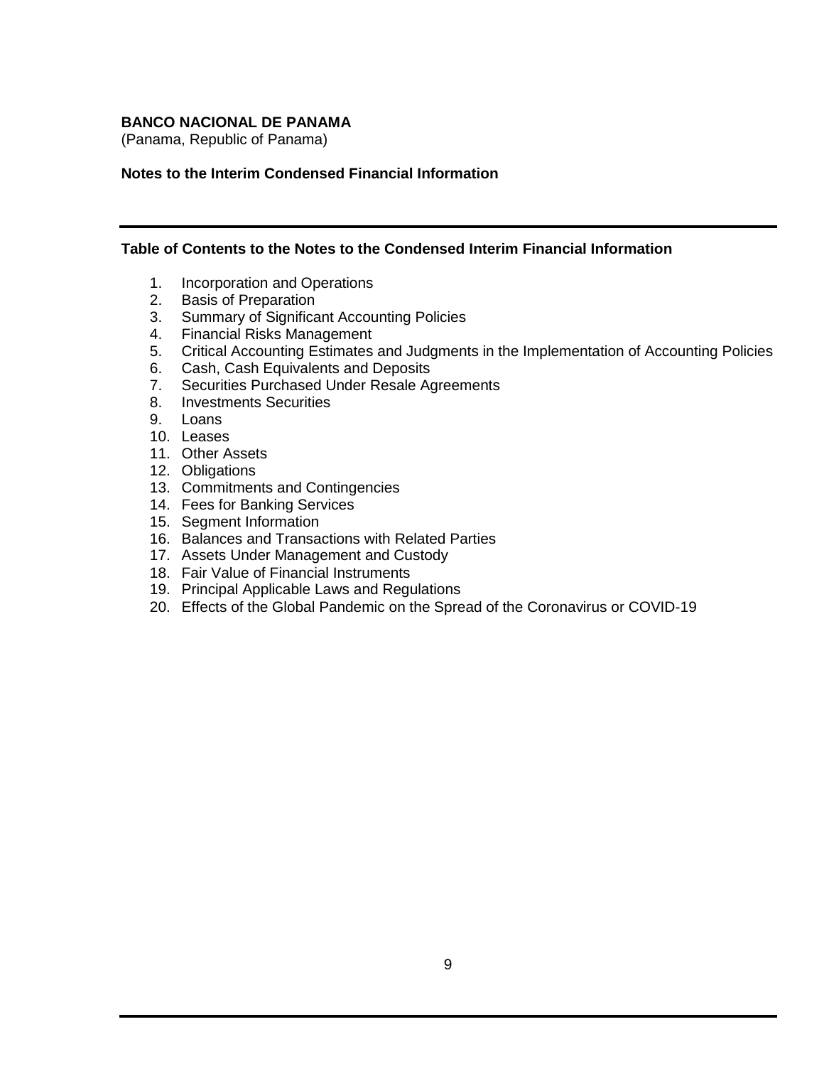**BANCO NACIONAL DE PANAMA**
(Panama, Republic of Panama)

**Notes to the Interim Condensed Financial Information**

**Table of Contents to the Notes to the Condensed Interim Financial Information**

1. Incorporation and Operations
2. Basis of Preparation
3. Summary of Significant Accounting Policies
4. Financial Risks Management
5. Critical Accounting Estimates and Judgments in the Implementation of Accounting Policies
6. Cash, Cash Equivalents and Deposits
7. Securities Purchased Under Resale Agreements
8. Investments Securities
9. Loans
10. Leases
11. Other Assets
12. Obligations
13. Commitments and Contingencies
14. Fees for Banking Services
15. Segment Information
16. Balances and Transactions with Related Parties
17. Assets Under Management and Custody
18. Fair Value of Financial Instruments
19. Principal Applicable Laws and Regulations
20. Effects of the Global Pandemic on the Spread of the Coronavirus or COVID-19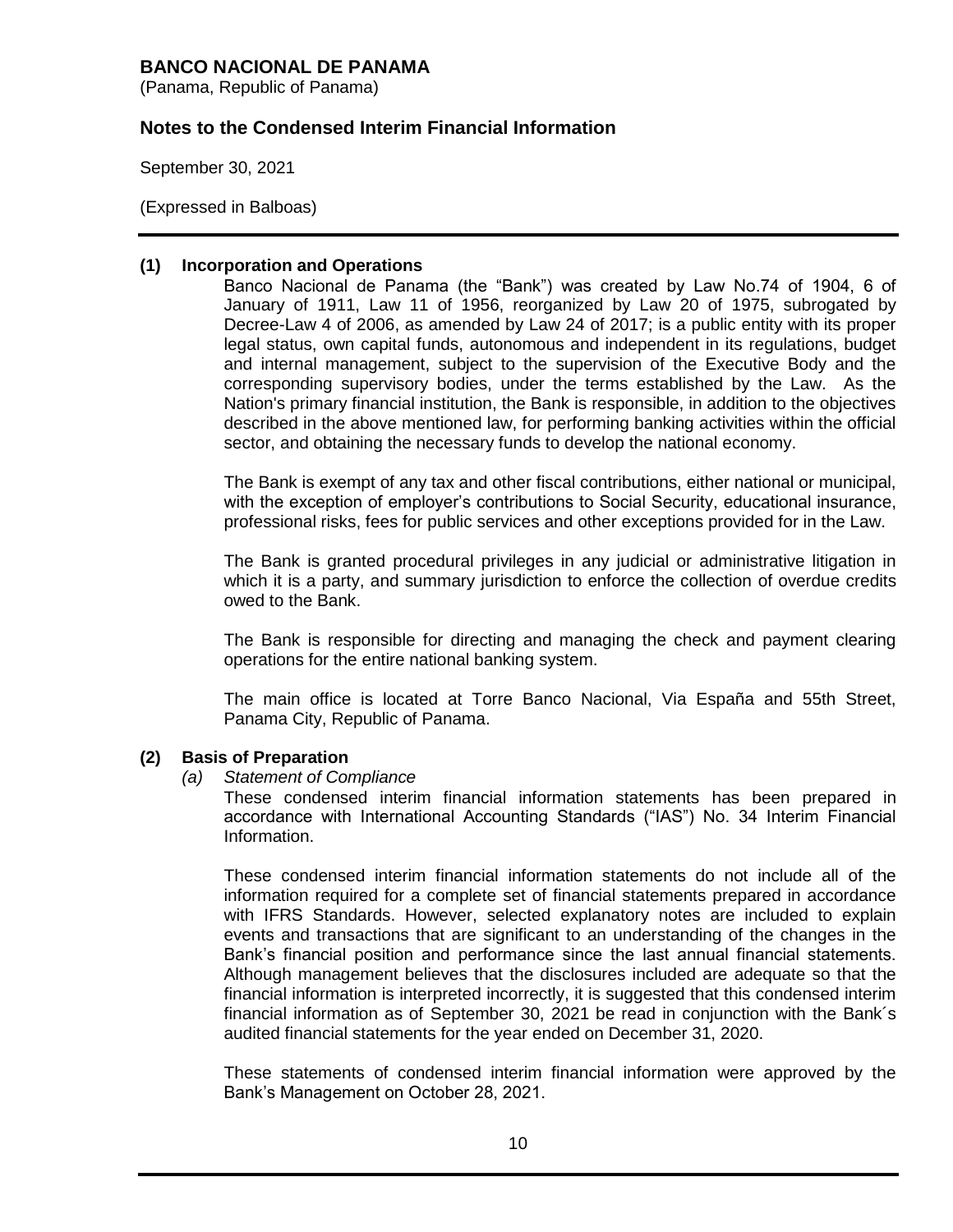**BANCO NACIONAL DE PANAMA**
(Panama, Republic of Panama)

## Notes to the Condensed Interim Financial Information

September 30, 2021

(Expressed in Balboas)

### (1) Incorporation and Operations

Banco Nacional de Panama (the "Bank") was created by Law No.74 of 1904, 6 of January of 1911, Law 11 of 1956, reorganized by Law 20 of 1975, subrogated by Decree-Law 4 of 2006, as amended by Law 24 of 2017; is a public entity with its proper legal status, own capital funds, autonomous and independent in its regulations, budget and internal management, subject to the supervision of the Executive Body and the corresponding supervisory bodies, under the terms established by the Law. As the Nation's primary financial institution, the Bank is responsible, in addition to the objectives described in the above mentioned law, for performing banking activities within the official sector, and obtaining the necessary funds to develop the national economy.

The Bank is exempt of any tax and other fiscal contributions, either national or municipal, with the exception of employer's contributions to Social Security, educational insurance, professional risks, fees for public services and other exceptions provided for in the Law.

The Bank is granted procedural privileges in any judicial or administrative litigation in which it is a party, and summary jurisdiction to enforce the collection of overdue credits owed to the Bank.

The Bank is responsible for directing and managing the check and payment clearing operations for the entire national banking system.

The main office is located at Torre Banco Nacional, Via España and 55th Street, Panama City, Republic of Panama.

### (2) Basis of Preparation

*(a) Statement of Compliance*

These condensed interim financial information statements has been prepared in accordance with International Accounting Standards ("IAS") No. 34 Interim Financial Information.

These condensed interim financial information statements do not include all of the information required for a complete set of financial statements prepared in accordance with IFRS Standards. However, selected explanatory notes are included to explain events and transactions that are significant to an understanding of the changes in the Bank's financial position and performance since the last annual financial statements. Although management believes that the disclosures included are adequate so that the financial information is interpreted incorrectly, it is suggested that this condensed interim financial information as of September 30, 2021 be read in conjunction with the Bank´s audited financial statements for the year ended on December 31, 2020.

These statements of condensed interim financial information were approved by the Bank's Management on October 28, 2021.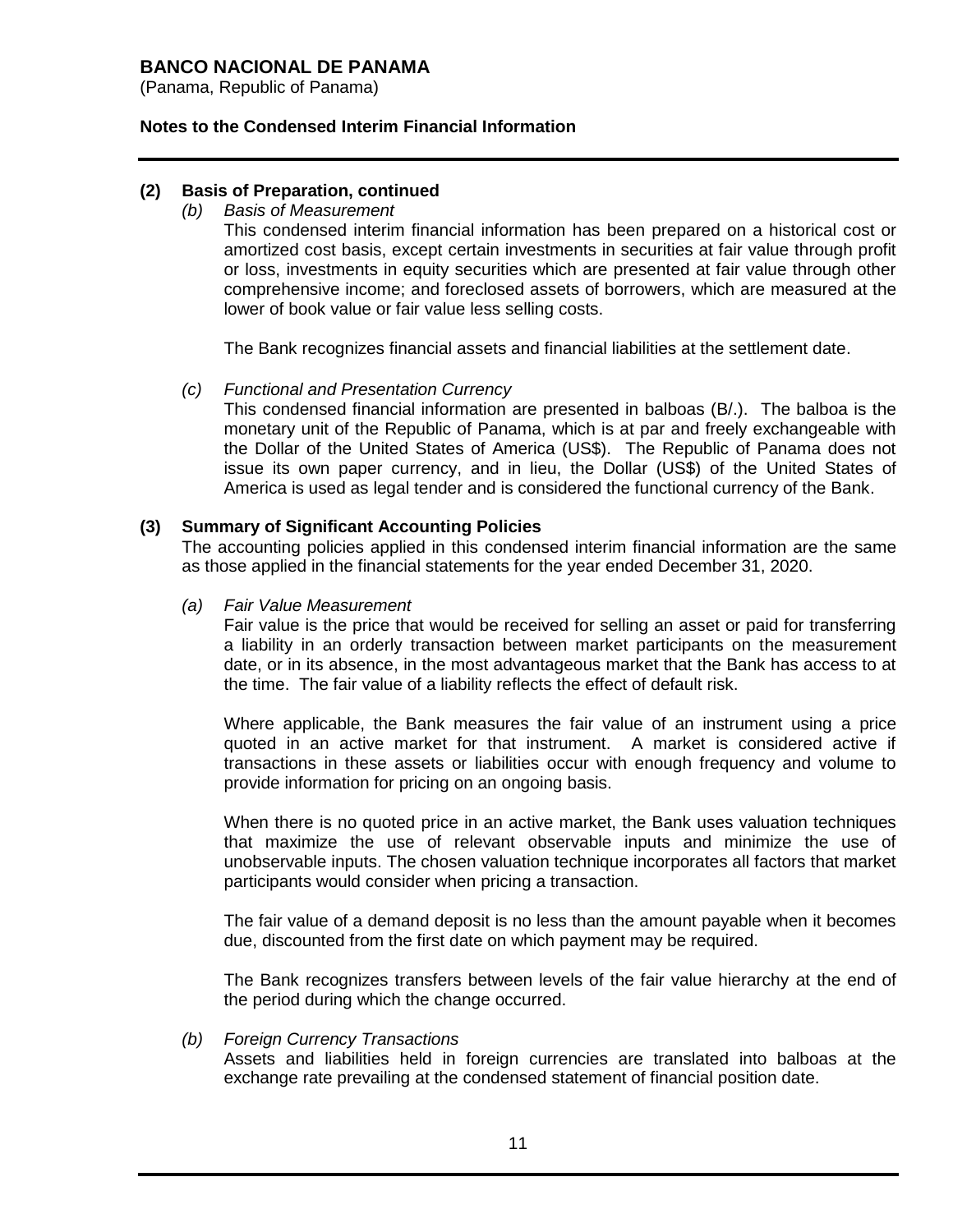## (2) Basis of Preparation, continued

*(b) Basis of Measurement*

This condensed interim financial information has been prepared on a historical cost or amortized cost basis, except certain investments in securities at fair value through profit or loss, investments in equity securities which are presented at fair value through other comprehensive income; and foreclosed assets of borrowers, which are measured at the lower of book value or fair value less selling costs.

The Bank recognizes financial assets and financial liabilities at the settlement date.

*(c) Functional and Presentation Currency*

This condensed financial information are presented in balboas (B/.). The balboa is the monetary unit of the Republic of Panama, which is at par and freely exchangeable with the Dollar of the United States of America (US$). The Republic of Panama does not issue its own paper currency, and in lieu, the Dollar (US$) of the United States of America is used as legal tender and is considered the functional currency of the Bank.

## (3) Summary of Significant Accounting Policies

The accounting policies applied in this condensed interim financial information are the same as those applied in the financial statements for the year ended December 31, 2020.

*(a) Fair Value Measurement*

Fair value is the price that would be received for selling an asset or paid for transferring a liability in an orderly transaction between market participants on the measurement date, or in its absence, in the most advantageous market that the Bank has access to at the time. The fair value of a liability reflects the effect of default risk.

Where applicable, the Bank measures the fair value of an instrument using a price quoted in an active market for that instrument. A market is considered active if transactions in these assets or liabilities occur with enough frequency and volume to provide information for pricing on an ongoing basis.

When there is no quoted price in an active market, the Bank uses valuation techniques that maximize the use of relevant observable inputs and minimize the use of unobservable inputs. The chosen valuation technique incorporates all factors that market participants would consider when pricing a transaction.

The fair value of a demand deposit is no less than the amount payable when it becomes due, discounted from the first date on which payment may be required.

The Bank recognizes transfers between levels of the fair value hierarchy at the end of the period during which the change occurred.

*(b) Foreign Currency Transactions*

Assets and liabilities held in foreign currencies are translated into balboas at the exchange rate prevailing at the condensed statement of financial position date.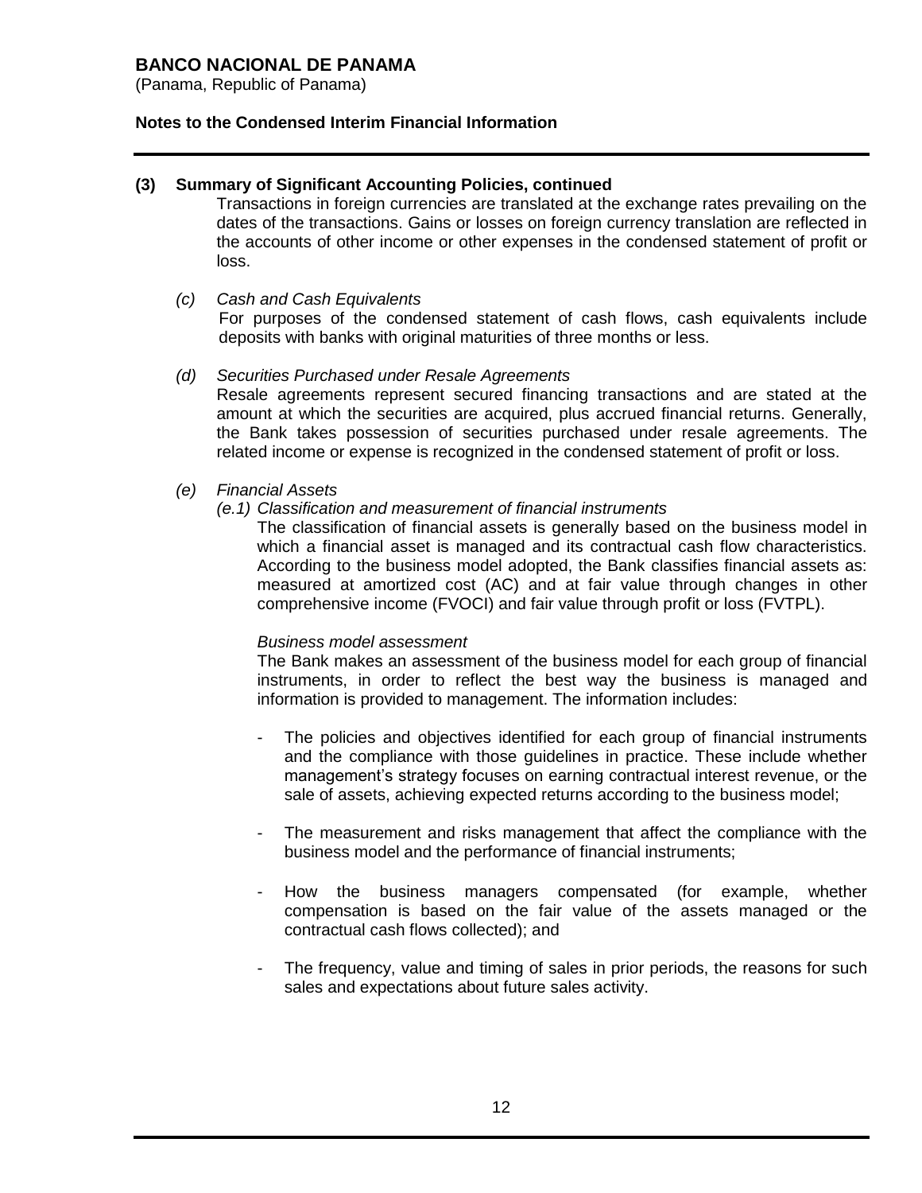**(3) Summary of Significant Accounting Policies, continued**

Transactions in foreign currencies are translated at the exchange rates prevailing on the dates of the transactions. Gains or losses on foreign currency translation are reflected in the accounts of other income or other expenses in the condensed statement of profit or loss.

*(c) Cash and Cash Equivalents*

For purposes of the condensed statement of cash flows, cash equivalents include deposits with banks with original maturities of three months or less.

*(d) Securities Purchased under Resale Agreements*

Resale agreements represent secured financing transactions and are stated at the amount at which the securities are acquired, plus accrued financial returns. Generally, the Bank takes possession of securities purchased under resale agreements. The related income or expense is recognized in the condensed statement of profit or loss.

*(e) Financial Assets*

*(e.1) Classification and measurement of financial instruments*

The classification of financial assets is generally based on the business model in which a financial asset is managed and its contractual cash flow characteristics. According to the business model adopted, the Bank classifies financial assets as: measured at amortized cost (AC) and at fair value through changes in other comprehensive income (FVOCI) and fair value through profit or loss (FVTPL).

*Business model assessment*

The Bank makes an assessment of the business model for each group of financial instruments, in order to reflect the best way the business is managed and information is provided to management. The information includes:

- The policies and objectives identified for each group of financial instruments and the compliance with those guidelines in practice. These include whether management's strategy focuses on earning contractual interest revenue, or the sale of assets, achieving expected returns according to the business model;

- The measurement and risks management that affect the compliance with the business model and the performance of financial instruments;

- How the business managers compensated (for example, whether compensation is based on the fair value of the assets managed or the contractual cash flows collected); and

- The frequency, value and timing of sales in prior periods, the reasons for such sales and expectations about future sales activity.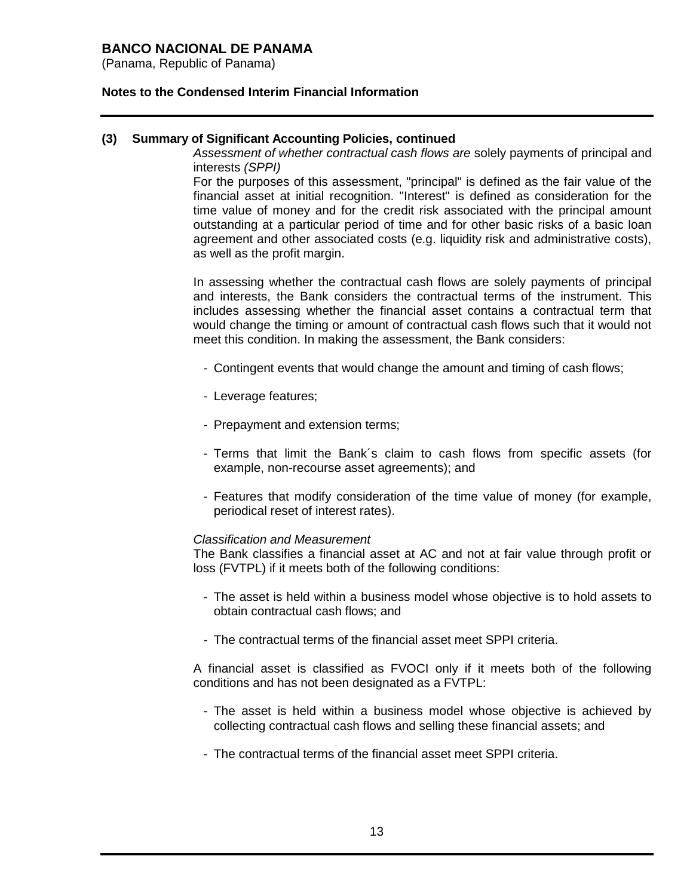**(3) Summary of Significant Accounting Policies, continued**

*Assessment of whether contractual cash flows are* solely payments of principal and interests *(SPPI)*

For the purposes of this assessment, "principal" is defined as the fair value of the financial asset at initial recognition. "Interest" is defined as consideration for the time value of money and for the credit risk associated with the principal amount outstanding at a particular period of time and for other basic risks of a basic loan agreement and other associated costs (e.g. liquidity risk and administrative costs), as well as the profit margin.

In assessing whether the contractual cash flows are solely payments of principal and interests, the Bank considers the contractual terms of the instrument. This includes assessing whether the financial asset contains a contractual term that would change the timing or amount of contractual cash flows such that it would not meet this condition. In making the assessment, the Bank considers:

- Contingent events that would change the amount and timing of cash flows;
- Leverage features;
- Prepayment and extension terms;
- Terms that limit the Bank´s claim to cash flows from specific assets (for example, non-recourse asset agreements); and
- Features that modify consideration of the time value of money (for example, periodical reset of interest rates).

*Classification and Measurement*

The Bank classifies a financial asset at AC and not at fair value through profit or loss (FVTPL) if it meets both of the following conditions:

- The asset is held within a business model whose objective is to hold assets to obtain contractual cash flows; and
- The contractual terms of the financial asset meet SPPI criteria.

A financial asset is classified as FVOCI only if it meets both of the following conditions and has not been designated as a FVTPL:

- The asset is held within a business model whose objective is achieved by collecting contractual cash flows and selling these financial assets; and
- The contractual terms of the financial asset meet SPPI criteria.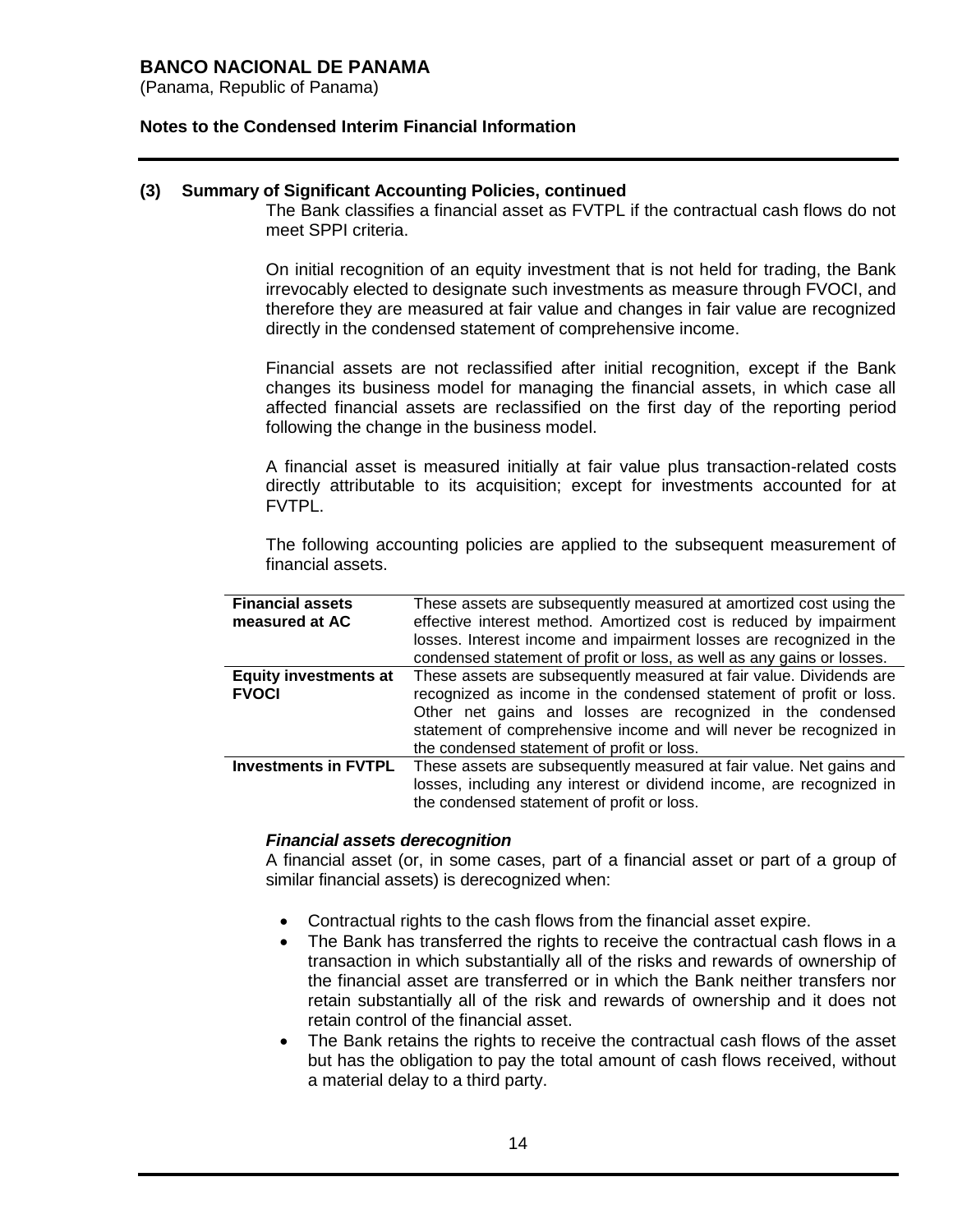### (3) Summary of Significant Accounting Policies, continued

The Bank classifies a financial asset as FVTPL if the contractual cash flows do not meet SPPI criteria.

On initial recognition of an equity investment that is not held for trading, the Bank irrevocably elected to designate such investments as measure through FVOCI, and therefore they are measured at fair value and changes in fair value are recognized directly in the condensed statement of comprehensive income.

Financial assets are not reclassified after initial recognition, except if the Bank changes its business model for managing the financial assets, in which case all affected financial assets are reclassified on the first day of the reporting period following the change in the business model.

A financial asset is measured initially at fair value plus transaction-related costs directly attributable to its acquisition; except for investments accounted for at FVTPL.

The following accounting policies are applied to the subsequent measurement of financial assets.

| | |
|---|---|
| **Financial assets measured at AC** | These assets are subsequently measured at amortized cost using the effective interest method. Amortized cost is reduced by impairment losses. Interest income and impairment losses are recognized in the condensed statement of profit or loss, as well as any gains or losses. |
| **Equity investments at FVOCI** | These assets are subsequently measured at fair value. Dividends are recognized as income in the condensed statement of profit or loss. Other net gains and losses are recognized in the condensed statement of comprehensive income and will never be recognized in the condensed statement of profit or loss. |
| **Investments in FVTPL** | These assets are subsequently measured at fair value. Net gains and losses, including any interest or dividend income, are recognized in the condensed statement of profit or loss. |

***Financial assets derecognition***

A financial asset (or, in some cases, part of a financial asset or part of a group of similar financial assets) is derecognized when:

- Contractual rights to the cash flows from the financial asset expire.
- The Bank has transferred the rights to receive the contractual cash flows in a transaction in which substantially all of the risks and rewards of ownership of the financial asset are transferred or in which the Bank neither transfers nor retain substantially all of the risk and rewards of ownership and it does not retain control of the financial asset.
- The Bank retains the rights to receive the contractual cash flows of the asset but has the obligation to pay the total amount of cash flows received, without a material delay to a third party.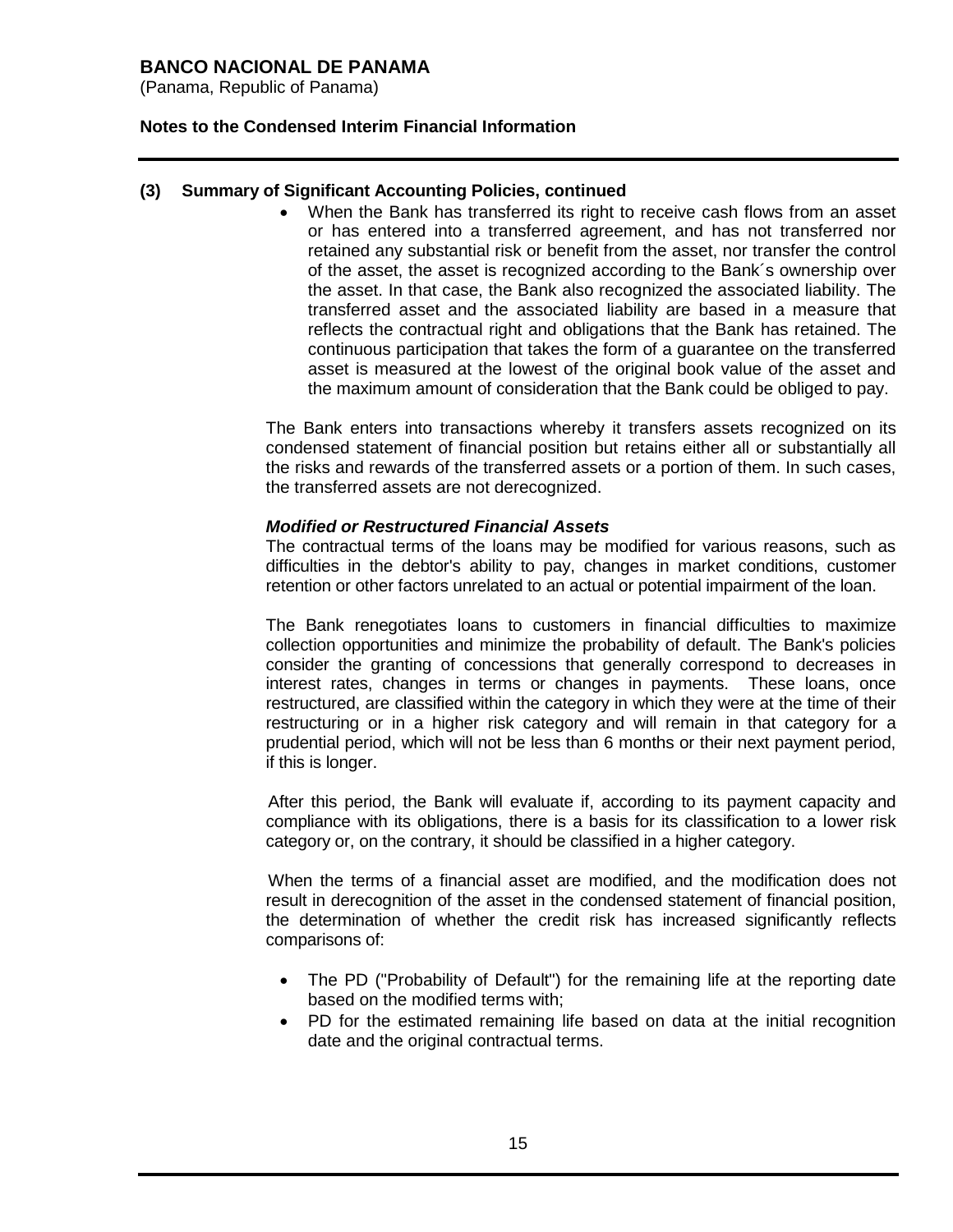## (3) Summary of Significant Accounting Policies, continued

- When the Bank has transferred its right to receive cash flows from an asset or has entered into a transferred agreement, and has not transferred nor retained any substantial risk or benefit from the asset, nor transfer the control of the asset, the asset is recognized according to the Bank´s ownership over the asset. In that case, the Bank also recognized the associated liability. The transferred asset and the associated liability are based in a measure that reflects the contractual right and obligations that the Bank has retained. The continuous participation that takes the form of a guarantee on the transferred asset is measured at the lowest of the original book value of the asset and the maximum amount of consideration that the Bank could be obliged to pay.

The Bank enters into transactions whereby it transfers assets recognized on its condensed statement of financial position but retains either all or substantially all the risks and rewards of the transferred assets or a portion of them. In such cases, the transferred assets are not derecognized.

***Modified or Restructured Financial Assets***

The contractual terms of the loans may be modified for various reasons, such as difficulties in the debtor's ability to pay, changes in market conditions, customer retention or other factors unrelated to an actual or potential impairment of the loan.

The Bank renegotiates loans to customers in financial difficulties to maximize collection opportunities and minimize the probability of default. The Bank's policies consider the granting of concessions that generally correspond to decreases in interest rates, changes in terms or changes in payments. These loans, once restructured, are classified within the category in which they were at the time of their restructuring or in a higher risk category and will remain in that category for a prudential period, which will not be less than 6 months or their next payment period, if this is longer.

After this period, the Bank will evaluate if, according to its payment capacity and compliance with its obligations, there is a basis for its classification to a lower risk category or, on the contrary, it should be classified in a higher category.

When the terms of a financial asset are modified, and the modification does not result in derecognition of the asset in the condensed statement of financial position, the determination of whether the credit risk has increased significantly reflects comparisons of:

- The PD ("Probability of Default") for the remaining life at the reporting date based on the modified terms with;
- PD for the estimated remaining life based on data at the initial recognition date and the original contractual terms.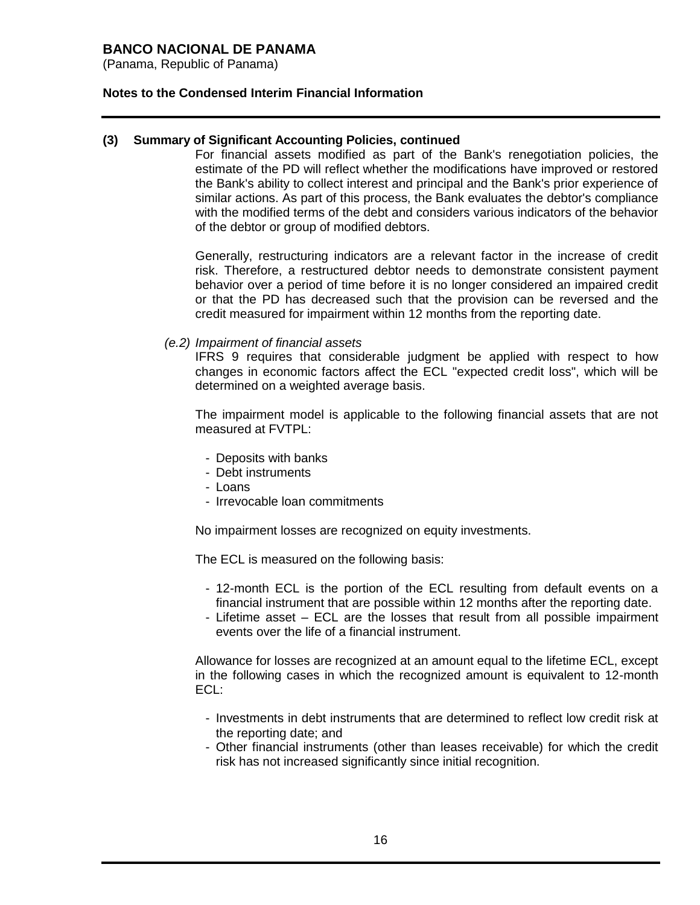### (3) Summary of Significant Accounting Policies, continued

For financial assets modified as part of the Bank's renegotiation policies, the estimate of the PD will reflect whether the modifications have improved or restored the Bank's ability to collect interest and principal and the Bank's prior experience of similar actions. As part of this process, the Bank evaluates the debtor's compliance with the modified terms of the debt and considers various indicators of the behavior of the debtor or group of modified debtors.

Generally, restructuring indicators are a relevant factor in the increase of credit risk. Therefore, a restructured debtor needs to demonstrate consistent payment behavior over a period of time before it is no longer considered an impaired credit or that the PD has decreased such that the provision can be reversed and the credit measured for impairment within 12 months from the reporting date.

*(e.2) Impairment of financial assets*

IFRS 9 requires that considerable judgment be applied with respect to how changes in economic factors affect the ECL "expected credit loss", which will be determined on a weighted average basis.

The impairment model is applicable to the following financial assets that are not measured at FVTPL:

- Deposits with banks
- Debt instruments
- Loans
- Irrevocable loan commitments

No impairment losses are recognized on equity investments.

The ECL is measured on the following basis:

- 12-month ECL is the portion of the ECL resulting from default events on a financial instrument that are possible within 12 months after the reporting date.
- Lifetime asset – ECL are the losses that result from all possible impairment events over the life of a financial instrument.

Allowance for losses are recognized at an amount equal to the lifetime ECL, except in the following cases in which the recognized amount is equivalent to 12-month ECL:

- Investments in debt instruments that are determined to reflect low credit risk at the reporting date; and
- Other financial instruments (other than leases receivable) for which the credit risk has not increased significantly since initial recognition.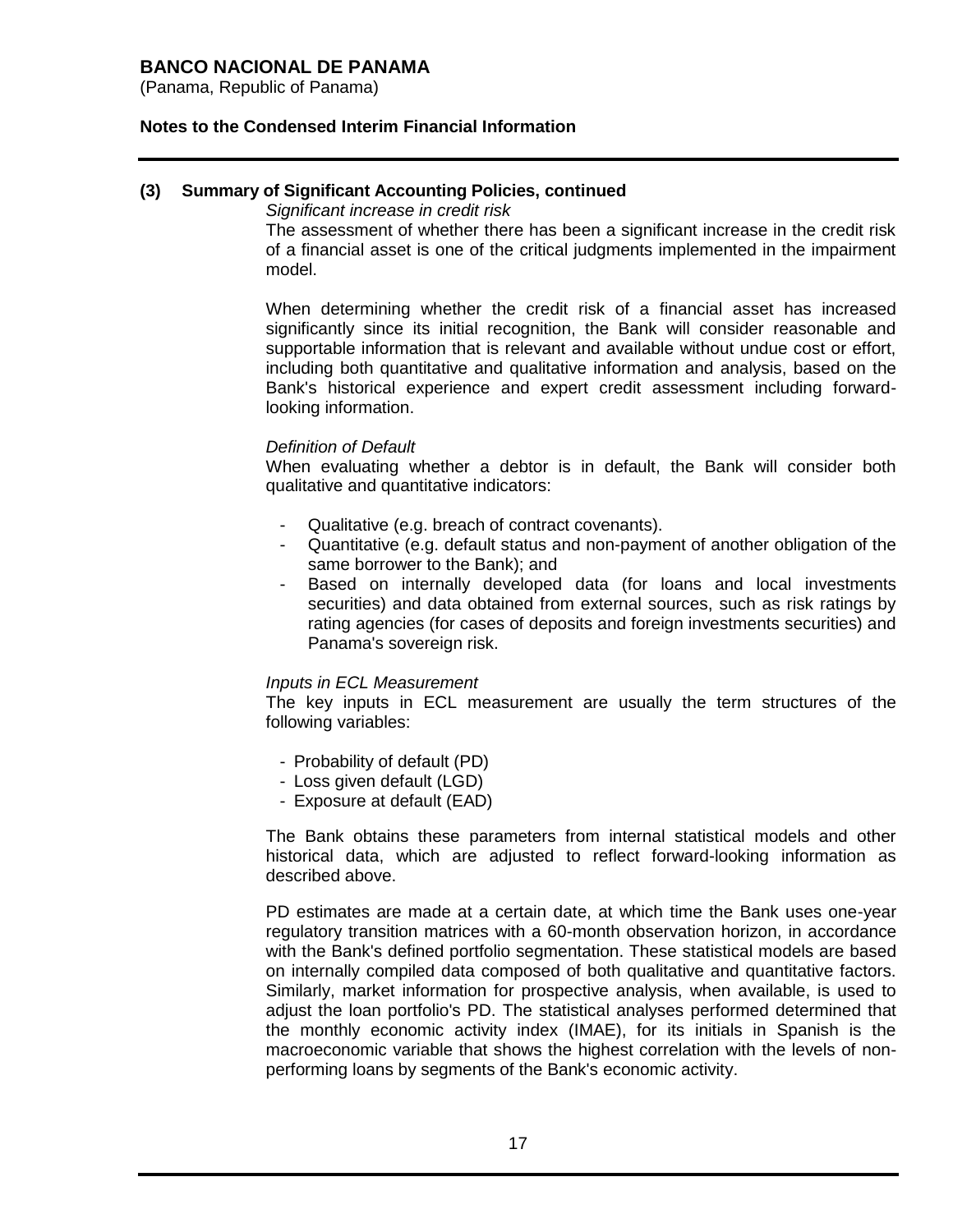## (3) Summary of Significant Accounting Policies, continued

*Significant increase in credit risk*

The assessment of whether there has been a significant increase in the credit risk of a financial asset is one of the critical judgments implemented in the impairment model.

When determining whether the credit risk of a financial asset has increased significantly since its initial recognition, the Bank will consider reasonable and supportable information that is relevant and available without undue cost or effort, including both quantitative and qualitative information and analysis, based on the Bank's historical experience and expert credit assessment including forward-looking information.

*Definition of Default*

When evaluating whether a debtor is in default, the Bank will consider both qualitative and quantitative indicators:

- Qualitative (e.g. breach of contract covenants).
- Quantitative (e.g. default status and non-payment of another obligation of the same borrower to the Bank); and
- Based on internally developed data (for loans and local investments securities) and data obtained from external sources, such as risk ratings by rating agencies (for cases of deposits and foreign investments securities) and Panama's sovereign risk.

*Inputs in ECL Measurement*

The key inputs in ECL measurement are usually the term structures of the following variables:

- Probability of default (PD)
- Loss given default (LGD)
- Exposure at default (EAD)

The Bank obtains these parameters from internal statistical models and other historical data, which are adjusted to reflect forward-looking information as described above.

PD estimates are made at a certain date, at which time the Bank uses one-year regulatory transition matrices with a 60-month observation horizon, in accordance with the Bank's defined portfolio segmentation. These statistical models are based on internally compiled data composed of both qualitative and quantitative factors. Similarly, market information for prospective analysis, when available, is used to adjust the loan portfolio's PD. The statistical analyses performed determined that the monthly economic activity index (IMAE), for its initials in Spanish is the macroeconomic variable that shows the highest correlation with the levels of non-performing loans by segments of the Bank's economic activity.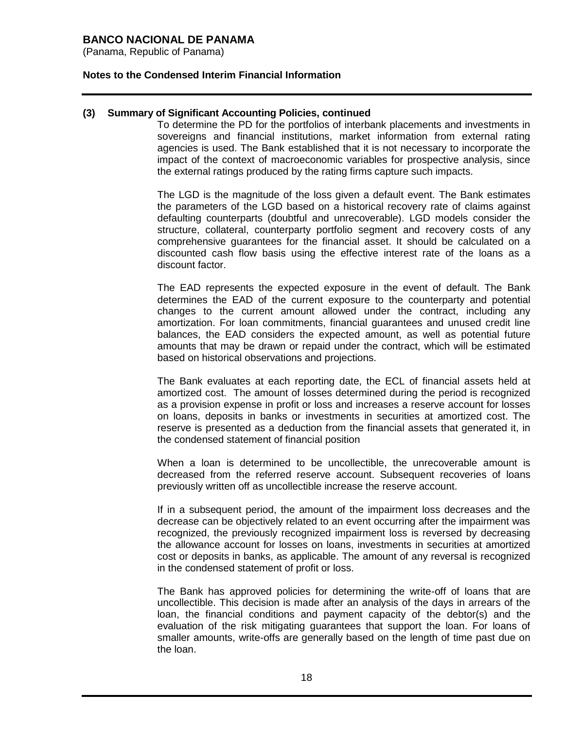### (3) Summary of Significant Accounting Policies, continued

To determine the PD for the portfolios of interbank placements and investments in sovereigns and financial institutions, market information from external rating agencies is used. The Bank established that it is not necessary to incorporate the impact of the context of macroeconomic variables for prospective analysis, since the external ratings produced by the rating firms capture such impacts.

The LGD is the magnitude of the loss given a default event. The Bank estimates the parameters of the LGD based on a historical recovery rate of claims against defaulting counterparts (doubtful and unrecoverable). LGD models consider the structure, collateral, counterparty portfolio segment and recovery costs of any comprehensive guarantees for the financial asset. It should be calculated on a discounted cash flow basis using the effective interest rate of the loans as a discount factor.

The EAD represents the expected exposure in the event of default. The Bank determines the EAD of the current exposure to the counterparty and potential changes to the current amount allowed under the contract, including any amortization. For loan commitments, financial guarantees and unused credit line balances, the EAD considers the expected amount, as well as potential future amounts that may be drawn or repaid under the contract, which will be estimated based on historical observations and projections.

The Bank evaluates at each reporting date, the ECL of financial assets held at amortized cost. The amount of losses determined during the period is recognized as a provision expense in profit or loss and increases a reserve account for losses on loans, deposits in banks or investments in securities at amortized cost. The reserve is presented as a deduction from the financial assets that generated it, in the condensed statement of financial position

When a loan is determined to be uncollectible, the unrecoverable amount is decreased from the referred reserve account. Subsequent recoveries of loans previously written off as uncollectible increase the reserve account.

If in a subsequent period, the amount of the impairment loss decreases and the decrease can be objectively related to an event occurring after the impairment was recognized, the previously recognized impairment loss is reversed by decreasing the allowance account for losses on loans, investments in securities at amortized cost or deposits in banks, as applicable. The amount of any reversal is recognized in the condensed statement of profit or loss.

The Bank has approved policies for determining the write-off of loans that are uncollectible. This decision is made after an analysis of the days in arrears of the loan, the financial conditions and payment capacity of the debtor(s) and the evaluation of the risk mitigating guarantees that support the loan. For loans of smaller amounts, write-offs are generally based on the length of time past due on the loan.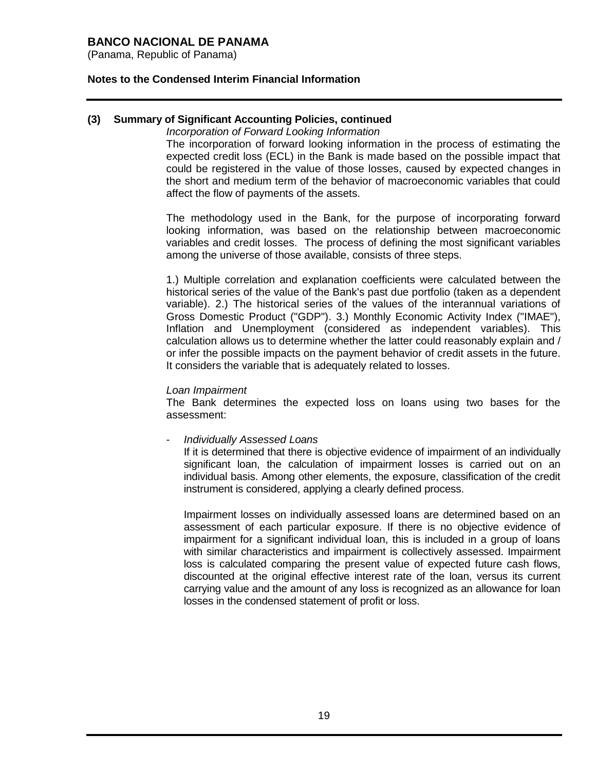## (3) Summary of Significant Accounting Policies, continued

*Incorporation of Forward Looking Information*

The incorporation of forward looking information in the process of estimating the expected credit loss (ECL) in the Bank is made based on the possible impact that could be registered in the value of those losses, caused by expected changes in the short and medium term of the behavior of macroeconomic variables that could affect the flow of payments of the assets.

The methodology used in the Bank, for the purpose of incorporating forward looking information, was based on the relationship between macroeconomic variables and credit losses. The process of defining the most significant variables among the universe of those available, consists of three steps.

1.) Multiple correlation and explanation coefficients were calculated between the historical series of the value of the Bank's past due portfolio (taken as a dependent variable). 2.) The historical series of the values of the interannual variations of Gross Domestic Product ("GDP"). 3.) Monthly Economic Activity Index ("IMAE"), Inflation and Unemployment (considered as independent variables). This calculation allows us to determine whether the latter could reasonably explain and / or infer the possible impacts on the payment behavior of credit assets in the future. It considers the variable that is adequately related to losses.

*Loan Impairment*

The Bank determines the expected loss on loans using two bases for the assessment:

- *Individually Assessed Loans*

  If it is determined that there is objective evidence of impairment of an individually significant loan, the calculation of impairment losses is carried out on an individual basis. Among other elements, the exposure, classification of the credit instrument is considered, applying a clearly defined process.

  Impairment losses on individually assessed loans are determined based on an assessment of each particular exposure. If there is no objective evidence of impairment for a significant individual loan, this is included in a group of loans with similar characteristics and impairment is collectively assessed. Impairment loss is calculated comparing the present value of expected future cash flows, discounted at the original effective interest rate of the loan, versus its current carrying value and the amount of any loss is recognized as an allowance for loan losses in the condensed statement of profit or loss.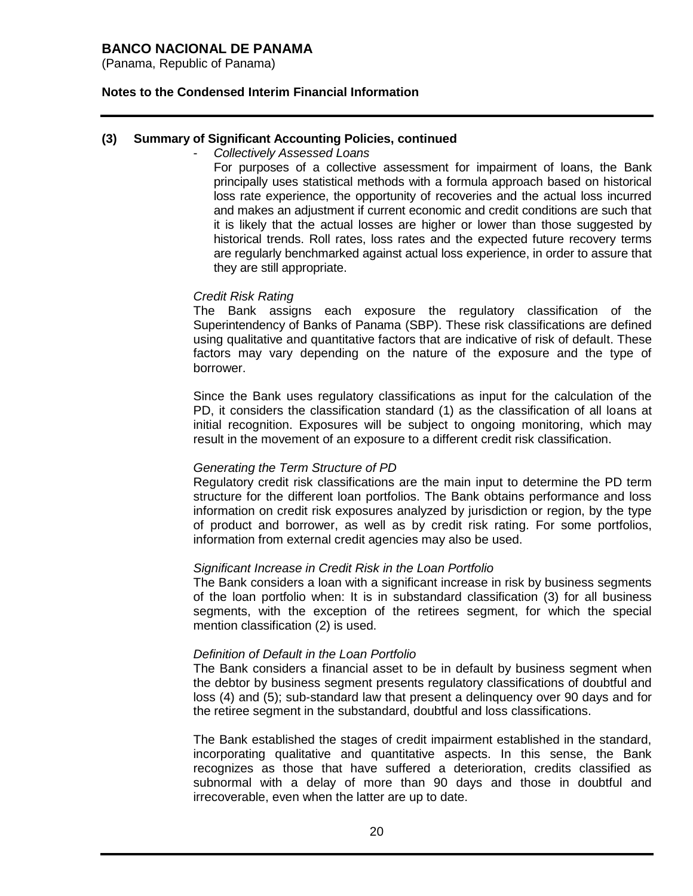## (3) Summary of Significant Accounting Policies, continued

- *Collectively Assessed Loans*

  For purposes of a collective assessment for impairment of loans, the Bank principally uses statistical methods with a formula approach based on historical loss rate experience, the opportunity of recoveries and the actual loss incurred and makes an adjustment if current economic and credit conditions are such that it is likely that the actual losses are higher or lower than those suggested by historical trends. Roll rates, loss rates and the expected future recovery terms are regularly benchmarked against actual loss experience, in order to assure that they are still appropriate.

*Credit Risk Rating*

The Bank assigns each exposure the regulatory classification of the Superintendency of Banks of Panama (SBP). These risk classifications are defined using qualitative and quantitative factors that are indicative of risk of default. These factors may vary depending on the nature of the exposure and the type of borrower.

Since the Bank uses regulatory classifications as input for the calculation of the PD, it considers the classification standard (1) as the classification of all loans at initial recognition. Exposures will be subject to ongoing monitoring, which may result in the movement of an exposure to a different credit risk classification.

*Generating the Term Structure of PD*

Regulatory credit risk classifications are the main input to determine the PD term structure for the different loan portfolios. The Bank obtains performance and loss information on credit risk exposures analyzed by jurisdiction or region, by the type of product and borrower, as well as by credit risk rating. For some portfolios, information from external credit agencies may also be used.

*Significant Increase in Credit Risk in the Loan Portfolio*

The Bank considers a loan with a significant increase in risk by business segments of the loan portfolio when: It is in substandard classification (3) for all business segments, with the exception of the retirees segment, for which the special mention classification (2) is used.

*Definition of Default in the Loan Portfolio*

The Bank considers a financial asset to be in default by business segment when the debtor by business segment presents regulatory classifications of doubtful and loss (4) and (5); sub-standard law that present a delinquency over 90 days and for the retiree segment in the substandard, doubtful and loss classifications.

The Bank established the stages of credit impairment established in the standard, incorporating qualitative and quantitative aspects. In this sense, the Bank recognizes as those that have suffered a deterioration, credits classified as subnormal with a delay of more than 90 days and those in doubtful and irrecoverable, even when the latter are up to date.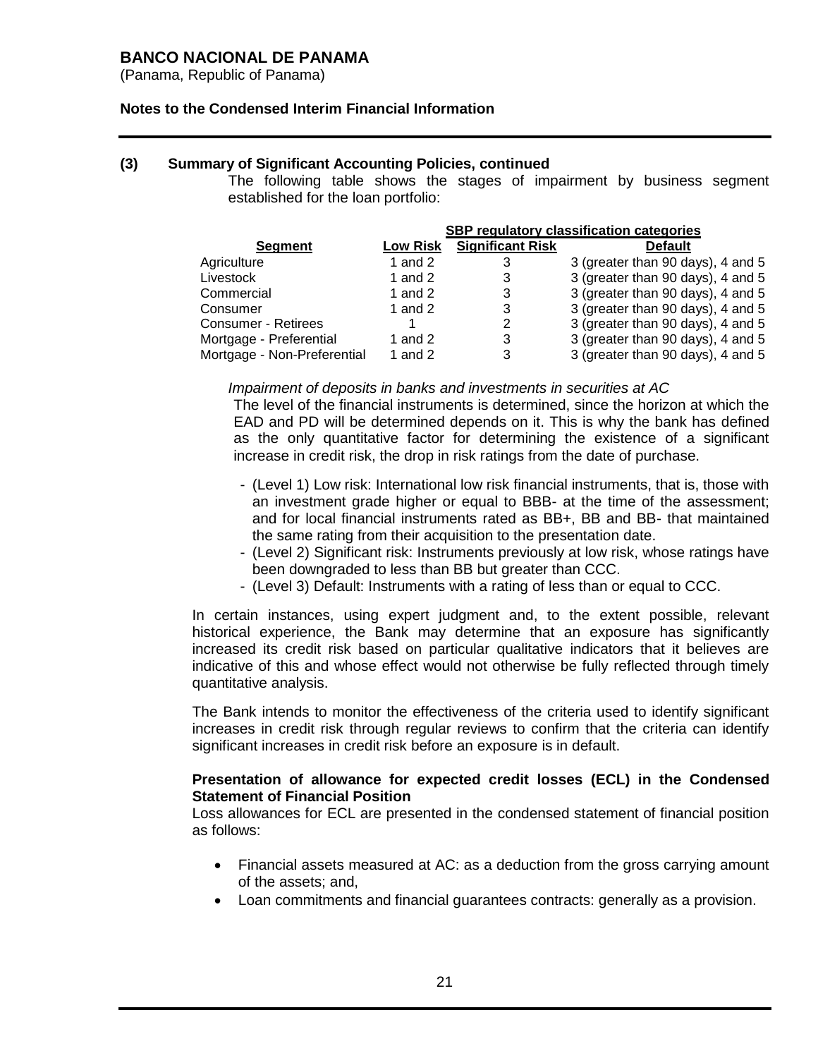**BANCO NACIONAL DE PANAMA**
(Panama, Republic of Panama)

**Notes to the Condensed Interim Financial Information**

**(3) Summary of Significant Accounting Policies, continued**

The following table shows the stages of impairment by business segment established for the loan portfolio:

| | SBP regulatory classification categories | | |
|---|---|---|---|
| **Segment** | **Low Risk** | **Significant Risk** | **Default** |
| Agriculture | 1 and 2 | 3 | 3 (greater than 90 days), 4 and 5 |
| Livestock | 1 and 2 | 3 | 3 (greater than 90 days), 4 and 5 |
| Commercial | 1 and 2 | 3 | 3 (greater than 90 days), 4 and 5 |
| Consumer | 1 and 2 | 3 | 3 (greater than 90 days), 4 and 5 |
| Consumer - Retirees | 1 | 2 | 3 (greater than 90 days), 4 and 5 |
| Mortgage - Preferential | 1 and 2 | 3 | 3 (greater than 90 days), 4 and 5 |
| Mortgage - Non-Preferential | 1 and 2 | 3 | 3 (greater than 90 days), 4 and 5 |

*Impairment of deposits in banks and investments in securities at AC*

The level of the financial instruments is determined, since the horizon at which the EAD and PD will be determined depends on it. This is why the bank has defined as the only quantitative factor for determining the existence of a significant increase in credit risk, the drop in risk ratings from the date of purchase.

- (Level 1) Low risk: International low risk financial instruments, that is, those with an investment grade higher or equal to BBB- at the time of the assessment; and for local financial instruments rated as BB+, BB and BB- that maintained the same rating from their acquisition to the presentation date.
- (Level 2) Significant risk: Instruments previously at low risk, whose ratings have been downgraded to less than BB but greater than CCC.
- (Level 3) Default: Instruments with a rating of less than or equal to CCC.

In certain instances, using expert judgment and, to the extent possible, relevant historical experience, the Bank may determine that an exposure has significantly increased its credit risk based on particular qualitative indicators that it believes are indicative of this and whose effect would not otherwise be fully reflected through timely quantitative analysis.

The Bank intends to monitor the effectiveness of the criteria used to identify significant increases in credit risk through regular reviews to confirm that the criteria can identify significant increases in credit risk before an exposure is in default.

**Presentation of allowance for expected credit losses (ECL) in the Condensed Statement of Financial Position**

Loss allowances for ECL are presented in the condensed statement of financial position as follows:

- Financial assets measured at AC: as a deduction from the gross carrying amount of the assets; and,
- Loan commitments and financial guarantees contracts: generally as a provision.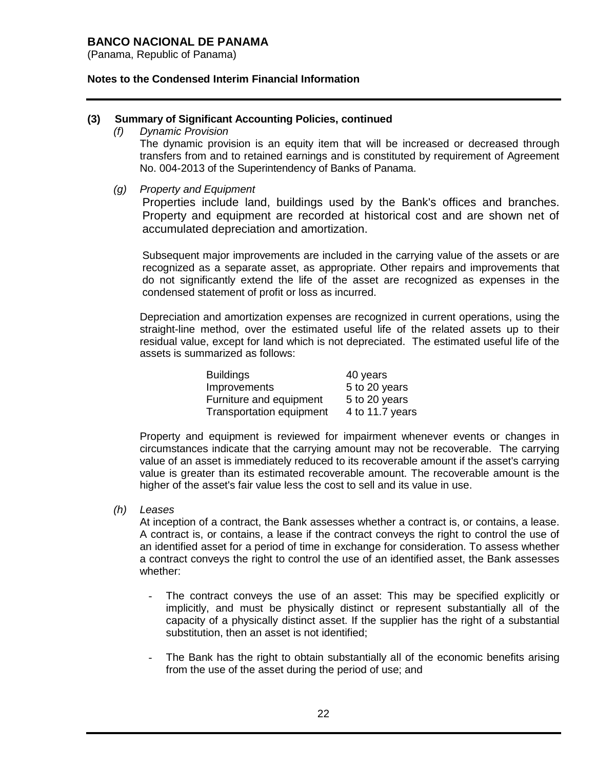**(3) Summary of Significant Accounting Policies, continued**

*(f) Dynamic Provision*

The dynamic provision is an equity item that will be increased or decreased through transfers from and to retained earnings and is constituted by requirement of Agreement No. 004-2013 of the Superintendency of Banks of Panama.

*(g) Property and Equipment*

Properties include land, buildings used by the Bank's offices and branches. Property and equipment are recorded at historical cost and are shown net of accumulated depreciation and amortization.

Subsequent major improvements are included in the carrying value of the assets or are recognized as a separate asset, as appropriate. Other repairs and improvements that do not significantly extend the life of the asset are recognized as expenses in the condensed statement of profit or loss as incurred.

Depreciation and amortization expenses are recognized in current operations, using the straight-line method, over the estimated useful life of the related assets up to their residual value, except for land which is not depreciated. The estimated useful life of the assets is summarized as follows:

| | |
|---|---|
| Buildings | 40 years |
| Improvements | 5 to 20 years |
| Furniture and equipment | 5 to 20 years |
| Transportation equipment | 4 to 11.7 years |

Property and equipment is reviewed for impairment whenever events or changes in circumstances indicate that the carrying amount may not be recoverable. The carrying value of an asset is immediately reduced to its recoverable amount if the asset's carrying value is greater than its estimated recoverable amount. The recoverable amount is the higher of the asset's fair value less the cost to sell and its value in use.

*(h) Leases*

At inception of a contract, the Bank assesses whether a contract is, or contains, a lease. A contract is, or contains, a lease if the contract conveys the right to control the use of an identified asset for a period of time in exchange for consideration. To assess whether a contract conveys the right to control the use of an identified asset, the Bank assesses whether:

- The contract conveys the use of an asset: This may be specified explicitly or implicitly, and must be physically distinct or represent substantially all of the capacity of a physically distinct asset. If the supplier has the right of a substantial substitution, then an asset is not identified;

- The Bank has the right to obtain substantially all of the economic benefits arising from the use of the asset during the period of use; and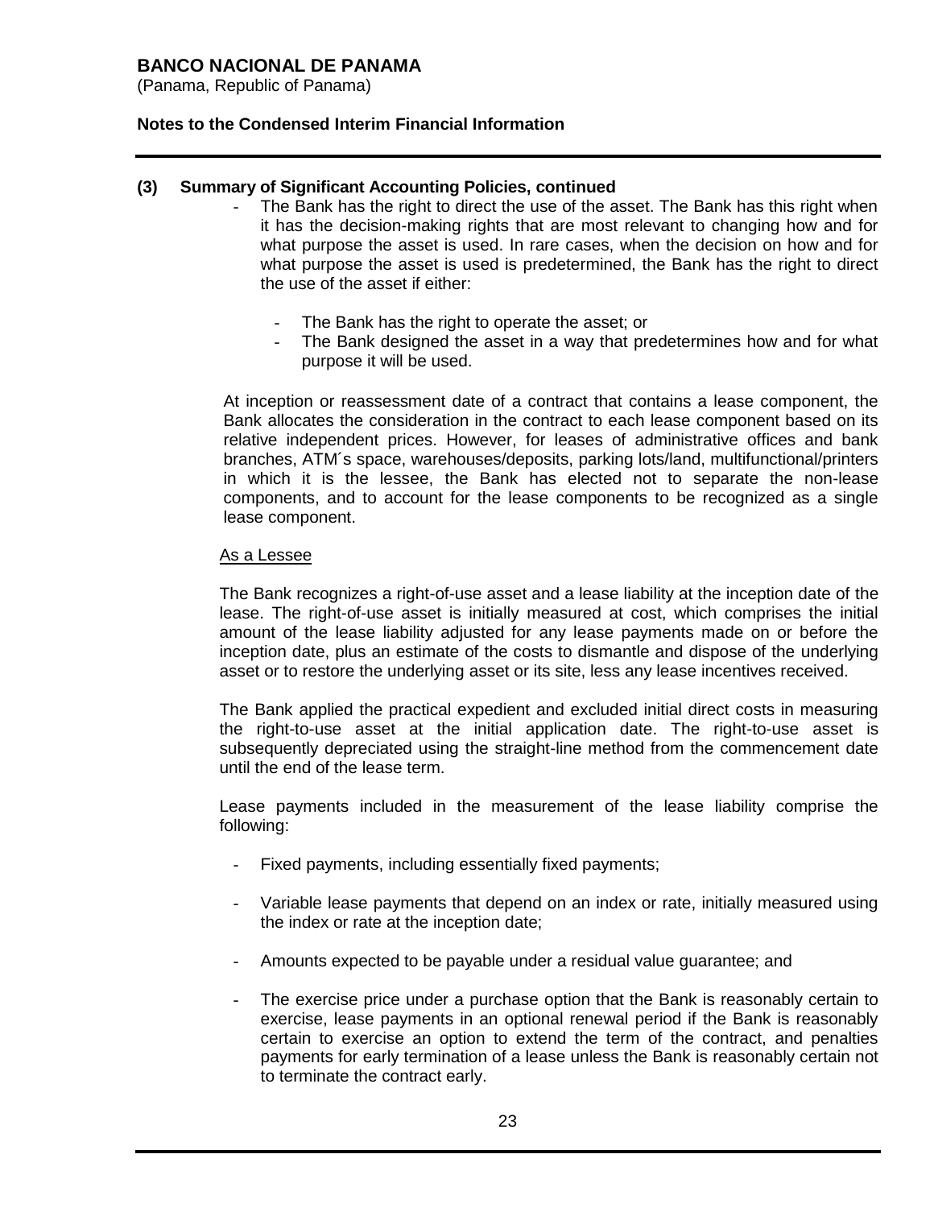## (3) Summary of Significant Accounting Policies, continued

- The Bank has the right to direct the use of the asset. The Bank has this right when it has the decision-making rights that are most relevant to changing how and for what purpose the asset is used. In rare cases, when the decision on how and for what purpose the asset is used is predetermined, the Bank has the right to direct the use of the asset if either:

  - The Bank has the right to operate the asset; or
  - The Bank designed the asset in a way that predetermines how and for what purpose it will be used.

At inception or reassessment date of a contract that contains a lease component, the Bank allocates the consideration in the contract to each lease component based on its relative independent prices. However, for leases of administrative offices and bank branches, ATM´s space, warehouses/deposits, parking lots/land, multifunctional/printers in which it is the lessee, the Bank has elected not to separate the non-lease components, and to account for the lease components to be recognized as a single lease component.

<u>As a Lessee</u>

The Bank recognizes a right-of-use asset and a lease liability at the inception date of the lease. The right-of-use asset is initially measured at cost, which comprises the initial amount of the lease liability adjusted for any lease payments made on or before the inception date, plus an estimate of the costs to dismantle and dispose of the underlying asset or to restore the underlying asset or its site, less any lease incentives received.

The Bank applied the practical expedient and excluded initial direct costs in measuring the right-to-use asset at the initial application date. The right-to-use asset is subsequently depreciated using the straight-line method from the commencement date until the end of the lease term.

Lease payments included in the measurement of the lease liability comprise the following:

- Fixed payments, including essentially fixed payments;

- Variable lease payments that depend on an index or rate, initially measured using the index or rate at the inception date;

- Amounts expected to be payable under a residual value guarantee; and

- The exercise price under a purchase option that the Bank is reasonably certain to exercise, lease payments in an optional renewal period if the Bank is reasonably certain to exercise an option to extend the term of the contract, and penalties payments for early termination of a lease unless the Bank is reasonably certain not to terminate the contract early.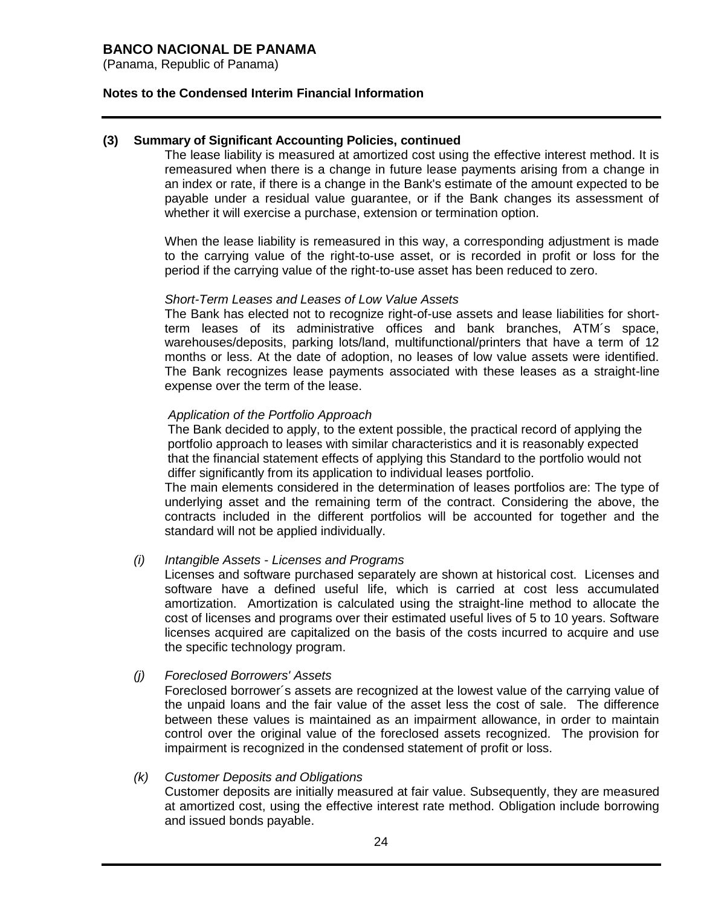## (3) Summary of Significant Accounting Policies, continued

The lease liability is measured at amortized cost using the effective interest method. It is remeasured when there is a change in future lease payments arising from a change in an index or rate, if there is a change in the Bank's estimate of the amount expected to be payable under a residual value guarantee, or if the Bank changes its assessment of whether it will exercise a purchase, extension or termination option.

When the lease liability is remeasured in this way, a corresponding adjustment is made to the carrying value of the right-to-use asset, or is recorded in profit or loss for the period if the carrying value of the right-to-use asset has been reduced to zero.

*Short-Term Leases and Leases of Low Value Assets*

The Bank has elected not to recognize right-of-use assets and lease liabilities for short-term leases of its administrative offices and bank branches, ATM´s space, warehouses/deposits, parking lots/land, multifunctional/printers that have a term of 12 months or less. At the date of adoption, no leases of low value assets were identified. The Bank recognizes lease payments associated with these leases as a straight-line expense over the term of the lease.

*Application of the Portfolio Approach*

The Bank decided to apply, to the extent possible, the practical record of applying the portfolio approach to leases with similar characteristics and it is reasonably expected that the financial statement effects of applying this Standard to the portfolio would not differ significantly from its application to individual leases portfolio.

The main elements considered in the determination of leases portfolios are: The type of underlying asset and the remaining term of the contract. Considering the above, the contracts included in the different portfolios will be accounted for together and the standard will not be applied individually.

*(i) Intangible Assets - Licenses and Programs*

Licenses and software purchased separately are shown at historical cost. Licenses and software have a defined useful life, which is carried at cost less accumulated amortization. Amortization is calculated using the straight-line method to allocate the cost of licenses and programs over their estimated useful lives of 5 to 10 years. Software licenses acquired are capitalized on the basis of the costs incurred to acquire and use the specific technology program.

*(j) Foreclosed Borrowers' Assets*

Foreclosed borrower´s assets are recognized at the lowest value of the carrying value of the unpaid loans and the fair value of the asset less the cost of sale. The difference between these values is maintained as an impairment allowance, in order to maintain control over the original value of the foreclosed assets recognized. The provision for impairment is recognized in the condensed statement of profit or loss.

*(k) Customer Deposits and Obligations*

Customer deposits are initially measured at fair value. Subsequently, they are measured at amortized cost, using the effective interest rate method. Obligation include borrowing and issued bonds payable.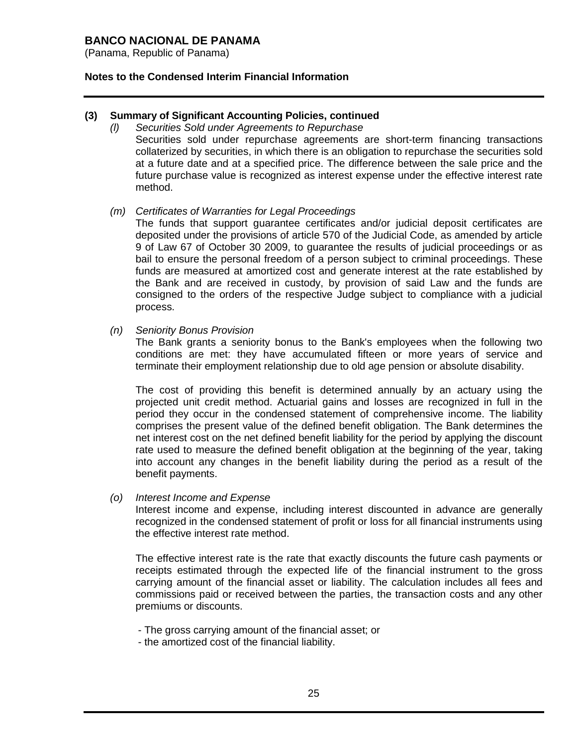## (3) Summary of Significant Accounting Policies, continued

*(l) Securities Sold under Agreements to Repurchase*

Securities sold under repurchase agreements are short-term financing transactions collaterized by securities, in which there is an obligation to repurchase the securities sold at a future date and at a specified price. The difference between the sale price and the future purchase value is recognized as interest expense under the effective interest rate method.

*(m) Certificates of Warranties for Legal Proceedings*

The funds that support guarantee certificates and/or judicial deposit certificates are deposited under the provisions of article 570 of the Judicial Code, as amended by article 9 of Law 67 of October 30 2009, to guarantee the results of judicial proceedings or as bail to ensure the personal freedom of a person subject to criminal proceedings. These funds are measured at amortized cost and generate interest at the rate established by the Bank and are received in custody, by provision of said Law and the funds are consigned to the orders of the respective Judge subject to compliance with a judicial process.

*(n) Seniority Bonus Provision*

The Bank grants a seniority bonus to the Bank's employees when the following two conditions are met: they have accumulated fifteen or more years of service and terminate their employment relationship due to old age pension or absolute disability.

The cost of providing this benefit is determined annually by an actuary using the projected unit credit method. Actuarial gains and losses are recognized in full in the period they occur in the condensed statement of comprehensive income. The liability comprises the present value of the defined benefit obligation. The Bank determines the net interest cost on the net defined benefit liability for the period by applying the discount rate used to measure the defined benefit obligation at the beginning of the year, taking into account any changes in the benefit liability during the period as a result of the benefit payments.

*(o) Interest Income and Expense*

Interest income and expense, including interest discounted in advance are generally recognized in the condensed statement of profit or loss for all financial instruments using the effective interest rate method.

The effective interest rate is the rate that exactly discounts the future cash payments or receipts estimated through the expected life of the financial instrument to the gross carrying amount of the financial asset or liability. The calculation includes all fees and commissions paid or received between the parties, the transaction costs and any other premiums or discounts.

- The gross carrying amount of the financial asset; or
- the amortized cost of the financial liability.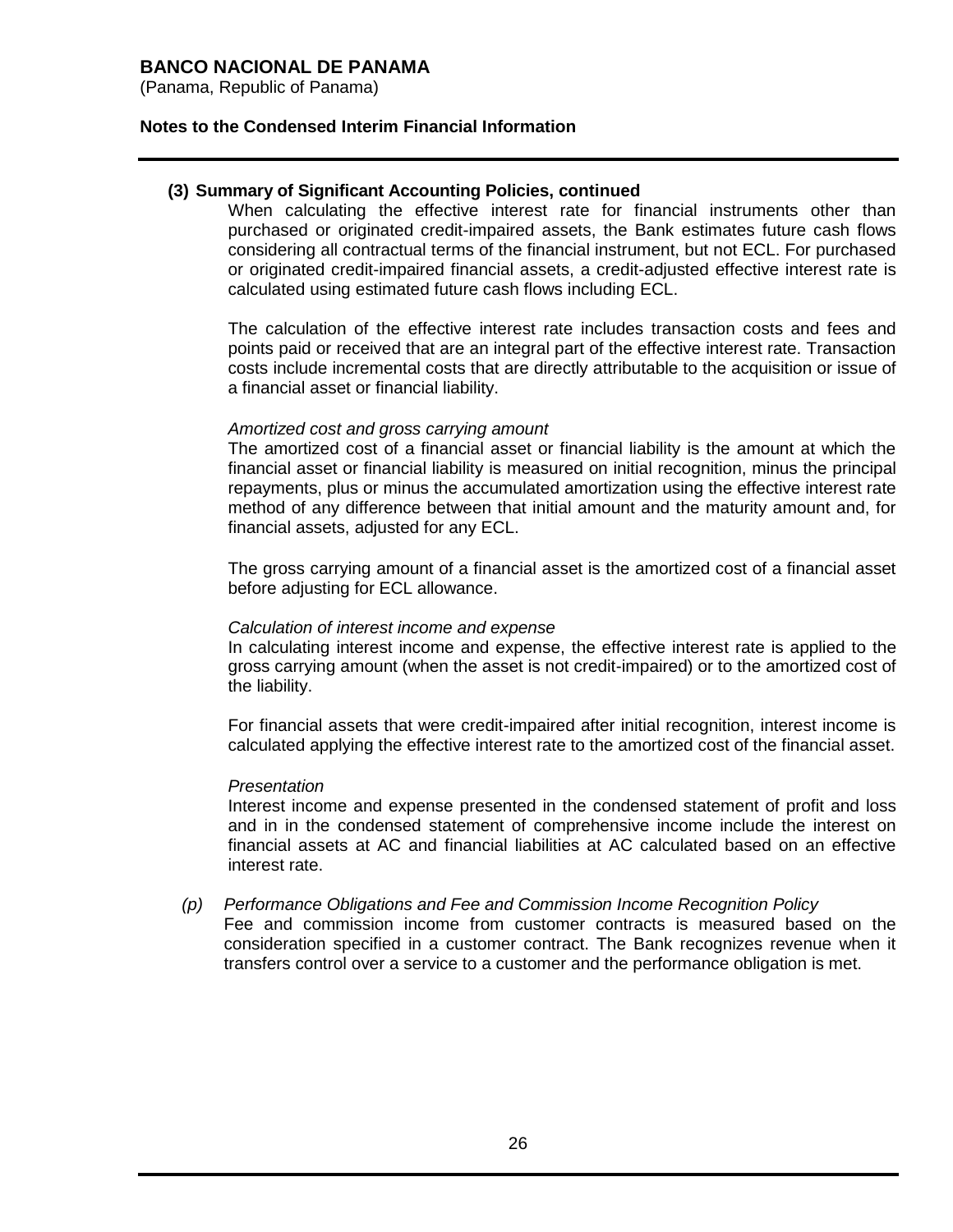## (3) Summary of Significant Accounting Policies, continued

When calculating the effective interest rate for financial instruments other than purchased or originated credit-impaired assets, the Bank estimates future cash flows considering all contractual terms of the financial instrument, but not ECL. For purchased or originated credit-impaired financial assets, a credit-adjusted effective interest rate is calculated using estimated future cash flows including ECL.

The calculation of the effective interest rate includes transaction costs and fees and points paid or received that are an integral part of the effective interest rate. Transaction costs include incremental costs that are directly attributable to the acquisition or issue of a financial asset or financial liability.

*Amortized cost and gross carrying amount*

The amortized cost of a financial asset or financial liability is the amount at which the financial asset or financial liability is measured on initial recognition, minus the principal repayments, plus or minus the accumulated amortization using the effective interest rate method of any difference between that initial amount and the maturity amount and, for financial assets, adjusted for any ECL.

The gross carrying amount of a financial asset is the amortized cost of a financial asset before adjusting for ECL allowance.

*Calculation of interest income and expense*

In calculating interest income and expense, the effective interest rate is applied to the gross carrying amount (when the asset is not credit-impaired) or to the amortized cost of the liability.

For financial assets that were credit-impaired after initial recognition, interest income is calculated applying the effective interest rate to the amortized cost of the financial asset.

*Presentation*

Interest income and expense presented in the condensed statement of profit and loss and in in the condensed statement of comprehensive income include the interest on financial assets at AC and financial liabilities at AC calculated based on an effective interest rate.

*(p) Performance Obligations and Fee and Commission Income Recognition Policy*

Fee and commission income from customer contracts is measured based on the consideration specified in a customer contract. The Bank recognizes revenue when it transfers control over a service to a customer and the performance obligation is met.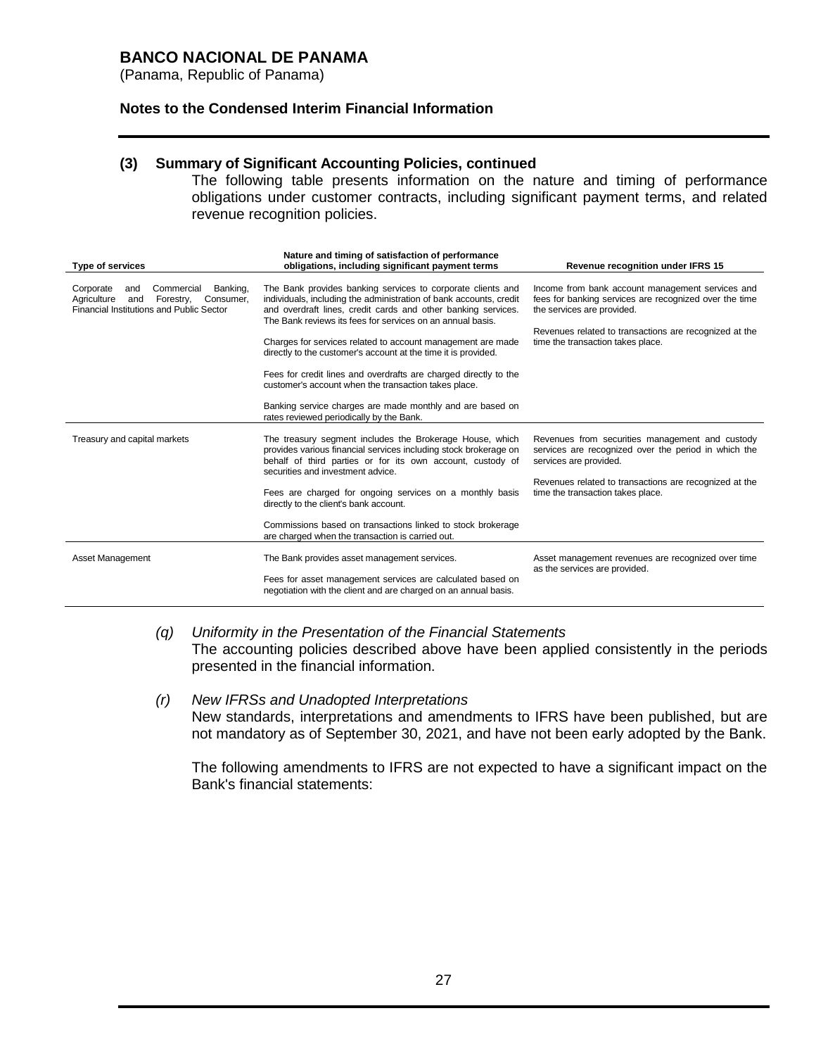**BANCO NACIONAL DE PANAMA**
(Panama, Republic of Panama)

**Notes to the Condensed Interim Financial Information**

**(3) Summary of Significant Accounting Policies, continued**

The following table presents information on the nature and timing of performance obligations under customer contracts, including significant payment terms, and related revenue recognition policies.

| Type of services | Nature and timing of satisfaction of performance obligations, including significant payment terms | Revenue recognition under IFRS 15 |
|---|---|---|
| Corporate and Commercial Banking, Agriculture and Forestry, Consumer, Financial Institutions and Public Sector | The Bank provides banking services to corporate clients and individuals, including the administration of bank accounts, credit and overdraft lines, credit cards and other banking services. The Bank reviews its fees for services on an annual basis.<br><br>Charges for services related to account management are made directly to the customer's account at the time it is provided.<br><br>Fees for credit lines and overdrafts are charged directly to the customer's account when the transaction takes place.<br><br>Banking service charges are made monthly and are based on rates reviewed periodically by the Bank. | Income from bank account management services and fees for banking services are recognized over the time the services are provided.<br><br>Revenues related to transactions are recognized at the time the transaction takes place. |
| Treasury and capital markets | The treasury segment includes the Brokerage House, which provides various financial services including stock brokerage on behalf of third parties or for its own account, custody of securities and investment advice.<br><br>Fees are charged for ongoing services on a monthly basis directly to the client's bank account.<br><br>Commissions based on transactions linked to stock brokerage are charged when the transaction is carried out. | Revenues from securities management and custody services are recognized over the period in which the services are provided.<br><br>Revenues related to transactions are recognized at the time the transaction takes place. |
| Asset Management | The Bank provides asset management services.<br><br>Fees for asset management services are calculated based on negotiation with the client and are charged on an annual basis. | Asset management revenues are recognized over time as the services are provided. |

*(q) Uniformity in the Presentation of the Financial Statements*

The accounting policies described above have been applied consistently in the periods presented in the financial information.

*(r) New IFRSs and Unadopted Interpretations*

New standards, interpretations and amendments to IFRS have been published, but are not mandatory as of September 30, 2021, and have not been early adopted by the Bank.

The following amendments to IFRS are not expected to have a significant impact on the Bank's financial statements: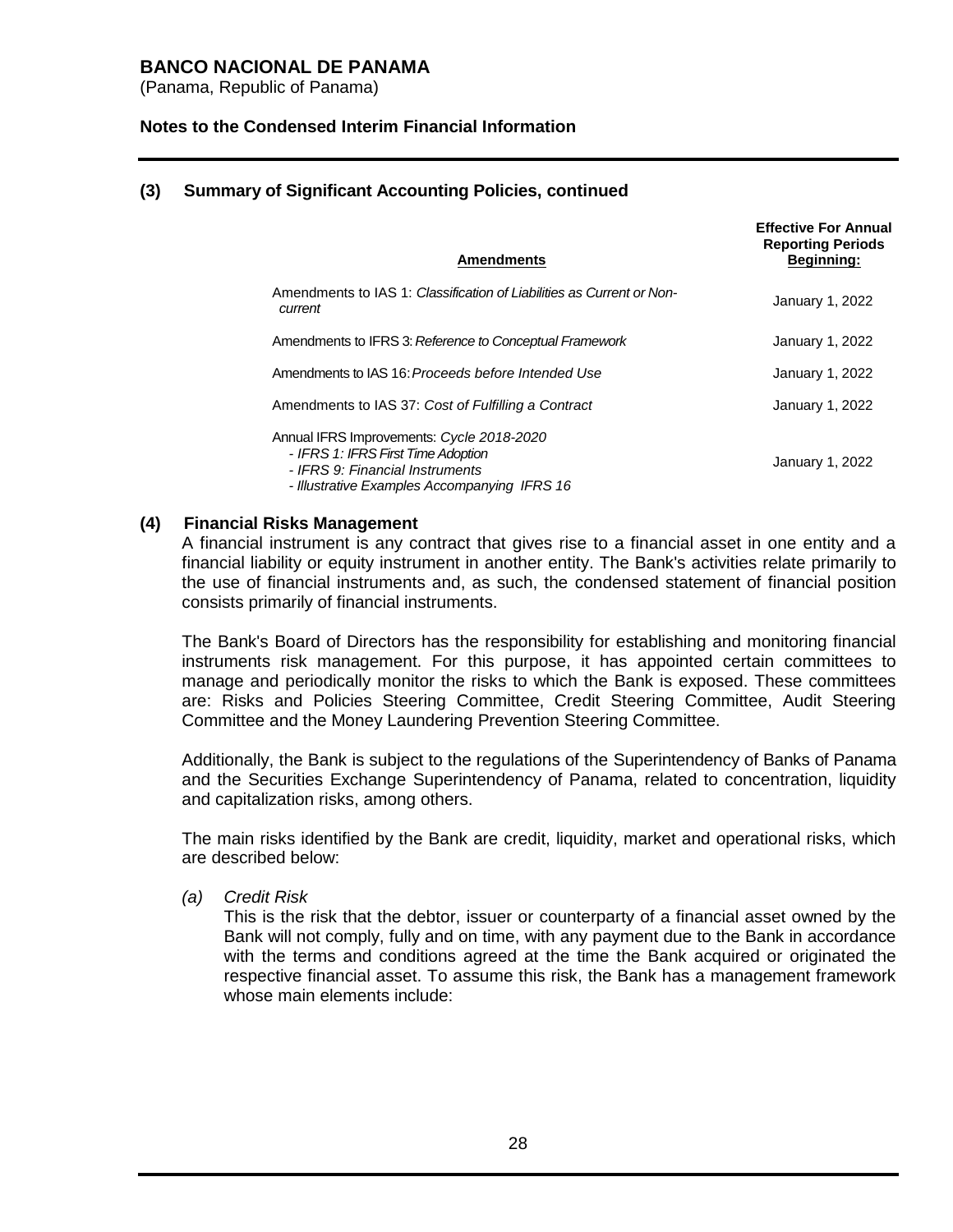## (3) Summary of Significant Accounting Policies, continued

| **Amendments** | **Effective For Annual Reporting Periods Beginning:** |
|---|---|
| Amendments to IAS 1: *Classification of Liabilities as Current or Non-current* | January 1, 2022 |
| Amendments to IFRS 3: *Reference to Conceptual Framework* | January 1, 2022 |
| Amendments to IAS 16: *Proceeds before Intended Use* | January 1, 2022 |
| Amendments to IAS 37: *Cost of Fulfilling a Contract* | January 1, 2022 |
| Annual IFRS Improvements: *Cycle 2018-2020*<br>*- IFRS 1: IFRS First Time Adoption*<br>*- IFRS 9: Financial Instruments*<br>*- Illustrative Examples Accompanying IFRS 16* | January 1, 2022 |

## (4) Financial Risks Management

A financial instrument is any contract that gives rise to a financial asset in one entity and a financial liability or equity instrument in another entity. The Bank's activities relate primarily to the use of financial instruments and, as such, the condensed statement of financial position consists primarily of financial instruments.

The Bank's Board of Directors has the responsibility for establishing and monitoring financial instruments risk management. For this purpose, it has appointed certain committees to manage and periodically monitor the risks to which the Bank is exposed. These committees are: Risks and Policies Steering Committee, Credit Steering Committee, Audit Steering Committee and the Money Laundering Prevention Steering Committee.

Additionally, the Bank is subject to the regulations of the Superintendency of Banks of Panama and the Securities Exchange Superintendency of Panama, related to concentration, liquidity and capitalization risks, among others.

The main risks identified by the Bank are credit, liquidity, market and operational risks, which are described below:

*(a) Credit Risk*

This is the risk that the debtor, issuer or counterparty of a financial asset owned by the Bank will not comply, fully and on time, with any payment due to the Bank in accordance with the terms and conditions agreed at the time the Bank acquired or originated the respective financial asset. To assume this risk, the Bank has a management framework whose main elements include: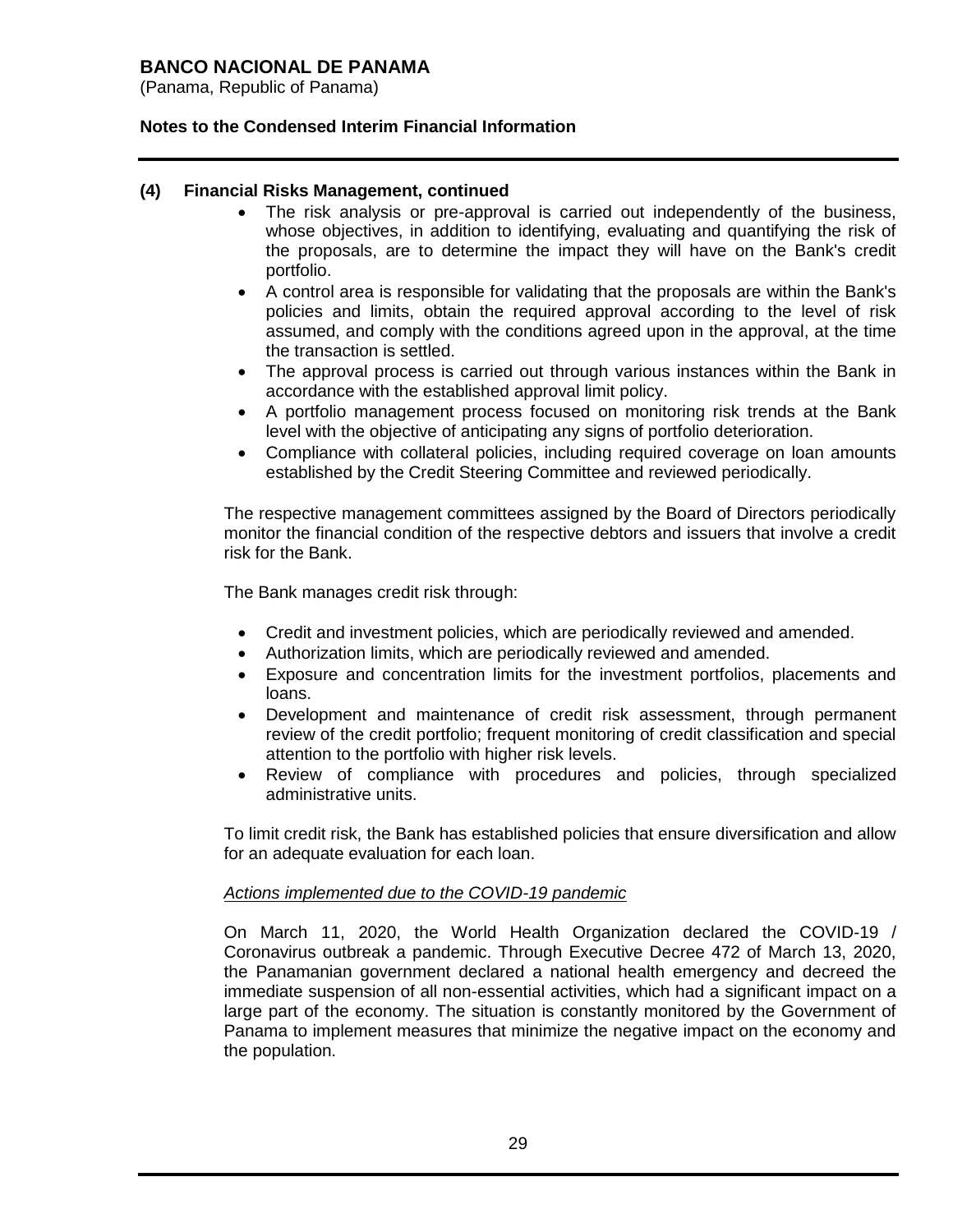## (4) Financial Risks Management, continued

- The risk analysis or pre-approval is carried out independently of the business, whose objectives, in addition to identifying, evaluating and quantifying the risk of the proposals, are to determine the impact they will have on the Bank's credit portfolio.
- A control area is responsible for validating that the proposals are within the Bank's policies and limits, obtain the required approval according to the level of risk assumed, and comply with the conditions agreed upon in the approval, at the time the transaction is settled.
- The approval process is carried out through various instances within the Bank in accordance with the established approval limit policy.
- A portfolio management process focused on monitoring risk trends at the Bank level with the objective of anticipating any signs of portfolio deterioration.
- Compliance with collateral policies, including required coverage on loan amounts established by the Credit Steering Committee and reviewed periodically.

The respective management committees assigned by the Board of Directors periodically monitor the financial condition of the respective debtors and issuers that involve a credit risk for the Bank.

The Bank manages credit risk through:

- Credit and investment policies, which are periodically reviewed and amended.
- Authorization limits, which are periodically reviewed and amended.
- Exposure and concentration limits for the investment portfolios, placements and loans.
- Development and maintenance of credit risk assessment, through permanent review of the credit portfolio; frequent monitoring of credit classification and special attention to the portfolio with higher risk levels.
- Review of compliance with procedures and policies, through specialized administrative units.

To limit credit risk, the Bank has established policies that ensure diversification and allow for an adequate evaluation for each loan.

*Actions implemented due to the COVID-19 pandemic*

On March 11, 2020, the World Health Organization declared the COVID-19 / Coronavirus outbreak a pandemic. Through Executive Decree 472 of March 13, 2020, the Panamanian government declared a national health emergency and decreed the immediate suspension of all non-essential activities, which had a significant impact on a large part of the economy. The situation is constantly monitored by the Government of Panama to implement measures that minimize the negative impact on the economy and the population.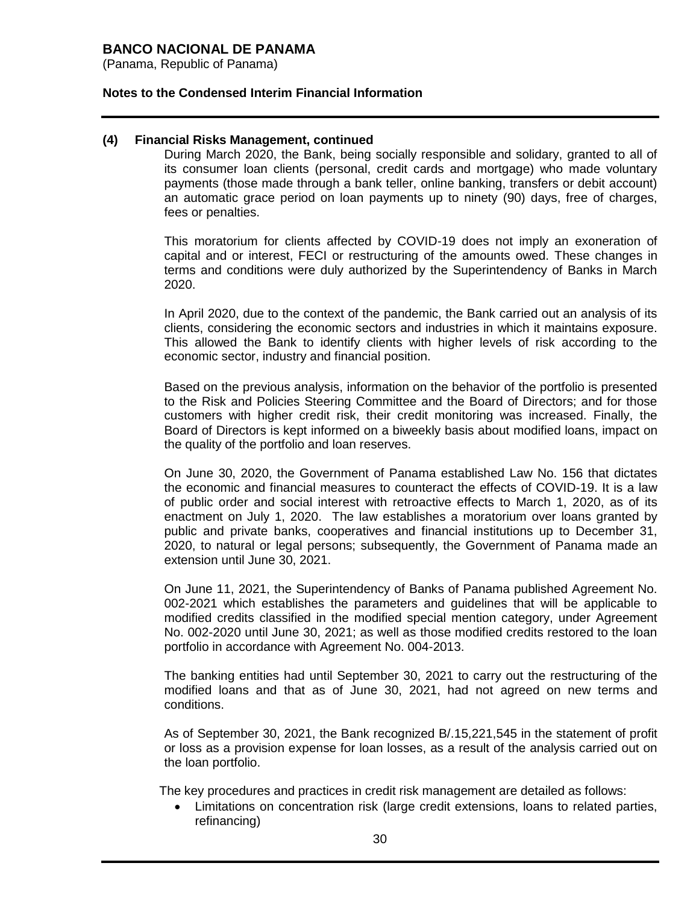## (4) Financial Risks Management, continued

During March 2020, the Bank, being socially responsible and solidary, granted to all of its consumer loan clients (personal, credit cards and mortgage) who made voluntary payments (those made through a bank teller, online banking, transfers or debit account) an automatic grace period on loan payments up to ninety (90) days, free of charges, fees or penalties.

This moratorium for clients affected by COVID-19 does not imply an exoneration of capital and or interest, FECI or restructuring of the amounts owed. These changes in terms and conditions were duly authorized by the Superintendency of Banks in March 2020.

In April 2020, due to the context of the pandemic, the Bank carried out an analysis of its clients, considering the economic sectors and industries in which it maintains exposure. This allowed the Bank to identify clients with higher levels of risk according to the economic sector, industry and financial position.

Based on the previous analysis, information on the behavior of the portfolio is presented to the Risk and Policies Steering Committee and the Board of Directors; and for those customers with higher credit risk, their credit monitoring was increased. Finally, the Board of Directors is kept informed on a biweekly basis about modified loans, impact on the quality of the portfolio and loan reserves.

On June 30, 2020, the Government of Panama established Law No. 156 that dictates the economic and financial measures to counteract the effects of COVID-19. It is a law of public order and social interest with retroactive effects to March 1, 2020, as of its enactment on July 1, 2020. The law establishes a moratorium over loans granted by public and private banks, cooperatives and financial institutions up to December 31, 2020, to natural or legal persons; subsequently, the Government of Panama made an extension until June 30, 2021.

On June 11, 2021, the Superintendency of Banks of Panama published Agreement No. 002-2021 which establishes the parameters and guidelines that will be applicable to modified credits classified in the modified special mention category, under Agreement No. 002-2020 until June 30, 2021; as well as those modified credits restored to the loan portfolio in accordance with Agreement No. 004-2013.

The banking entities had until September 30, 2021 to carry out the restructuring of the modified loans and that as of June 30, 2021, had not agreed on new terms and conditions.

As of September 30, 2021, the Bank recognized B/.15,221,545 in the statement of profit or loss as a provision expense for loan losses, as a result of the analysis carried out on the loan portfolio.

The key procedures and practices in credit risk management are detailed as follows:

- Limitations on concentration risk (large credit extensions, loans to related parties, refinancing)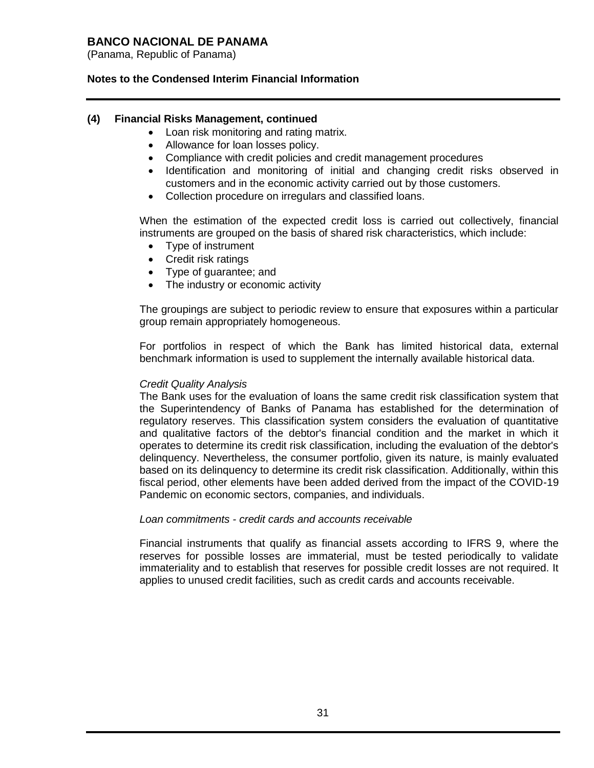## (4) Financial Risks Management, continued

- Loan risk monitoring and rating matrix.
- Allowance for loan losses policy.
- Compliance with credit policies and credit management procedures
- Identification and monitoring of initial and changing credit risks observed in customers and in the economic activity carried out by those customers.
- Collection procedure on irregulars and classified loans.

When the estimation of the expected credit loss is carried out collectively, financial instruments are grouped on the basis of shared risk characteristics, which include:

- Type of instrument
- Credit risk ratings
- Type of guarantee; and
- The industry or economic activity

The groupings are subject to periodic review to ensure that exposures within a particular group remain appropriately homogeneous.

For portfolios in respect of which the Bank has limited historical data, external benchmark information is used to supplement the internally available historical data.

*Credit Quality Analysis*

The Bank uses for the evaluation of loans the same credit risk classification system that the Superintendency of Banks of Panama has established for the determination of regulatory reserves. This classification system considers the evaluation of quantitative and qualitative factors of the debtor's financial condition and the market in which it operates to determine its credit risk classification, including the evaluation of the debtor's delinquency. Nevertheless, the consumer portfolio, given its nature, is mainly evaluated based on its delinquency to determine its credit risk classification. Additionally, within this fiscal period, other elements have been added derived from the impact of the COVID-19 Pandemic on economic sectors, companies, and individuals.

*Loan commitments - credit cards and accounts receivable*

Financial instruments that qualify as financial assets according to IFRS 9, where the reserves for possible losses are immaterial, must be tested periodically to validate immateriality and to establish that reserves for possible credit losses are not required. It applies to unused credit facilities, such as credit cards and accounts receivable.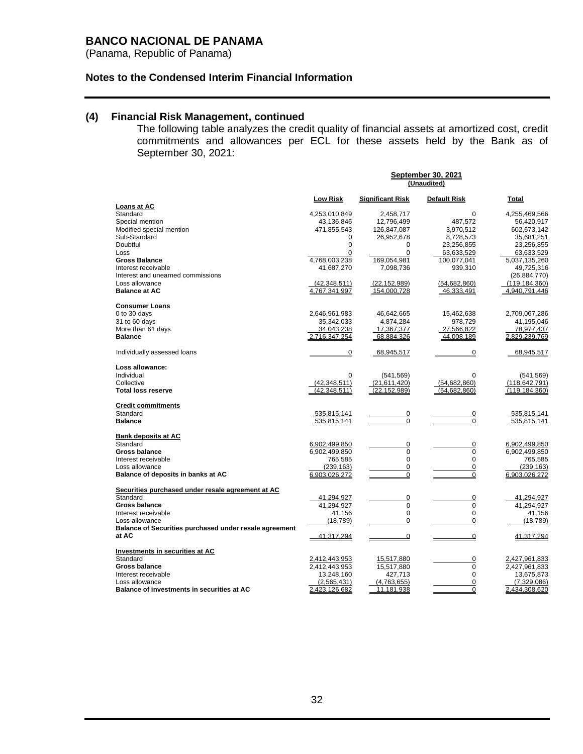**BANCO NACIONAL DE PANAMA**
(Panama, Republic of Panama)

**Notes to the Condensed Interim Financial Information**

## (4) Financial Risk Management, continued

The following table analyzes the credit quality of financial assets at amortized cost, credit commitments and allowances per ECL for these assets held by the Bank as of September 30, 2021:

| | September 30, 2021 (Unaudited) | | | |
|---|---|---|---|---|
| | **Low Risk** | **Significant Risk** | **Default Risk** | **Total** |
| **Loans at AC** | | | | |
| Standard | 4,253,010,849 | 2,458,717 | 0 | 4,255,469,566 |
| Special mention | 43,136,846 | 12,796,499 | 487,572 | 56,420,917 |
| Modified special mention | 471,855,543 | 126,847,087 | 3,970,512 | 602,673,142 |
| Sub-Standard | 0 | 26,952,678 | 8,728,573 | 35,681,251 |
| Doubtful | 0 | 0 | 23,256,855 | 23,256,855 |
| Loss | 0 | 0 | 63,633,529 | 63,633,529 |
| **Gross Balance** | 4,768,003,238 | 169,054,981 | 100,077,041 | 5,037,135,260 |
| Interest receivable | 41,687,270 | 7,098,736 | 939,310 | 49,725,316 |
| Interest and unearned commissions | | | | (26,884,770) |
| Loss allowance | (42,348,511) | (22,152,989) | (54,682,860) | (119,184,360) |
| **Balance at AC** | 4,767,341,997 | 154,000,728 | 46,333,491 | 4,940,791,446 |
| | | | | |
| **Consumer Loans** | | | | |
| 0 to 30 days | 2,646,961,983 | 46,642,665 | 15,462,638 | 2,709,067,286 |
| 31 to 60 days | 35,342,033 | 4,874,284 | 978,729 | 41,195,046 |
| More than 61 days | 34,043,238 | 17,367,377 | 27,566,822 | 78,977,437 |
| **Balance** | 2,716,347,254 | 68,884,326 | 44,008,189 | 2,829,239,769 |
| | | | | |
| Individually assessed loans | 0 | 68,945,517 | 0 | 68,945,517 |
| | | | | |
| **Loss allowance:** | | | | |
| Individual | 0 | (541,569) | 0 | (541,569) |
| Collective | (42,348,511) | (21,611,420) | (54,682,860) | (118,642,791) |
| **Total loss reserve** | (42,348,511) | (22,152,989) | (54,682,860) | (119,184,360) |
| | | | | |
| **Credit commitments** | | | | |
| Standard | 535,815,141 | 0 | 0 | 535,815,141 |
| **Balance** | 535,815,141 | 0 | 0 | 535,815,141 |
| | | | | |
| **Bank deposits at AC** | | | | |
| Standard | 6,902,499,850 | 0 | 0 | 6,902,499,850 |
| **Gross balance** | 6,902,499,850 | 0 | 0 | 6,902,499,850 |
| Interest receivable | 765,585 | 0 | 0 | 765,585 |
| Loss allowance | (239,163) | 0 | 0 | (239,163) |
| **Balance of deposits in banks at AC** | 6,903,026,272 | 0 | 0 | 6,903,026,272 |
| | | | | |
| **Securities purchased under resale agreement at AC** | | | | |
| Standard | 41,294,927 | 0 | 0 | 41,294,927 |
| **Gross balance** | 41,294,927 | 0 | 0 | 41,294,927 |
| Interest receivable | 41,156 | 0 | 0 | 41,156 |
| Loss allowance | (18,789) | 0 | 0 | (18,789) |
| **Balance of Securities purchased under resale agreement at AC** | 41,317,294 | 0 | 0 | 41,317,294 |
| | | | | |
| **Investments in securities at AC** | | | | |
| Standard | 2,412,443,953 | 15,517,880 | 0 | 2,427,961,833 |
| **Gross balance** | 2,412,443,953 | 15,517,880 | 0 | 2,427,961,833 |
| Interest receivable | 13,248,160 | 427,713 | 0 | 13,675,873 |
| Loss allowance | (2,565,431) | (4,763,655) | 0 | (7,329,086) |
| **Balance of investments in securities at AC** | 2,423,126,682 | 11,181,938 | 0 | 2,434,308,620 |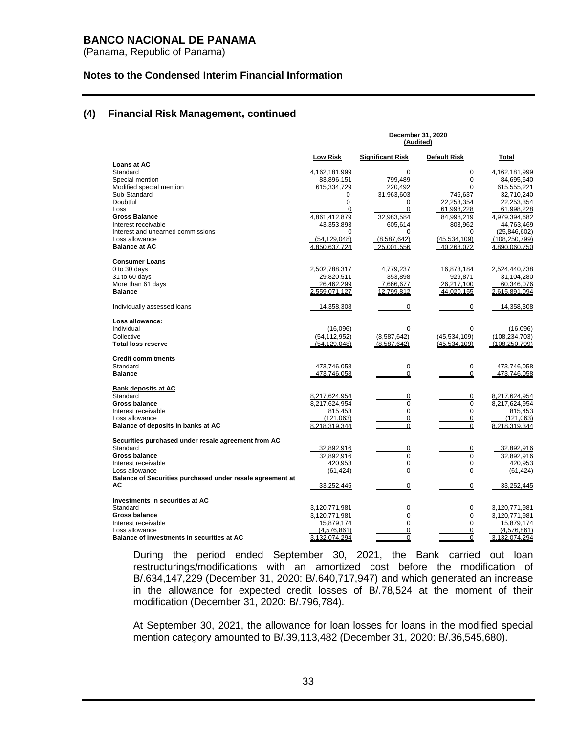## (4) Financial Risk Management, continued

| | December 31, 2020 (Audited) | | | |
|---|---|---|---|---|
| | **Low Risk** | **Significant Risk** | **Default Risk** | **Total** |
| **Loans at AC** | | | | |
| Standard | 4,162,181,999 | 0 | 0 | 4,162,181,999 |
| Special mention | 83,896,151 | 799,489 | 0 | 84,695,640 |
| Modified special mention | 615,334,729 | 220,492 | 0 | 615,555,221 |
| Sub-Standard | 0 | 31,963,603 | 746,637 | 32,710,240 |
| Doubtful | 0 | 0 | 22,253,354 | 22,253,354 |
| Loss | 0 | 0 | 61,998,228 | 61,998,228 |
| **Gross Balance** | 4,861,412,879 | 32,983,584 | 84,998,219 | 4,979,394,682 |
| Interest receivable | 43,353,893 | 605,614 | 803,962 | 44,763,469 |
| Interest and unearned commissions | 0 | 0 | 0 | (25,846,602) |
| Loss allowance | (54,129,048) | (8,587,642) | (45,534,109) | (108,250,799) |
| **Balance at AC** | 4,850,637,724 | 25,001,556 | 40,268,072 | 4,890,060,750 |
| **Consumer Loans** | | | | |
| 0 to 30 days | 2,502,788,317 | 4,779,237 | 16,873,184 | 2,524,440,738 |
| 31 to 60 days | 29,820,511 | 353,898 | 929,871 | 31,104,280 |
| More than 61 days | 26,462,299 | 7,666,677 | 26,217,100 | 60,346,076 |
| **Balance** | 2,559,071,127 | 12,799,812 | 44,020,155 | 2,615,891,094 |
| Individually assessed loans | 14,358,308 | 0 | 0 | 14,358,308 |
| **Loss allowance:** | | | | |
| Individual | (16,096) | 0 | 0 | (16,096) |
| Collective | (54,112,952) | (8,587,642) | (45,534,109) | (108,234,703) |
| **Total loss reserve** | (54,129,048) | (8,587,642) | (45,534,109) | (108,250,799) |
| **Credit commitments** | | | | |
| Standard | 473,746,058 | 0 | 0 | 473,746,058 |
| **Balance** | 473,746,058 | 0 | 0 | 473,746,058 |
| **Bank deposits at AC** | | | | |
| Standard | 8,217,624,954 | 0 | 0 | 8,217,624,954 |
| **Gross balance** | 8,217,624,954 | 0 | 0 | 8,217,624,954 |
| Interest receivable | 815,453 | 0 | 0 | 815,453 |
| Loss allowance | (121,063) | 0 | 0 | (121,063) |
| **Balance of deposits in banks at AC** | 8,218,319,344 | 0 | 0 | 8,218,319,344 |
| **Securities purchased under resale agreement from AC** | | | | |
| Standard | 32,892,916 | 0 | 0 | 32,892,916 |
| **Gross balance** | 32,892,916 | 0 | 0 | 32,892,916 |
| Interest receivable | 420,953 | 0 | 0 | 420,953 |
| Loss allowance | (61,424) | 0 | 0 | (61,424) |
| **Balance of Securities purchased under resale agreement at AC** | 33,252,445 | 0 | 0 | 33,252,445 |
| **Investments in securities at AC** | | | | |
| Standard | 3,120,771,981 | 0 | 0 | 3,120,771,981 |
| **Gross balance** | 3,120,771,981 | 0 | 0 | 3,120,771,981 |
| Interest receivable | 15,879,174 | 0 | 0 | 15,879,174 |
| Loss allowance | (4,576,861) | 0 | 0 | (4,576,861) |
| **Balance of investments in securities at AC** | 3,132,074,294 | 0 | 0 | 3,132,074,294 |

During the period ended September 30, 2021, the Bank carried out loan restructurings/modifications with an amortized cost before the modification of B/.634,147,229 (December 31, 2020: B/.640,717,947) and which generated an increase in the allowance for expected credit losses of B/.78,524 at the moment of their modification (December 31, 2020: B/.796,784).

At September 30, 2021, the allowance for loan losses for loans in the modified special mention category amounted to B/.39,113,482 (December 31, 2020: B/.36,545,680).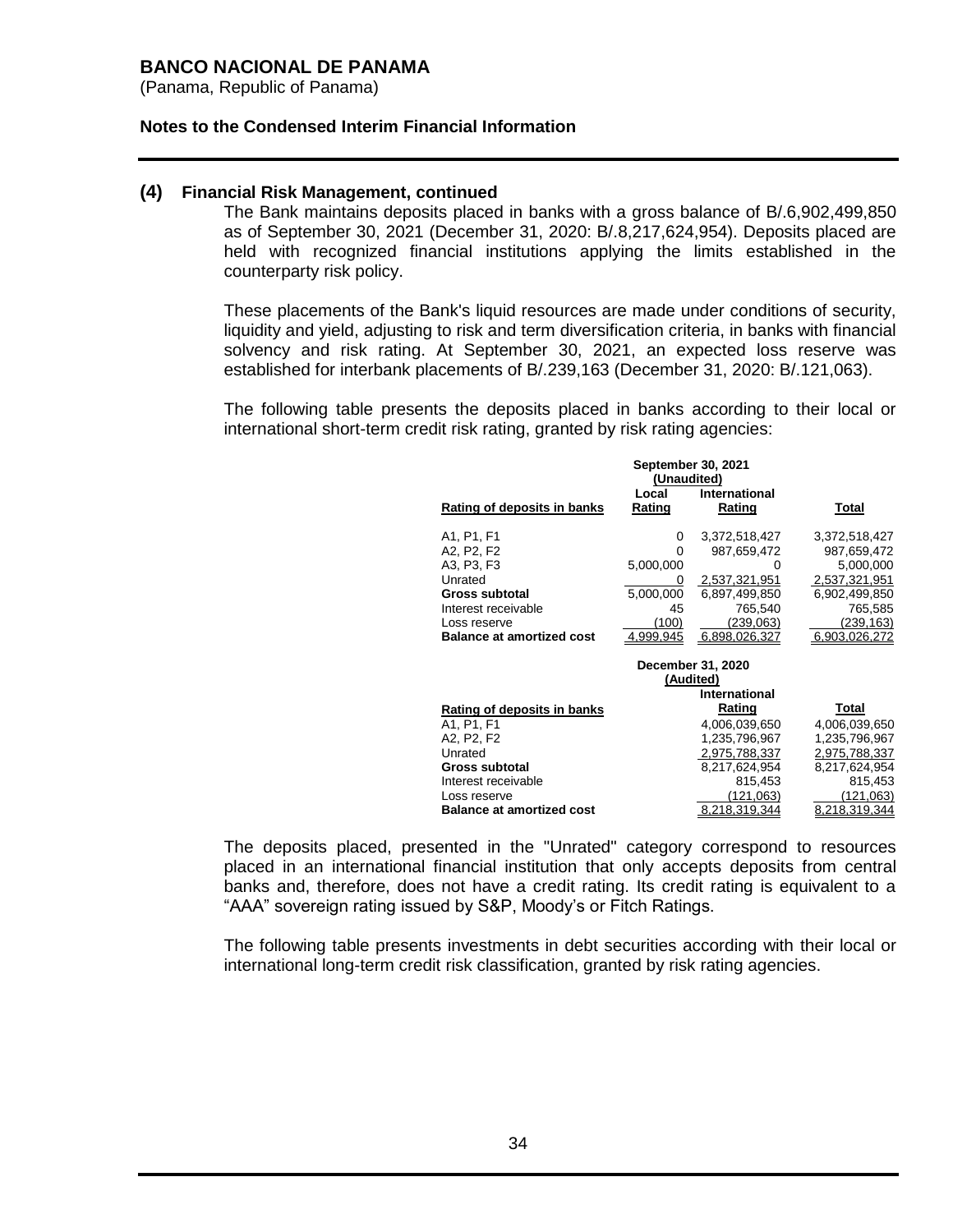**BANCO NACIONAL DE PANAMA**
(Panama, Republic of Panama)

**Notes to the Condensed Interim Financial Information**

## (4) Financial Risk Management, continued

The Bank maintains deposits placed in banks with a gross balance of B/.6,902,499,850 as of September 30, 2021 (December 31, 2020: B/.8,217,624,954). Deposits placed are held with recognized financial institutions applying the limits established in the counterparty risk policy.

These placements of the Bank's liquid resources are made under conditions of security, liquidity and yield, adjusting to risk and term diversification criteria, in banks with financial solvency and risk rating. At September 30, 2021, an expected loss reserve was established for interbank placements of B/.239,163 (December 31, 2020: B/.121,063).

The following table presents the deposits placed in banks according to their local or international short-term credit risk rating, granted by risk rating agencies:

| | September 30, 2021 (Unaudited) | | |
|---|---|---|---|
| **Rating of deposits in banks** | **Local Rating** | **International Rating** | **Total** |
| A1, P1, F1 | 0 | 3,372,518,427 | 3,372,518,427 |
| A2, P2, F2 | 0 | 987,659,472 | 987,659,472 |
| A3, P3, F3 | 5,000,000 | 0 | 5,000,000 |
| Unrated | 0 | 2,537,321,951 | 2,537,321,951 |
| **Gross subtotal** | 5,000,000 | 6,897,499,850 | 6,902,499,850 |
| Interest receivable | 45 | 765,540 | 765,585 |
| Loss reserve | (100) | (239,063) | (239,163) |
| **Balance at amortized cost** | 4,999,945 | 6,898,026,327 | 6,903,026,272 |

| | December 31, 2020 (Audited) | |
|---|---|---|
| **Rating of deposits in banks** | **International Rating** | **Total** |
| A1, P1, F1 | 4,006,039,650 | 4,006,039,650 |
| A2, P2, F2 | 1,235,796,967 | 1,235,796,967 |
| Unrated | 2,975,788,337 | 2,975,788,337 |
| **Gross subtotal** | 8,217,624,954 | 8,217,624,954 |
| Interest receivable | 815,453 | 815,453 |
| Loss reserve | (121,063) | (121,063) |
| **Balance at amortized cost** | 8,218,319,344 | 8,218,319,344 |

The deposits placed, presented in the "Unrated" category correspond to resources placed in an international financial institution that only accepts deposits from central banks and, therefore, does not have a credit rating. Its credit rating is equivalent to a "AAA" sovereign rating issued by S&P, Moody's or Fitch Ratings.

The following table presents investments in debt securities according with their local or international long-term credit risk classification, granted by risk rating agencies.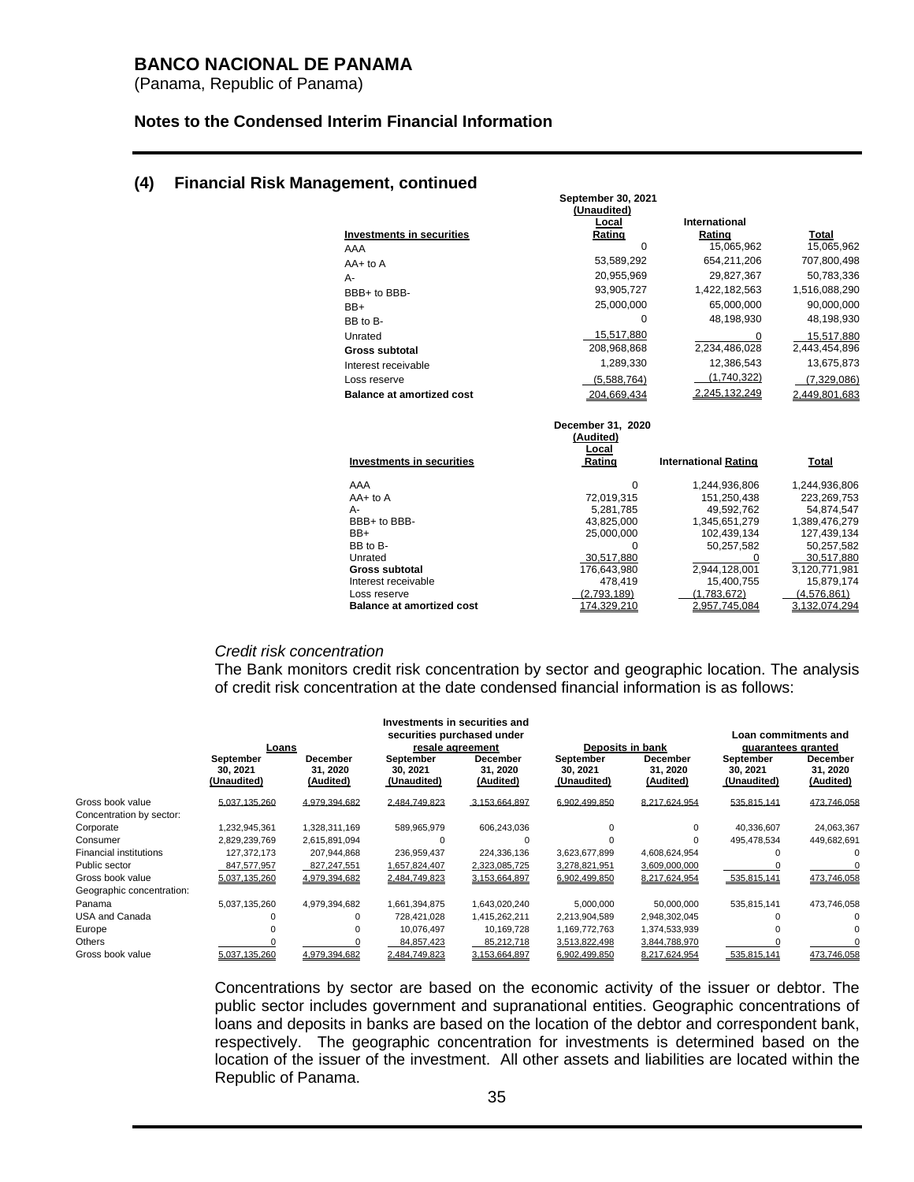# BANCO NACIONAL DE PANAMA

(Panama, Republic of Panama)

## Notes to the Condensed Interim Financial Information

### (4) Financial Risk Management, continued

| Investments in securities | September 30, 2021 (Unaudited) Local Rating | International Rating | Total |
|---|---|---|---|
| AAA | 0 | 15,065,962 | 15,065,962 |
| AA+ to A | 53,589,292 | 654,211,206 | 707,800,498 |
| A- | 20,955,969 | 29,827,367 | 50,783,336 |
| BBB+ to BBB- | 93,905,727 | 1,422,182,563 | 1,516,088,290 |
| BB+ | 25,000,000 | 65,000,000 | 90,000,000 |
| BB to B- | 0 | 48,198,930 | 48,198,930 |
| Unrated | 15,517,880 | 0 | 15,517,880 |
| **Gross subtotal** | 208,968,868 | 2,234,486,028 | 2,443,454,896 |
| Interest receivable | 1,289,330 | 12,386,543 | 13,675,873 |
| Loss reserve | (5,588,764) | (1,740,322) | (7,329,086) |
| **Balance at amortized cost** | 204,669,434 | 2,245,132,249 | 2,449,801,683 |

| Investments in securities | December 31, 2020 (Audited) Local Rating | International Rating | Total |
|---|---|---|---|
| AAA | 0 | 1,244,936,806 | 1,244,936,806 |
| AA+ to A | 72,019,315 | 151,250,438 | 223,269,753 |
| A- | 5,281,785 | 49,592,762 | 54,874,547 |
| BBB+ to BBB- | 43,825,000 | 1,345,651,279 | 1,389,476,279 |
| BB+ | 25,000,000 | 102,439,134 | 127,439,134 |
| BB to B- | 0 | 50,257,582 | 50,257,582 |
| Unrated | 30,517,880 | 0 | 30,517,880 |
| **Gross subtotal** | 176,643,980 | 2,944,128,001 | 3,120,771,981 |
| Interest receivable | 478,419 | 15,400,755 | 15,879,174 |
| Loss reserve | (2,793,189) | (1,783,672) | (4,576,861) |
| **Balance at amortized cost** | 174,329,210 | 2,957,745,084 | 3,132,074,294 |

*Credit risk concentration*

The Bank monitors credit risk concentration by sector and geographic location. The analysis of credit risk concentration at the date condensed financial information is as follows:

| | Loans | | Investments in securities and securities purchased under resale agreement | | Deposits in bank | | Loan commitments and guarantees granted | |
|---|---|---|---|---|---|---|---|---|
| | September 30, 2021 (Unaudited) | December 31, 2020 (Audited) | September 30, 2021 (Unaudited) | December 31, 2020 (Audited) | September 30, 2021 (Unaudited) | December 31, 2020 (Audited) | September 30, 2021 (Unaudited) | December 31, 2020 (Audited) |
| Gross book value | 5,037,135,260 | 4,979,394,682 | 2,484,749,823 | 3,153,664,897 | 6,902,499,850 | 8,217,624,954 | 535,815,141 | 473,746,058 |
| Concentration by sector: | | | | | | | | |
| Corporate | 1,232,945,361 | 1,328,311,169 | 589,965,979 | 606,243,036 | 0 | 0 | 40,336,607 | 24,063,367 |
| Consumer | 2,829,239,769 | 2,615,891,094 | 0 | 0 | 0 | 0 | 495,478,534 | 449,682,691 |
| Financial institutions | 127,372,173 | 207,944,868 | 236,959,437 | 224,336,136 | 3,623,677,899 | 4,608,624,954 | 0 | 0 |
| Public sector | 847,577,957 | 827,247,551 | 1,657,824,407 | 2,323,085,725 | 3,278,821,951 | 3,609,000,000 | 0 | 0 |
| Gross book value | 5,037,135,260 | 4,979,394,682 | 2,484,749,823 | 3,153,664,897 | 6,902,499,850 | 8,217,624,954 | 535,815,141 | 473,746,058 |
| Geographic concentration: | | | | | | | | |
| Panama | 5,037,135,260 | 4,979,394,682 | 1,661,394,875 | 1,643,020,240 | 5,000,000 | 50,000,000 | 535,815,141 | 473,746,058 |
| USA and Canada | 0 | 0 | 728,421,028 | 1,415,262,211 | 2,213,904,589 | 2,948,302,045 | 0 | 0 |
| Europe | 0 | 0 | 10,076,497 | 10,169,728 | 1,169,772,763 | 1,374,533,939 | 0 | 0 |
| Others | 0 | 0 | 84,857,423 | 85,212,718 | 3,513,822,498 | 3,844,788,970 | 0 | 0 |
| Gross book value | 5,037,135,260 | 4,979,394,682 | 2,484,749,823 | 3,153,664,897 | 6,902,499,850 | 8,217,624,954 | 535,815,141 | 473,746,058 |

Concentrations by sector are based on the economic activity of the issuer or debtor. The public sector includes government and supranational entities. Geographic concentrations of loans and deposits in banks are based on the location of the debtor and correspondent bank, respectively. The geographic concentration for investments is determined based on the location of the issuer of the investment. All other assets and liabilities are located within the Republic of Panama.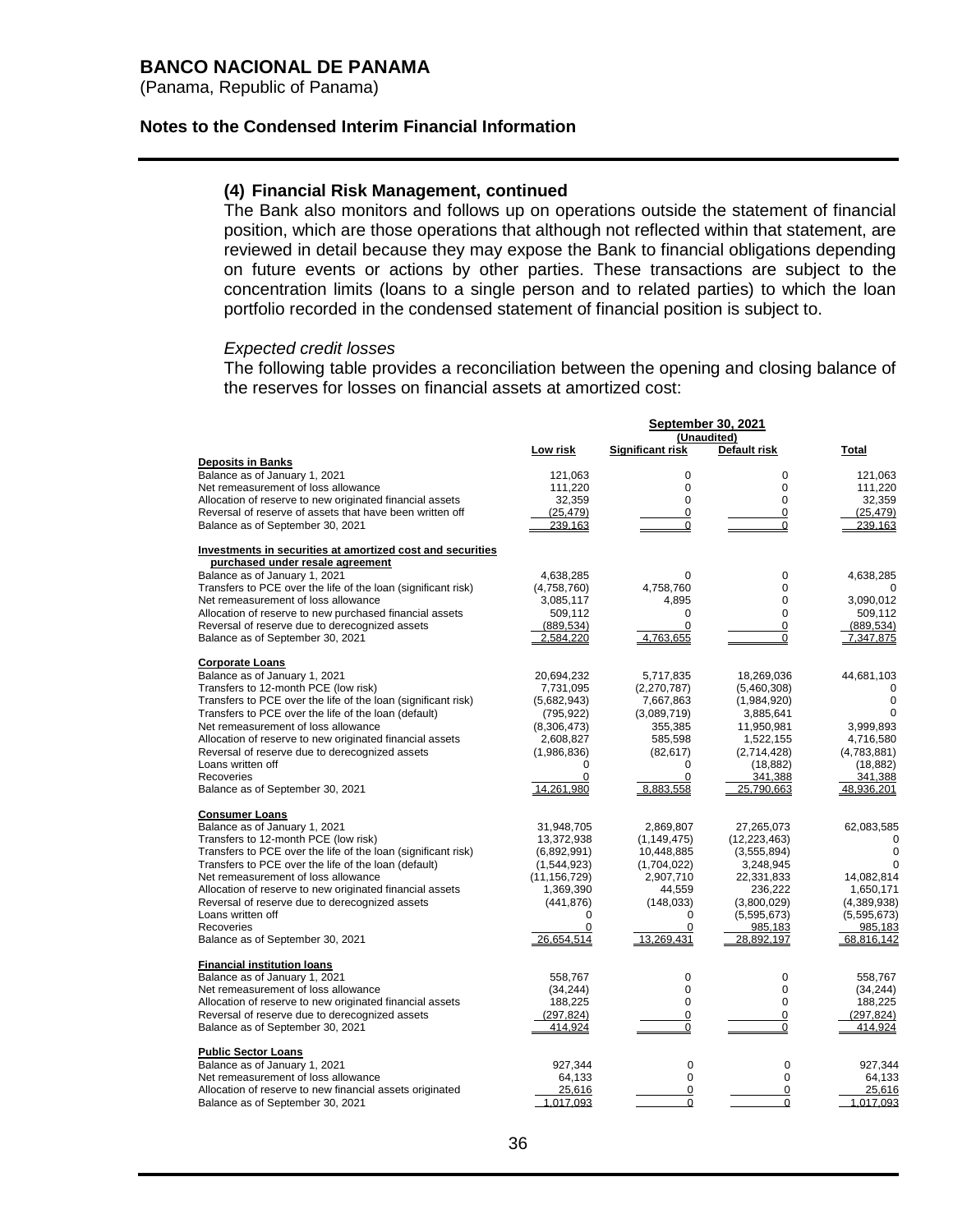## (4) Financial Risk Management, continued

The Bank also monitors and follows up on operations outside the statement of financial position, which are those operations that although not reflected within that statement, are reviewed in detail because they may expose the Bank to financial obligations depending on future events or actions by other parties. These transactions are subject to the concentration limits (loans to a single person and to related parties) to which the loan portfolio recorded in the condensed statement of financial position is subject to.

*Expected credit losses*

The following table provides a reconciliation between the opening and closing balance of the reserves for losses on financial assets at amortized cost:

| | September 30, 2021 (Unaudited) | | | |
|---|---|---|---|---|
| | Low risk | Significant risk | Default risk | Total |
| **Deposits in Banks** | | | | |
| Balance as of January 1, 2021 | 121,063 | 0 | 0 | 121,063 |
| Net remeasurement of loss allowance | 111,220 | 0 | 0 | 111,220 |
| Allocation of reserve to new originated financial assets | 32,359 | 0 | 0 | 32,359 |
| Reversal of reserve of assets that have been written off | (25,479) | 0 | 0 | (25,479) |
| Balance as of September 30, 2021 | 239,163 | 0 | 0 | 239,163 |
| **Investments in securities at amortized cost and securities purchased under resale agreement** | | | | |
| Balance as of January 1, 2021 | 4,638,285 | 0 | 0 | 4,638,285 |
| Transfers to PCE over the life of the loan (significant risk) | (4,758,760) | 4,758,760 | 0 | 0 |
| Net remeasurement of loss allowance | 3,085,117 | 4,895 | 0 | 3,090,012 |
| Allocation of reserve to new purchased financial assets | 509,112 | 0 | 0 | 509,112 |
| Reversal of reserve due to derecognized assets | (889,534) | 0 | 0 | (889,534) |
| Balance as of September 30, 2021 | 2,584,220 | 4,763,655 | 0 | 7,347,875 |
| **Corporate Loans** | | | | |
| Balance as of January 1, 2021 | 20,694,232 | 5,717,835 | 18,269,036 | 44,681,103 |
| Transfers to 12-month PCE (low risk) | 7,731,095 | (2,270,787) | (5,460,308) | 0 |
| Transfers to PCE over the life of the loan (significant risk) | (5,682,943) | 7,667,863 | (1,984,920) | 0 |
| Transfers to PCE over the life of the loan (default) | (795,922) | (3,089,719) | 3,885,641 | 0 |
| Net remeasurement of loss allowance | (8,306,473) | 355,385 | 11,950,981 | 3,999,893 |
| Allocation of reserve to new originated financial assets | 2,608,827 | 585,598 | 1,522,155 | 4,716,580 |
| Reversal of reserve due to derecognized assets | (1,986,836) | (82,617) | (2,714,428) | (4,783,881) |
| Loans written off | 0 | 0 | (18,882) | (18,882) |
| Recoveries | 0 | 0 | 341,388 | 341,388 |
| Balance as of September 30, 2021 | 14,261,980 | 8,883,558 | 25,790,663 | 48,936,201 |
| **Consumer Loans** | | | | |
| Balance as of January 1, 2021 | 31,948,705 | 2,869,807 | 27,265,073 | 62,083,585 |
| Transfers to 12-month PCE (low risk) | 13,372,938 | (1,149,475) | (12,223,463) | 0 |
| Transfers to PCE over the life of the loan (significant risk) | (6,892,991) | 10,448,885 | (3,555,894) | 0 |
| Transfers to PCE over the life of the loan (default) | (1,544,923) | (1,704,022) | 3,248,945 | 0 |
| Net remeasurement of loss allowance | (11,156,729) | 2,907,710 | 22,331,833 | 14,082,814 |
| Allocation of reserve to new originated financial assets | 1,369,390 | 44,559 | 236,222 | 1,650,171 |
| Reversal of reserve due to derecognized assets | (441,876) | (148,033) | (3,800,029) | (4,389,938) |
| Loans written off | 0 | 0 | (5,595,673) | (5,595,673) |
| Recoveries | 0 | 0 | 985,183 | 985,183 |
| Balance as of September 30, 2021 | 26,654,514 | 13,269,431 | 28,892,197 | 68,816,142 |
| **Financial institution loans** | | | | |
| Balance as of January 1, 2021 | 558,767 | 0 | 0 | 558,767 |
| Net remeasurement of loss allowance | (34,244) | 0 | 0 | (34,244) |
| Allocation of reserve to new originated financial assets | 188,225 | 0 | 0 | 188,225 |
| Reversal of reserve due to derecognized assets | (297,824) | 0 | 0 | (297,824) |
| Balance as of September 30, 2021 | 414,924 | 0 | 0 | 414,924 |
| **Public Sector Loans** | | | | |
| Balance as of January 1, 2021 | 927,344 | 0 | 0 | 927,344 |
| Net remeasurement of loss allowance | 64,133 | 0 | 0 | 64,133 |
| Allocation of reserve to new financial assets originated | 25,616 | 0 | 0 | 25,616 |
| Balance as of September 30, 2021 | 1,017,093 | 0 | 0 | 1,017,093 |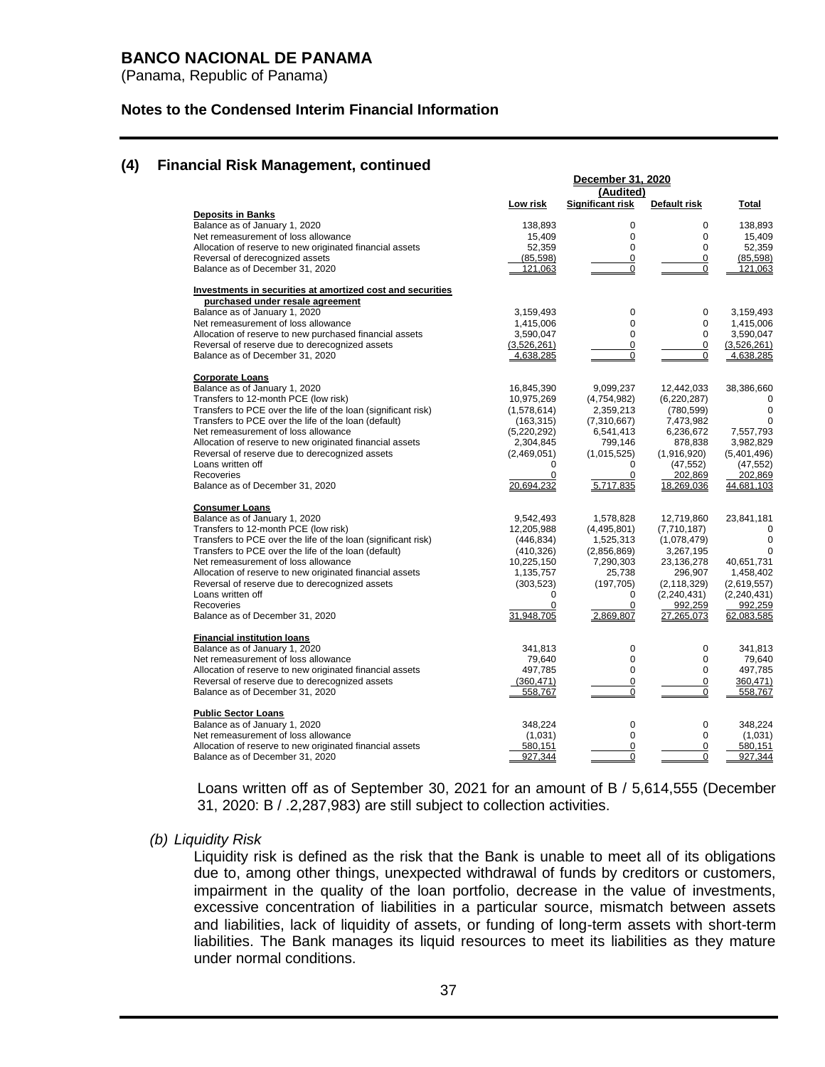BANCO NACIONAL DE PANAMA
(Panama, Republic of Panama)

**Notes to the Condensed Interim Financial Information**

## (4) Financial Risk Management, continued

| | December 31, 2020 (Audited) | | | |
|---|---|---|---|---|
| | **Low risk** | **Significant risk** | **Default risk** | **Total** |
| **Deposits in Banks** | | | | |
| Balance as of January 1, 2020 | 138,893 | 0 | 0 | 138,893 |
| Net remeasurement of loss allowance | 15,409 | 0 | 0 | 15,409 |
| Allocation of reserve to new originated financial assets | 52,359 | 0 | 0 | 52,359 |
| Reversal of derecognized assets | (85,598) | 0 | 0 | (85,598) |
| Balance as of December 31, 2020 | 121,063 | 0 | 0 | 121,063 |
| **Investments in securities at amortized cost and securities purchased under resale agreement** | | | | |
| Balance as of January 1, 2020 | 3,159,493 | 0 | 0 | 3,159,493 |
| Net remeasurement of loss allowance | 1,415,006 | 0 | 0 | 1,415,006 |
| Allocation of reserve to new purchased financial assets | 3,590,047 | 0 | 0 | 3,590,047 |
| Reversal of reserve due to derecognized assets | (3,526,261) | 0 | 0 | (3,526,261) |
| Balance as of December 31, 2020 | 4,638,285 | 0 | 0 | 4,638,285 |
| **Corporate Loans** | | | | |
| Balance as of January 1, 2020 | 16,845,390 | 9,099,237 | 12,442,033 | 38,386,660 |
| Transfers to 12-month PCE (low risk) | 10,975,269 | (4,754,982) | (6,220,287) | 0 |
| Transfers to PCE over the life of the loan (significant risk) | (1,578,614) | 2,359,213 | (780,599) | 0 |
| Transfers to PCE over the life of the loan (default) | (163,315) | (7,310,667) | 7,473,982 | 0 |
| Net remeasurement of loss allowance | (5,220,292) | 6,541,413 | 6,236,672 | 7,557,793 |
| Allocation of reserve to new originated financial assets | 2,304,845 | 799,146 | 878,838 | 3,982,829 |
| Reversal of reserve due to derecognized assets | (2,469,051) | (1,015,525) | (1,916,920) | (5,401,496) |
| Loans written off | 0 | 0 | (47,552) | (47,552) |
| Recoveries | 0 | 0 | 202,869 | 202,869 |
| Balance as of December 31, 2020 | 20,694,232 | 5,717,835 | 18,269,036 | 44,681,103 |
| **Consumer Loans** | | | | |
| Balance as of January 1, 2020 | 9,542,493 | 1,578,828 | 12,719,860 | 23,841,181 |
| Transfers to 12-month PCE (low risk) | 12,205,988 | (4,495,801) | (7,710,187) | 0 |
| Transfers to PCE over the life of the loan (significant risk) | (446,834) | 1,525,313 | (1,078,479) | 0 |
| Transfers to PCE over the life of the loan (default) | (410,326) | (2,856,869) | 3,267,195 | 0 |
| Net remeasurement of loss allowance | 10,225,150 | 7,290,303 | 23,136,278 | 40,651,731 |
| Allocation of reserve to new originated financial assets | 1,135,757 | 25,738 | 296,907 | 1,458,402 |
| Reversal of reserve due to derecognized assets | (303,523) | (197,705) | (2,118,329) | (2,619,557) |
| Loans written off | 0 | 0 | (2,240,431) | (2,240,431) |
| Recoveries | 0 | 0 | 992,259 | 992,259 |
| Balance as of December 31, 2020 | 31,948,705 | 2,869,807 | 27,265,073 | 62,083,585 |
| **Financial institution loans** | | | | |
| Balance as of January 1, 2020 | 341,813 | 0 | 0 | 341,813 |
| Net remeasurement of loss allowance | 79,640 | 0 | 0 | 79,640 |
| Allocation of reserve to new originated financial assets | 497,785 | 0 | 0 | 497,785 |
| Reversal of reserve due to derecognized assets | (360,471) | 0 | 0 | 360,471) |
| Balance as of December 31, 2020 | 558,767 | 0 | 0 | 558,767 |
| **Public Sector Loans** | | | | |
| Balance as of January 1, 2020 | 348,224 | 0 | 0 | 348,224 |
| Net remeasurement of loss allowance | (1,031) | 0 | 0 | (1,031) |
| Allocation of reserve to new originated financial assets | 580,151 | 0 | 0 | 580,151 |
| Balance as of December 31, 2020 | 927,344 | 0 | 0 | 927,344 |

Loans written off as of September 30, 2021 for an amount of B / 5,614,555 (December 31, 2020: B / .2,287,983) are still subject to collection activities.

*(b) Liquidity Risk*

Liquidity risk is defined as the risk that the Bank is unable to meet all of its obligations due to, among other things, unexpected withdrawal of funds by creditors or customers, impairment in the quality of the loan portfolio, decrease in the value of investments, excessive concentration of liabilities in a particular source, mismatch between assets and liabilities, lack of liquidity of assets, or funding of long-term assets with short-term liabilities. The Bank manages its liquid resources to meet its liabilities as they mature under normal conditions.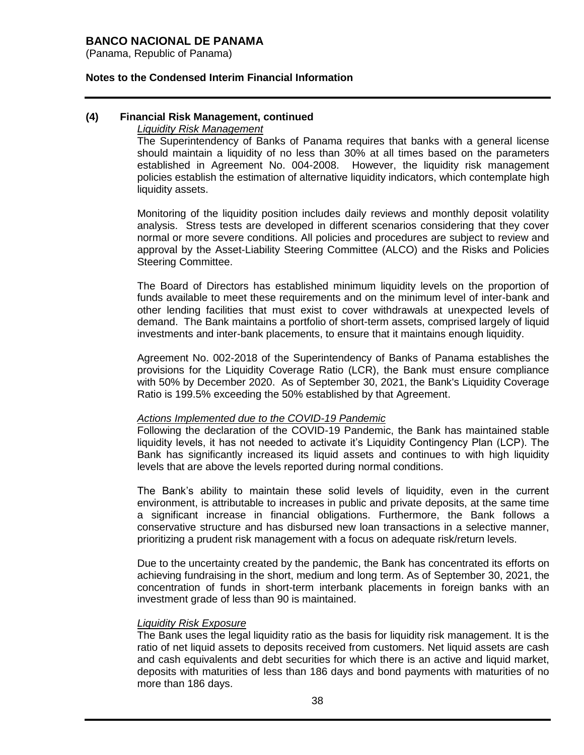**(4) Financial Risk Management, continued**

*Liquidity Risk Management*

The Superintendency of Banks of Panama requires that banks with a general license should maintain a liquidity of no less than 30% at all times based on the parameters established in Agreement No. 004-2008. However, the liquidity risk management policies establish the estimation of alternative liquidity indicators, which contemplate high liquidity assets.

Monitoring of the liquidity position includes daily reviews and monthly deposit volatility analysis. Stress tests are developed in different scenarios considering that they cover normal or more severe conditions. All policies and procedures are subject to review and approval by the Asset-Liability Steering Committee (ALCO) and the Risks and Policies Steering Committee.

The Board of Directors has established minimum liquidity levels on the proportion of funds available to meet these requirements and on the minimum level of inter-bank and other lending facilities that must exist to cover withdrawals at unexpected levels of demand. The Bank maintains a portfolio of short-term assets, comprised largely of liquid investments and inter-bank placements, to ensure that it maintains enough liquidity.

Agreement No. 002-2018 of the Superintendency of Banks of Panama establishes the provisions for the Liquidity Coverage Ratio (LCR), the Bank must ensure compliance with 50% by December 2020. As of September 30, 2021, the Bank's Liquidity Coverage Ratio is 199.5% exceeding the 50% established by that Agreement.

*Actions Implemented due to the COVID-19 Pandemic*

Following the declaration of the COVID-19 Pandemic, the Bank has maintained stable liquidity levels, it has not needed to activate it's Liquidity Contingency Plan (LCP). The Bank has significantly increased its liquid assets and continues to with high liquidity levels that are above the levels reported during normal conditions.

The Bank's ability to maintain these solid levels of liquidity, even in the current environment, is attributable to increases in public and private deposits, at the same time a significant increase in financial obligations. Furthermore, the Bank follows a conservative structure and has disbursed new loan transactions in a selective manner, prioritizing a prudent risk management with a focus on adequate risk/return levels.

Due to the uncertainty created by the pandemic, the Bank has concentrated its efforts on achieving fundraising in the short, medium and long term. As of September 30, 2021, the concentration of funds in short-term interbank placements in foreign banks with an investment grade of less than 90 is maintained.

*Liquidity Risk Exposure*

The Bank uses the legal liquidity ratio as the basis for liquidity risk management. It is the ratio of net liquid assets to deposits received from customers. Net liquid assets are cash and cash equivalents and debt securities for which there is an active and liquid market, deposits with maturities of less than 186 days and bond payments with maturities of no more than 186 days.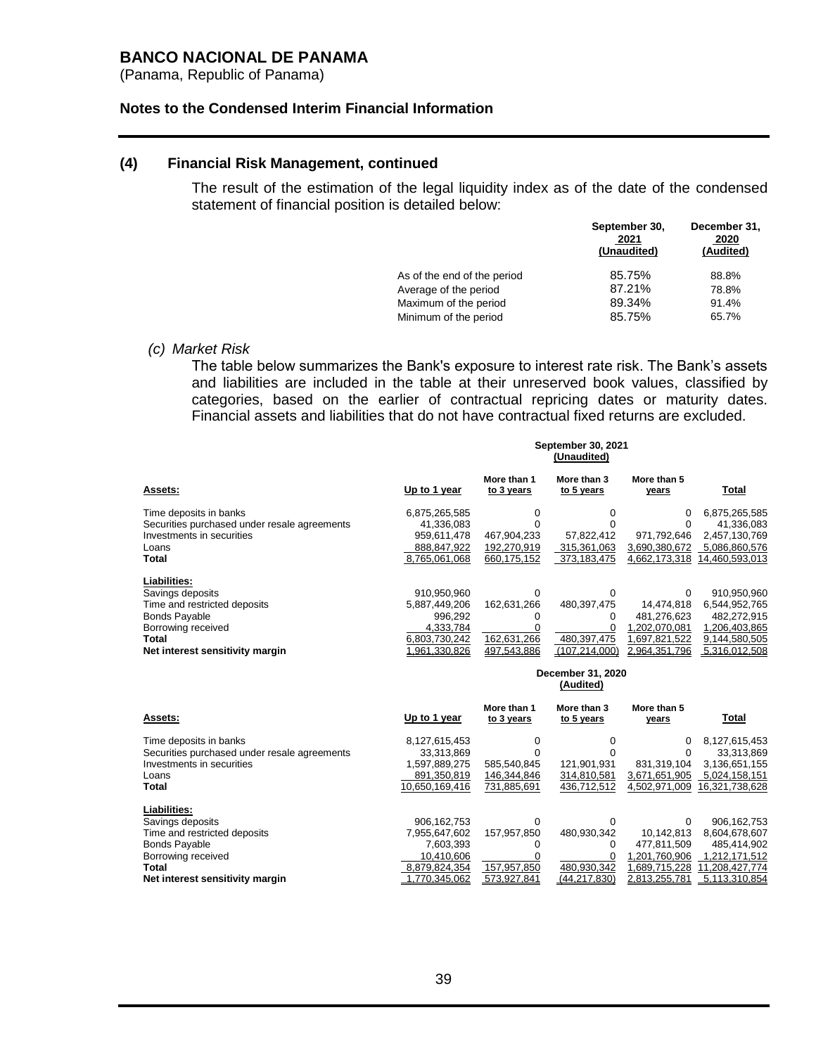**BANCO NACIONAL DE PANAMA**
(Panama, Republic of Panama)

**Notes to the Condensed Interim Financial Information**

## (4) Financial Risk Management, continued

The result of the estimation of the legal liquidity index as of the date of the condensed statement of financial position is detailed below:

| | September 30, 2021 (Unaudited) | December 31, 2020 (Audited) |
|---|---|---|
| As of the end of the period | 85.75% | 88.8% |
| Average of the period | 87.21% | 78.8% |
| Maximum of the period | 89.34% | 91.4% |
| Minimum of the period | 85.75% | 65.7% |

*(c) Market Risk*

The table below summarizes the Bank's exposure to interest rate risk. The Bank's assets and liabilities are included in the table at their unreserved book values, classified by categories, based on the earlier of contractual repricing dates or maturity dates. Financial assets and liabilities that do not have contractual fixed returns are excluded.

| | September 30, 2021 (Unaudited) | | | | |
|---|---|---|---|---|---|
| **Assets:** | **Up to 1 year** | **More than 1 to 3 years** | **More than 3 to 5 years** | **More than 5 years** | **Total** |
| Time deposits in banks | 6,875,265,585 | 0 | 0 | 0 | 6,875,265,585 |
| Securities purchased under resale agreements | 41,336,083 | 0 | 0 | 0 | 41,336,083 |
| Investments in securities | 959,611,478 | 467,904,233 | 57,822,412 | 971,792,646 | 2,457,130,769 |
| Loans | 888,847,922 | 192,270,919 | 315,361,063 | 3,690,380,672 | 5,086,860,576 |
| **Total** | 8,765,061,068 | 660,175,152 | 373,183,475 | 4,662,173,318 | 14,460,593,013 |
| **Liabilities:** | | | | | |
| Savings deposits | 910,950,960 | 0 | 0 | 0 | 910,950,960 |
| Time and restricted deposits | 5,887,449,206 | 162,631,266 | 480,397,475 | 14,474,818 | 6,544,952,765 |
| Bonds Payable | 996,292 | 0 | 0 | 481,276,623 | 482,272,915 |
| Borrowing received | 4,333,784 | 0 | 0 | 1,202,070,081 | 1,206,403,865 |
| **Total** | 6,803,730,242 | 162,631,266 | 480,397,475 | 1,697,821,522 | 9,144,580,505 |
| **Net interest sensitivity margin** | 1,961,330,826 | 497,543,886 | (107,214,000) | 2,964,351,796 | 5,316,012,508 |

| | December 31, 2020 (Audited) | | | | |
|---|---|---|---|---|---|
| **Assets:** | **Up to 1 year** | **More than 1 to 3 years** | **More than 3 to 5 years** | **More than 5 years** | **Total** |
| Time deposits in banks | 8,127,615,453 | 0 | 0 | 0 | 8,127,615,453 |
| Securities purchased under resale agreements | 33,313,869 | 0 | 0 | 0 | 33,313,869 |
| Investments in securities | 1,597,889,275 | 585,540,845 | 121,901,931 | 831,319,104 | 3,136,651,155 |
| Loans | 891,350,819 | 146,344,846 | 314,810,581 | 3,671,651,905 | 5,024,158,151 |
| **Total** | 10,650,169,416 | 731,885,691 | 436,712,512 | 4,502,971,009 | 16,321,738,628 |
| **Liabilities:** | | | | | |
| Savings deposits | 906,162,753 | 0 | 0 | 0 | 906,162,753 |
| Time and restricted deposits | 7,955,647,602 | 157,957,850 | 480,930,342 | 10,142,813 | 8,604,678,607 |
| Bonds Payable | 7,603,393 | 0 | 0 | 477,811,509 | 485,414,902 |
| Borrowing received | 10,410,606 | 0 | 0 | 1,201,760,906 | 1,212,171,512 |
| **Total** | 8,879,824,354 | 157,957,850 | 480,930,342 | 1,689,715,228 | 11,208,427,774 |
| **Net interest sensitivity margin** | 1,770,345,062 | 573,927,841 | (44,217,830) | 2,813,255,781 | 5,113,310,854 |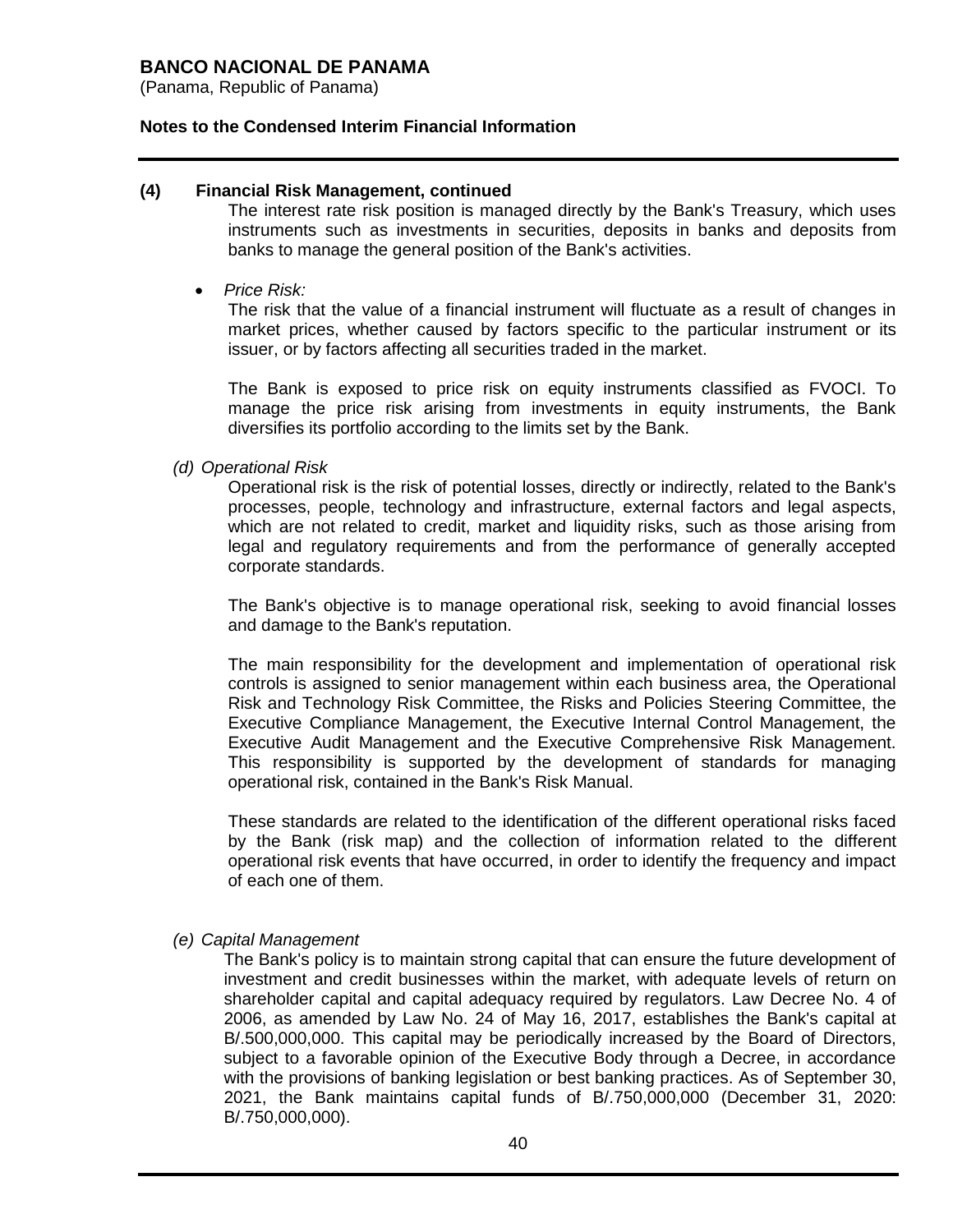## (4) Financial Risk Management, continued

The interest rate risk position is managed directly by the Bank's Treasury, which uses instruments such as investments in securities, deposits in banks and deposits from banks to manage the general position of the Bank's activities.

- *Price Risk:*

  The risk that the value of a financial instrument will fluctuate as a result of changes in market prices, whether caused by factors specific to the particular instrument or its issuer, or by factors affecting all securities traded in the market.

  The Bank is exposed to price risk on equity instruments classified as FVOCI. To manage the price risk arising from investments in equity instruments, the Bank diversifies its portfolio according to the limits set by the Bank.

*(d) Operational Risk*

Operational risk is the risk of potential losses, directly or indirectly, related to the Bank's processes, people, technology and infrastructure, external factors and legal aspects, which are not related to credit, market and liquidity risks, such as those arising from legal and regulatory requirements and from the performance of generally accepted corporate standards.

The Bank's objective is to manage operational risk, seeking to avoid financial losses and damage to the Bank's reputation.

The main responsibility for the development and implementation of operational risk controls is assigned to senior management within each business area, the Operational Risk and Technology Risk Committee, the Risks and Policies Steering Committee, the Executive Compliance Management, the Executive Internal Control Management, the Executive Audit Management and the Executive Comprehensive Risk Management. This responsibility is supported by the development of standards for managing operational risk, contained in the Bank's Risk Manual.

These standards are related to the identification of the different operational risks faced by the Bank (risk map) and the collection of information related to the different operational risk events that have occurred, in order to identify the frequency and impact of each one of them.

*(e) Capital Management*

The Bank's policy is to maintain strong capital that can ensure the future development of investment and credit businesses within the market, with adequate levels of return on shareholder capital and capital adequacy required by regulators. Law Decree No. 4 of 2006, as amended by Law No. 24 of May 16, 2017, establishes the Bank's capital at B/.500,000,000. This capital may be periodically increased by the Board of Directors, subject to a favorable opinion of the Executive Body through a Decree, in accordance with the provisions of banking legislation or best banking practices. As of September 30, 2021, the Bank maintains capital funds of B/.750,000,000 (December 31, 2020: B/.750,000,000).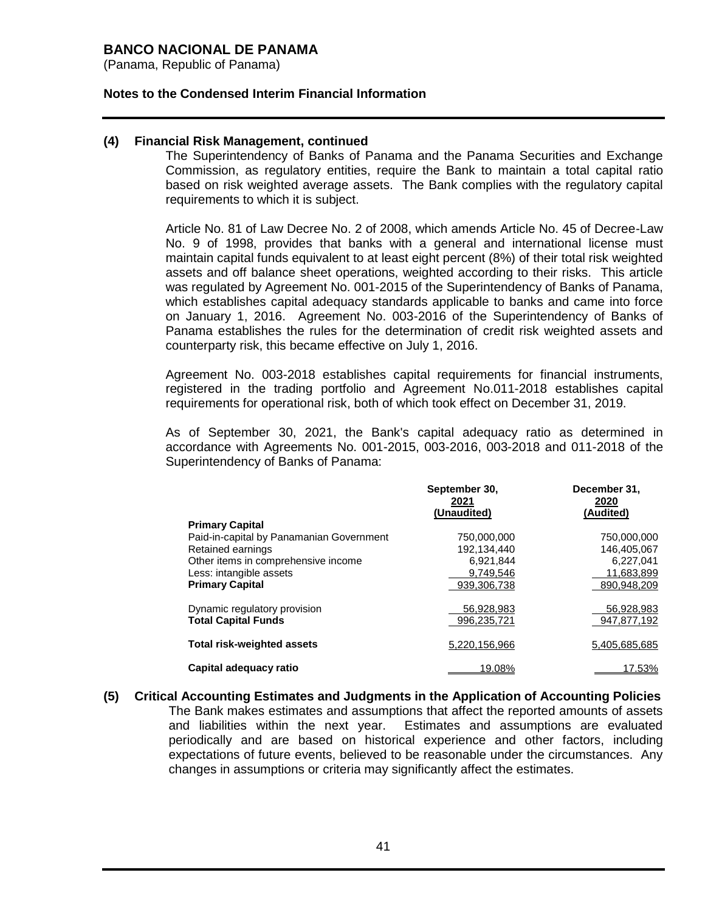**(4) Financial Risk Management, continued**

The Superintendency of Banks of Panama and the Panama Securities and Exchange Commission, as regulatory entities, require the Bank to maintain a total capital ratio based on risk weighted average assets. The Bank complies with the regulatory capital requirements to which it is subject.

Article No. 81 of Law Decree No. 2 of 2008, which amends Article No. 45 of Decree-Law No. 9 of 1998, provides that banks with a general and international license must maintain capital funds equivalent to at least eight percent (8%) of their total risk weighted assets and off balance sheet operations, weighted according to their risks. This article was regulated by Agreement No. 001-2015 of the Superintendency of Banks of Panama, which establishes capital adequacy standards applicable to banks and came into force on January 1, 2016. Agreement No. 003-2016 of the Superintendency of Banks of Panama establishes the rules for the determination of credit risk weighted assets and counterparty risk, this became effective on July 1, 2016.

Agreement No. 003-2018 establishes capital requirements for financial instruments, registered in the trading portfolio and Agreement No.011-2018 establishes capital requirements for operational risk, both of which took effect on December 31, 2019.

As of September 30, 2021, the Bank's capital adequacy ratio as determined in accordance with Agreements No. 001-2015, 003-2016, 003-2018 and 011-2018 of the Superintendency of Banks of Panama:

| | September 30, 2021 (Unaudited) | December 31, 2020 (Audited) |
|---|---|---|
| **Primary Capital** | | |
| Paid-in-capital by Panamanian Government | 750,000,000 | 750,000,000 |
| Retained earnings | 192,134,440 | 146,405,067 |
| Other items in comprehensive income | 6,921,844 | 6,227,041 |
| Less: intangible assets | 9,749,546 | 11,683,899 |
| **Primary Capital** | 939,306,738 | 890,948,209 |
| Dynamic regulatory provision | 56,928,983 | 56,928,983 |
| **Total Capital Funds** | 996,235,721 | 947,877,192 |
| **Total risk-weighted assets** | 5,220,156,966 | 5,405,685,685 |
| **Capital adequacy ratio** | 19.08% | 17.53% |

**(5) Critical Accounting Estimates and Judgments in the Application of Accounting Policies**

The Bank makes estimates and assumptions that affect the reported amounts of assets and liabilities within the next year. Estimates and assumptions are evaluated periodically and are based on historical experience and other factors, including expectations of future events, believed to be reasonable under the circumstances. Any changes in assumptions or criteria may significantly affect the estimates.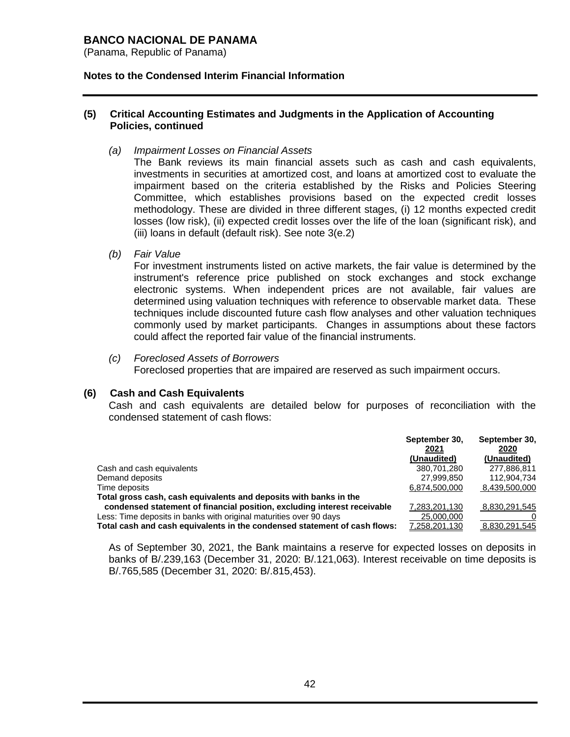## (5) Critical Accounting Estimates and Judgments in the Application of Accounting Policies, continued

*(a) Impairment Losses on Financial Assets*

The Bank reviews its main financial assets such as cash and cash equivalents, investments in securities at amortized cost, and loans at amortized cost to evaluate the impairment based on the criteria established by the Risks and Policies Steering Committee, which establishes provisions based on the expected credit losses methodology. These are divided in three different stages, (i) 12 months expected credit losses (low risk), (ii) expected credit losses over the life of the loan (significant risk), and (iii) loans in default (default risk). See note 3(e.2)

*(b) Fair Value*

For investment instruments listed on active markets, the fair value is determined by the instrument's reference price published on stock exchanges and stock exchange electronic systems. When independent prices are not available, fair values are determined using valuation techniques with reference to observable market data. These techniques include discounted future cash flow analyses and other valuation techniques commonly used by market participants. Changes in assumptions about these factors could affect the reported fair value of the financial instruments.

*(c) Foreclosed Assets of Borrowers*

Foreclosed properties that are impaired are reserved as such impairment occurs.

## (6) Cash and Cash Equivalents

Cash and cash equivalents are detailed below for purposes of reconciliation with the condensed statement of cash flows:

| | September 30, 2021 (Unaudited) | September 30, 2020 (Unaudited) |
|---|---|---|
| Cash and cash equivalents | 380,701,280 | 277,886,811 |
| Demand deposits | 27,999,850 | 112,904,734 |
| Time deposits | 6,874,500,000 | 8,439,500,000 |
| **Total gross cash, cash equivalents and deposits with banks in the condensed statement of financial position, excluding interest receivable** | 7,283,201,130 | 8,830,291,545 |
| Less: Time deposits in banks with original maturities over 90 days | 25,000,000 | 0 |
| **Total cash and cash equivalents in the condensed statement of cash flows:** | 7,258,201,130 | 8,830,291,545 |

As of September 30, 2021, the Bank maintains a reserve for expected losses on deposits in banks of B/.239,163 (December 31, 2020: B/.121,063). Interest receivable on time deposits is B/.765,585 (December 31, 2020: B/.815,453).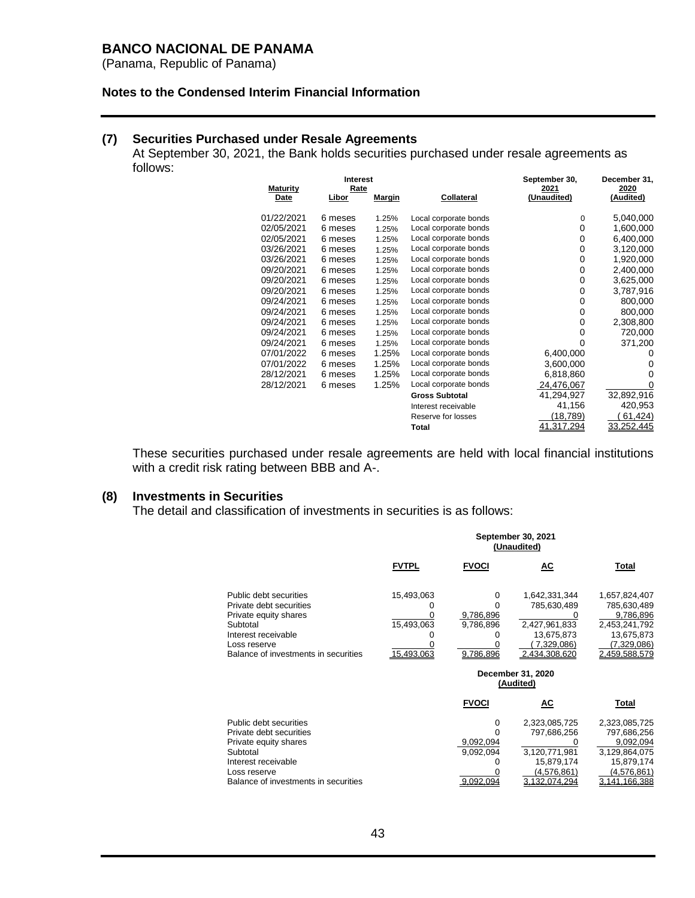## BANCO NACIONAL DE PANAMA
(Panama, Republic of Panama)

**Notes to the Condensed Interim Financial Information**

## (7) Securities Purchased under Resale Agreements

At September 30, 2021, the Bank holds securities purchased under resale agreements as follows:

| Maturity Date | Interest Rate Libor | Interest Rate Margin | Collateral | September 30, 2021 (Unaudited) | December 31, 2020 (Audited) |
|---|---|---|---|---|---|
| 01/22/2021 | 6 meses | 1.25% | Local corporate bonds | 0 | 5,040,000 |
| 02/05/2021 | 6 meses | 1.25% | Local corporate bonds | 0 | 1,600,000 |
| 02/05/2021 | 6 meses | 1.25% | Local corporate bonds | 0 | 6,400,000 |
| 03/26/2021 | 6 meses | 1.25% | Local corporate bonds | 0 | 3,120,000 |
| 03/26/2021 | 6 meses | 1.25% | Local corporate bonds | 0 | 1,920,000 |
| 09/20/2021 | 6 meses | 1.25% | Local corporate bonds | 0 | 2,400,000 |
| 09/20/2021 | 6 meses | 1.25% | Local corporate bonds | 0 | 3,625,000 |
| 09/20/2021 | 6 meses | 1.25% | Local corporate bonds | 0 | 3,787,916 |
| 09/24/2021 | 6 meses | 1.25% | Local corporate bonds | 0 | 800,000 |
| 09/24/2021 | 6 meses | 1.25% | Local corporate bonds | 0 | 800,000 |
| 09/24/2021 | 6 meses | 1.25% | Local corporate bonds | 0 | 2,308,800 |
| 09/24/2021 | 6 meses | 1.25% | Local corporate bonds | 0 | 720,000 |
| 09/24/2021 | 6 meses | 1.25% | Local corporate bonds | 0 | 371,200 |
| 07/01/2022 | 6 meses | 1.25% | Local corporate bonds | 6,400,000 | 0 |
| 07/01/2022 | 6 meses | 1.25% | Local corporate bonds | 3,600,000 | 0 |
| 28/12/2021 | 6 meses | 1.25% | Local corporate bonds | 6,818,860 | 0 |
| 28/12/2021 | 6 meses | 1.25% | Local corporate bonds | 24,476,067 | 0 |
| | | | **Gross Subtotal** | 41,294,927 | 32,892,916 |
| | | | Interest receivable | 41,156 | 420,953 |
| | | | Reserve for losses | (18,789) | (61,424) |
| | | | **Total** | 41,317,294 | 33,252,445 |

These securities purchased under resale agreements are held with local financial institutions with a credit risk rating between BBB and A-.

## (8) Investments in Securities

The detail and classification of investments in securities is as follows:

| | September 30, 2021 (Unaudited) | | | |
|---|---|---|---|---|
| | **FVTPL** | **FVOCI** | **AC** | **Total** |
| Public debt securities | 15,493,063 | 0 | 1,642,331,344 | 1,657,824,407 |
| Private debt securities | 0 | 0 | 785,630,489 | 785,630,489 |
| Private equity shares | 0 | 9,786,896 | 0 | 9,786,896 |
| Subtotal | 15,493,063 | 9,786,896 | 2,427,961,833 | 2,453,241,792 |
| Interest receivable | 0 | 0 | 13,675,873 | 13,675,873 |
| Loss reserve | 0 | 0 | (7,329,086) | (7,329,086) |
| Balance of investments in securities | 15,493,063 | 9,786,896 | 2,434,308,620 | 2,459,588,579 |

| | December 31, 2020 (Audited) | | |
|---|---|---|---|
| | **FVOCI** | **AC** | **Total** |
| Public debt securities | 0 | 2,323,085,725 | 2,323,085,725 |
| Private debt securities | 0 | 797,686,256 | 797,686,256 |
| Private equity shares | 9,092,094 | 0 | 9,092,094 |
| Subtotal | 9,092,094 | 3,120,771,981 | 3,129,864,075 |
| Interest receivable | 0 | 15,879,174 | 15,879,174 |
| Loss reserve | 0 | (4,576,861) | (4,576,861) |
| Balance of investments in securities | 9,092,094 | 3,132,074,294 | 3,141,166,388 |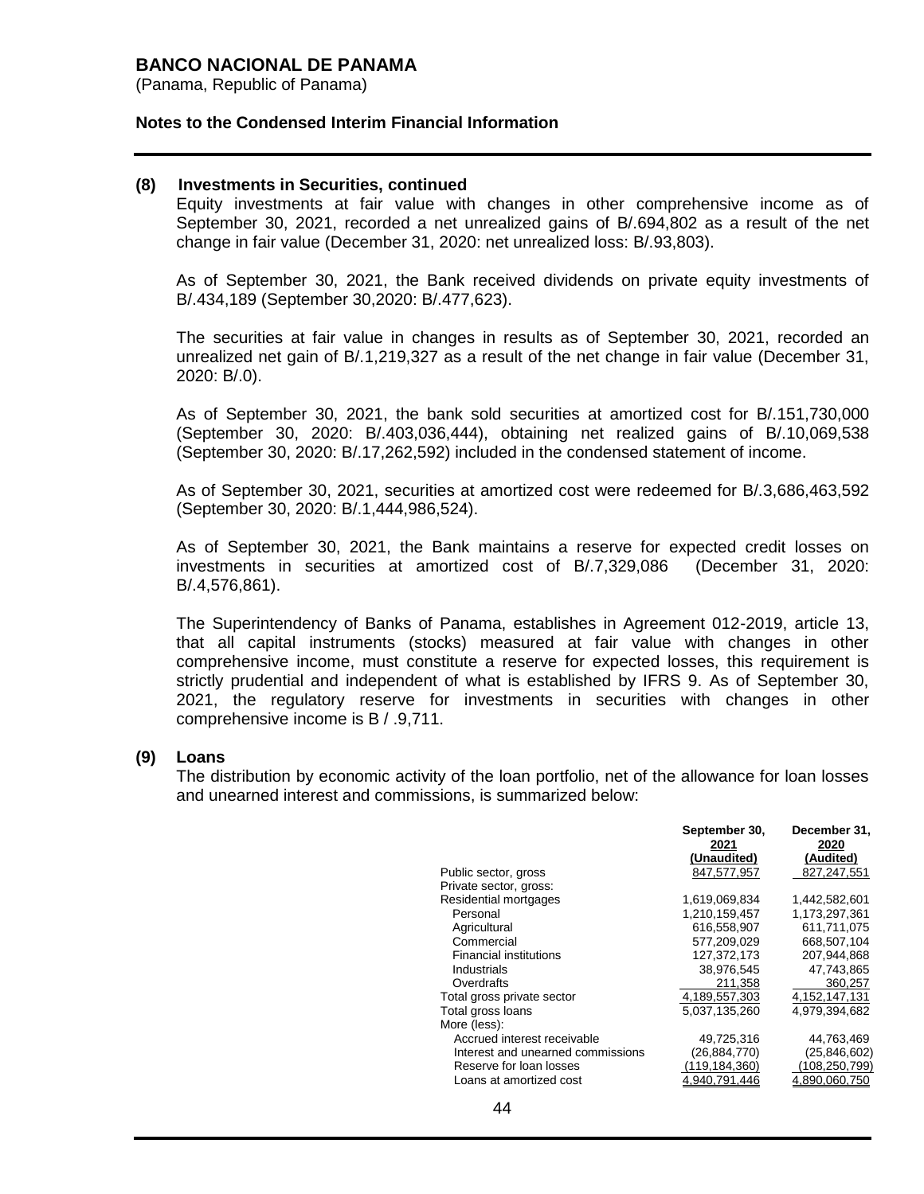**BANCO NACIONAL DE PANAMA**
(Panama, Republic of Panama)

**Notes to the Condensed Interim Financial Information**

## (8) Investments in Securities, continued

Equity investments at fair value with changes in other comprehensive income as of September 30, 2021, recorded a net unrealized gains of B/.694,802 as a result of the net change in fair value (December 31, 2020: net unrealized loss: B/.93,803).

As of September 30, 2021, the Bank received dividends on private equity investments of B/.434,189 (September 30,2020: B/.477,623).

The securities at fair value in changes in results as of September 30, 2021, recorded an unrealized net gain of B/.1,219,327 as a result of the net change in fair value (December 31, 2020: B/.0).

As of September 30, 2021, the bank sold securities at amortized cost for B/.151,730,000 (September 30, 2020: B/.403,036,444), obtaining net realized gains of B/.10,069,538 (September 30, 2020: B/.17,262,592) included in the condensed statement of income.

As of September 30, 2021, securities at amortized cost were redeemed for B/.3,686,463,592 (September 30, 2020: B/.1,444,986,524).

As of September 30, 2021, the Bank maintains a reserve for expected credit losses on investments in securities at amortized cost of B/.7,329,086 (December 31, 2020: B/.4,576,861).

The Superintendency of Banks of Panama, establishes in Agreement 012-2019, article 13, that all capital instruments (stocks) measured at fair value with changes in other comprehensive income, must constitute a reserve for expected losses, this requirement is strictly prudential and independent of what is established by IFRS 9. As of September 30, 2021, the regulatory reserve for investments in securities with changes in other comprehensive income is B / .9,711.

## (9) Loans

The distribution by economic activity of the loan portfolio, net of the allowance for loan losses and unearned interest and commissions, is summarized below:

| | September 30, 2021 (Unaudited) | December 31, 2020 (Audited) |
|---|---|---|
| Public sector, gross | 847,577,957 | 827,247,551 |
| Private sector, gross: | | |
| Residential mortgages | 1,619,069,834 | 1,442,582,601 |
| Personal | 1,210,159,457 | 1,173,297,361 |
| Agricultural | 616,558,907 | 611,711,075 |
| Commercial | 577,209,029 | 668,507,104 |
| Financial institutions | 127,372,173 | 207,944,868 |
| Industrials | 38,976,545 | 47,743,865 |
| Overdrafts | 211,358 | 360,257 |
| Total gross private sector | 4,189,557,303 | 4,152,147,131 |
| Total gross loans | 5,037,135,260 | 4,979,394,682 |
| More (less): | | |
| Accrued interest receivable | 49,725,316 | 44,763,469 |
| Interest and unearned commissions | (26,884,770) | (25,846,602) |
| Reserve for loan losses | (119,184,360) | (108,250,799) |
| Loans at amortized cost | 4,940,791,446 | 4,890,060,750 |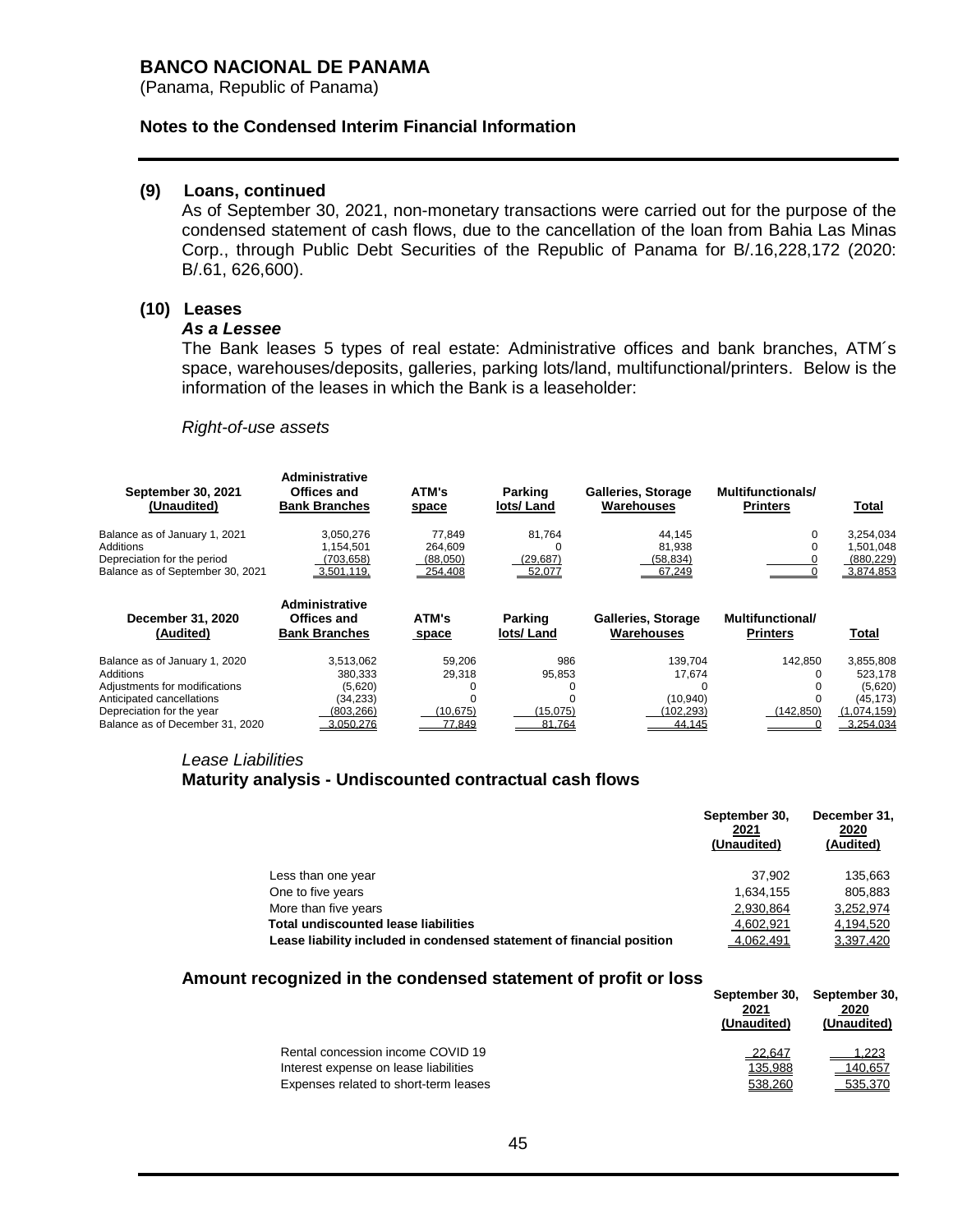BANCO NACIONAL DE PANAMA
(Panama, Republic of Panama)

**Notes to the Condensed Interim Financial Information**

## (9) Loans, continued

As of September 30, 2021, non-monetary transactions were carried out for the purpose of the condensed statement of cash flows, due to the cancellation of the loan from Bahia Las Minas Corp., through Public Debt Securities of the Republic of Panama for B/.16,228,172 (2020: B/.61, 626,600).

## (10) Leases

### *As a Lessee*

The Bank leases 5 types of real estate: Administrative offices and bank branches, ATM´s space, warehouses/deposits, galleries, parking lots/land, multifunctional/printers. Below is the information of the leases in which the Bank is a leaseholder:

*Right-of-use assets*

| September 30, 2021 (Unaudited) | Administrative Offices and Bank Branches | ATM's space | Parking lots/ Land | Galleries, Storage Warehouses | Multifunctionals/ Printers | Total |
|---|---|---|---|---|---|---|
| Balance as of January 1, 2021 | 3,050,276 | 77,849 | 81,764 | 44,145 | 0 | 3,254,034 |
| Additions | 1,154,501 | 264,609 | 0 | 81,938 | 0 | 1,501,048 |
| Depreciation for the period | (703,658) | (88,050) | (29,687) | (58,834) | 0 | (880,229) |
| Balance as of September 30, 2021 | 3,501,119 | 254,408 | 52,077 | 67,249 | 0 | 3,874,853 |

| December 31, 2020 (Audited) | Administrative Offices and Bank Branches | ATM's space | Parking lots/ Land | Galleries, Storage Warehouses | Multifunctional/ Printers | Total |
|---|---|---|---|---|---|---|
| Balance as of January 1, 2020 | 3,513,062 | 59,206 | 986 | 139,704 | 142,850 | 3,855,808 |
| Additions | 380,333 | 29,318 | 95,853 | 17,674 | 0 | 523,178 |
| Adjustments for modifications | (5,620) | 0 | 0 | 0 | 0 | (5,620) |
| Anticipated cancellations | (34,233) | 0 | 0 | (10,940) | 0 | (45,173) |
| Depreciation for the year | (803,266) | (10,675) | (15,075) | (102,293) | (142,850) | (1,074,159) |
| Balance as of December 31, 2020 | 3,050,276 | 77,849 | 81,764 | 44,145 | 0 | 3,254,034 |

*Lease Liabilities*

### Maturity analysis - Undiscounted contractual cash flows

| | September 30, 2021 (Unaudited) | December 31, 2020 (Audited) |
|---|---|---|
| Less than one year | 37,902 | 135,663 |
| One to five years | 1,634,155 | 805,883 |
| More than five years | 2,930,864 | 3,252,974 |
| **Total undiscounted lease liabilities** | 4,602,921 | 4,194,520 |
| **Lease liability included in condensed statement of financial position** | 4,062,491 | 3,397,420 |

### Amount recognized in the condensed statement of profit or loss

| | September 30, 2021 (Unaudited) | September 30, 2020 (Unaudited) |
|---|---|---|
| Rental concession income COVID 19 | 22,647 | 1,223 |
| Interest expense on lease liabilities | 135,988 | 140,657 |
| Expenses related to short-term leases | 538,260 | 535,370 |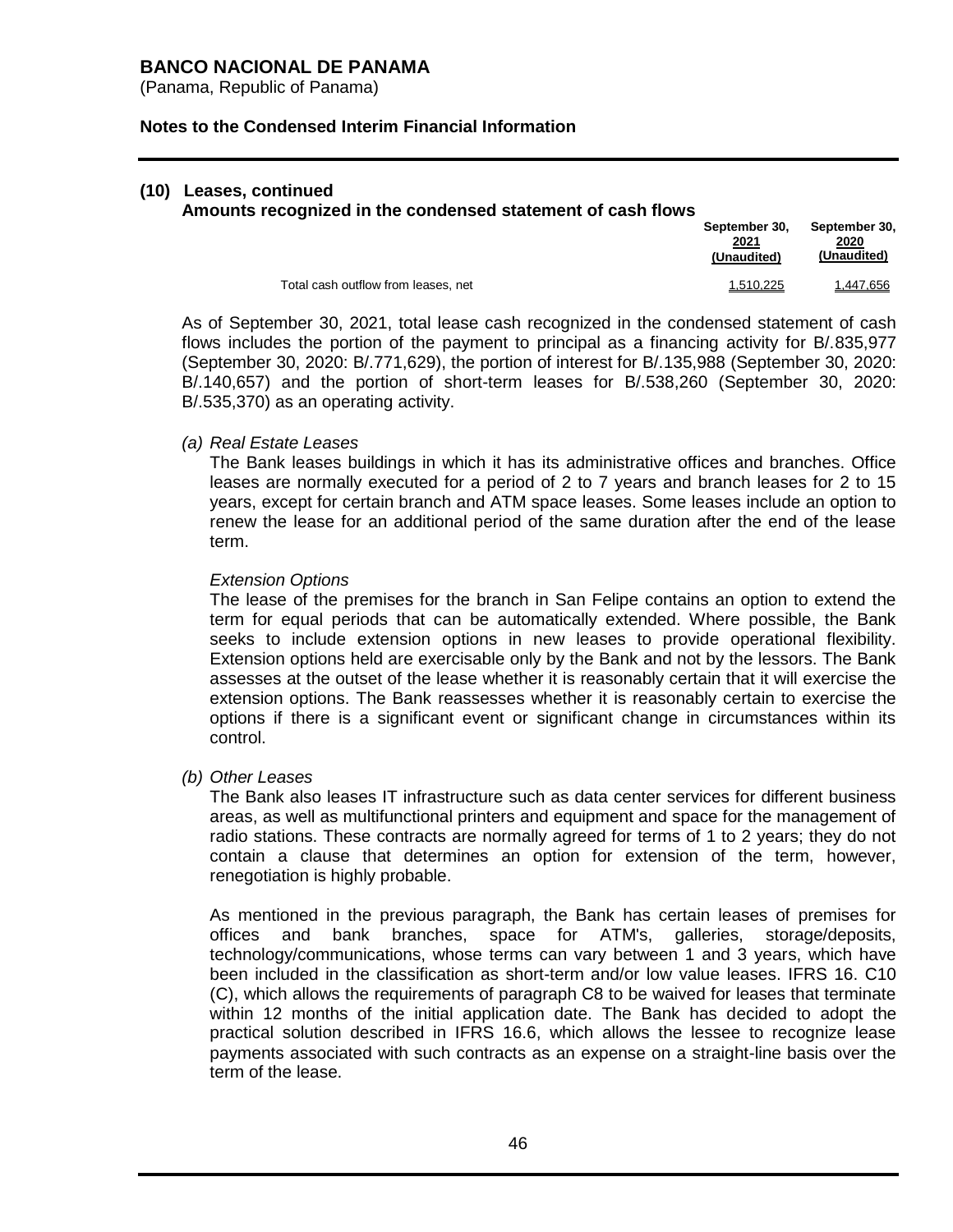## (10) Leases, continued

**Amounts recognized in the condensed statement of cash flows**

| | September 30, 2021 (Unaudited) | September 30, 2020 (Unaudited) |
|---|---|---|
| Total cash outflow from leases, net | 1,510,225 | 1,447,656 |

As of September 30, 2021, total lease cash recognized in the condensed statement of cash flows includes the portion of the payment to principal as a financing activity for B/.835,977 (September 30, 2020: B/.771,629), the portion of interest for B/.135,988 (September 30, 2020: B/.140,657) and the portion of short-term leases for B/.538,260 (September 30, 2020: B/.535,370) as an operating activity.

*(a) Real Estate Leases*

The Bank leases buildings in which it has its administrative offices and branches. Office leases are normally executed for a period of 2 to 7 years and branch leases for 2 to 15 years, except for certain branch and ATM space leases. Some leases include an option to renew the lease for an additional period of the same duration after the end of the lease term.

*Extension Options*

The lease of the premises for the branch in San Felipe contains an option to extend the term for equal periods that can be automatically extended. Where possible, the Bank seeks to include extension options in new leases to provide operational flexibility. Extension options held are exercisable only by the Bank and not by the lessors. The Bank assesses at the outset of the lease whether it is reasonably certain that it will exercise the extension options. The Bank reassesses whether it is reasonably certain to exercise the options if there is a significant event or significant change in circumstances within its control.

*(b) Other Leases*

The Bank also leases IT infrastructure such as data center services for different business areas, as well as multifunctional printers and equipment and space for the management of radio stations. These contracts are normally agreed for terms of 1 to 2 years; they do not contain a clause that determines an option for extension of the term, however, renegotiation is highly probable.

As mentioned in the previous paragraph, the Bank has certain leases of premises for offices and bank branches, space for ATM's, galleries, storage/deposits, technology/communications, whose terms can vary between 1 and 3 years, which have been included in the classification as short-term and/or low value leases. IFRS 16. C10 (C), which allows the requirements of paragraph C8 to be waived for leases that terminate within 12 months of the initial application date. The Bank has decided to adopt the practical solution described in IFRS 16.6, which allows the lessee to recognize lease payments associated with such contracts as an expense on a straight-line basis over the term of the lease.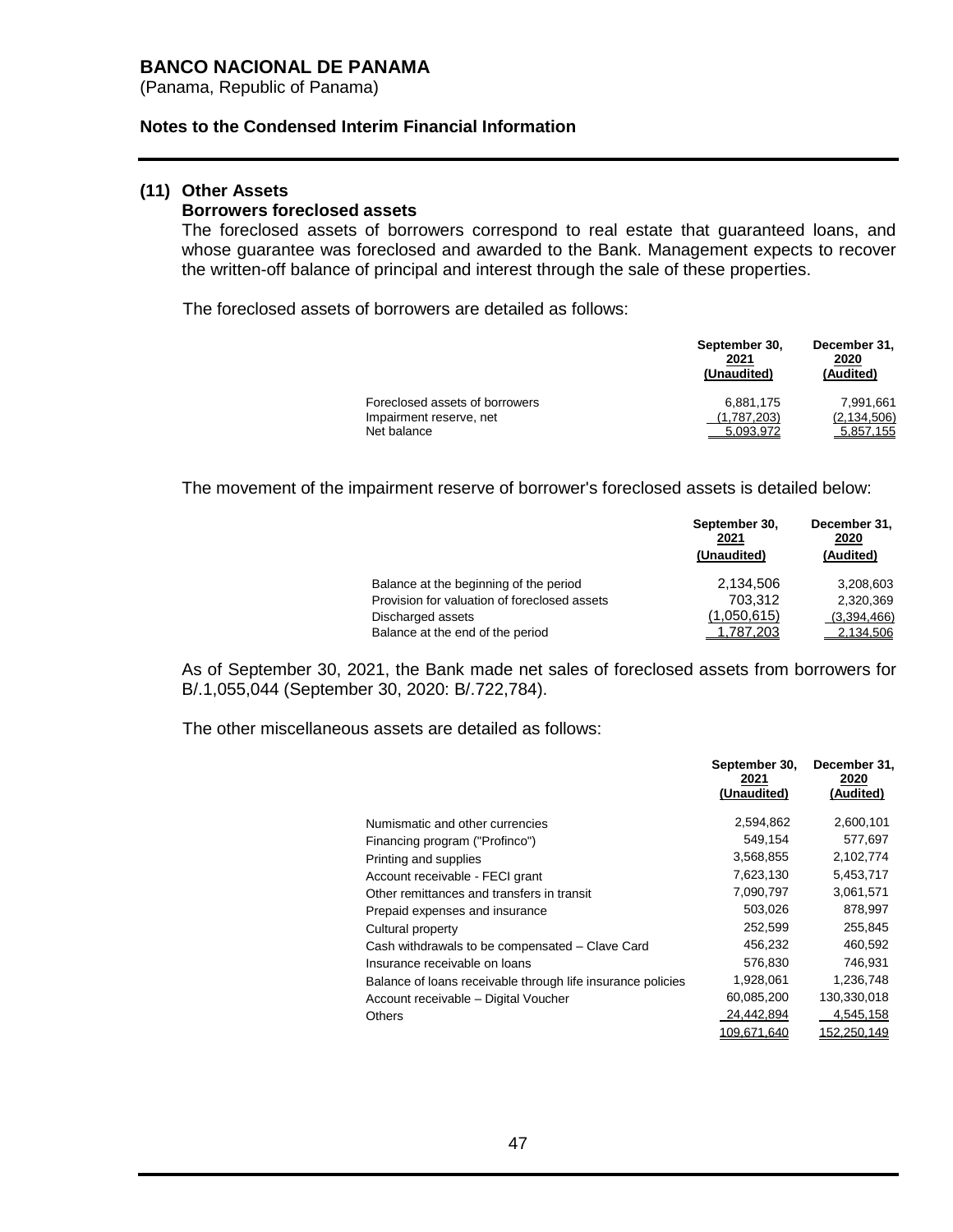# BANCO NACIONAL DE PANAMA
(Panama, Republic of Panama)

**Notes to the Condensed Interim Financial Information**

## (11) Other Assets

### Borrowers foreclosed assets

The foreclosed assets of borrowers correspond to real estate that guaranteed loans, and whose guarantee was foreclosed and awarded to the Bank. Management expects to recover the written-off balance of principal and interest through the sale of these properties.

The foreclosed assets of borrowers are detailed as follows:

| | September 30, 2021 (Unaudited) | December 31, 2020 (Audited) |
|---|---|---|
| Foreclosed assets of borrowers | 6,881,175 | 7,991,661 |
| Impairment reserve, net | (1,787,203) | (2,134,506) |
| Net balance | 5,093,972 | 5,857,155 |

The movement of the impairment reserve of borrower's foreclosed assets is detailed below:

| | September 30, 2021 (Unaudited) | December 31, 2020 (Audited) |
|---|---|---|
| Balance at the beginning of the period | 2,134,506 | 3,208,603 |
| Provision for valuation of foreclosed assets | 703,312 | 2,320,369 |
| Discharged assets | (1,050,615) | (3,394,466) |
| Balance at the end of the period | 1,787,203 | 2,134,506 |

As of September 30, 2021, the Bank made net sales of foreclosed assets from borrowers for B/.1,055,044 (September 30, 2020: B/.722,784).

The other miscellaneous assets are detailed as follows:

| | September 30, 2021 (Unaudited) | December 31, 2020 (Audited) |
|---|---|---|
| Numismatic and other currencies | 2,594,862 | 2,600,101 |
| Financing program ("Profinco") | 549,154 | 577,697 |
| Printing and supplies | 3,568,855 | 2,102,774 |
| Account receivable - FECI grant | 7,623,130 | 5,453,717 |
| Other remittances and transfers in transit | 7,090,797 | 3,061,571 |
| Prepaid expenses and insurance | 503,026 | 878,997 |
| Cultural property | 252,599 | 255,845 |
| Cash withdrawals to be compensated – Clave Card | 456,232 | 460,592 |
| Insurance receivable on loans | 576,830 | 746,931 |
| Balance of loans receivable through life insurance policies | 1,928,061 | 1,236,748 |
| Account receivable – Digital Voucher | 60,085,200 | 130,330,018 |
| Others | 24,442,894 | 4,545,158 |
| | 109,671,640 | 152,250,149 |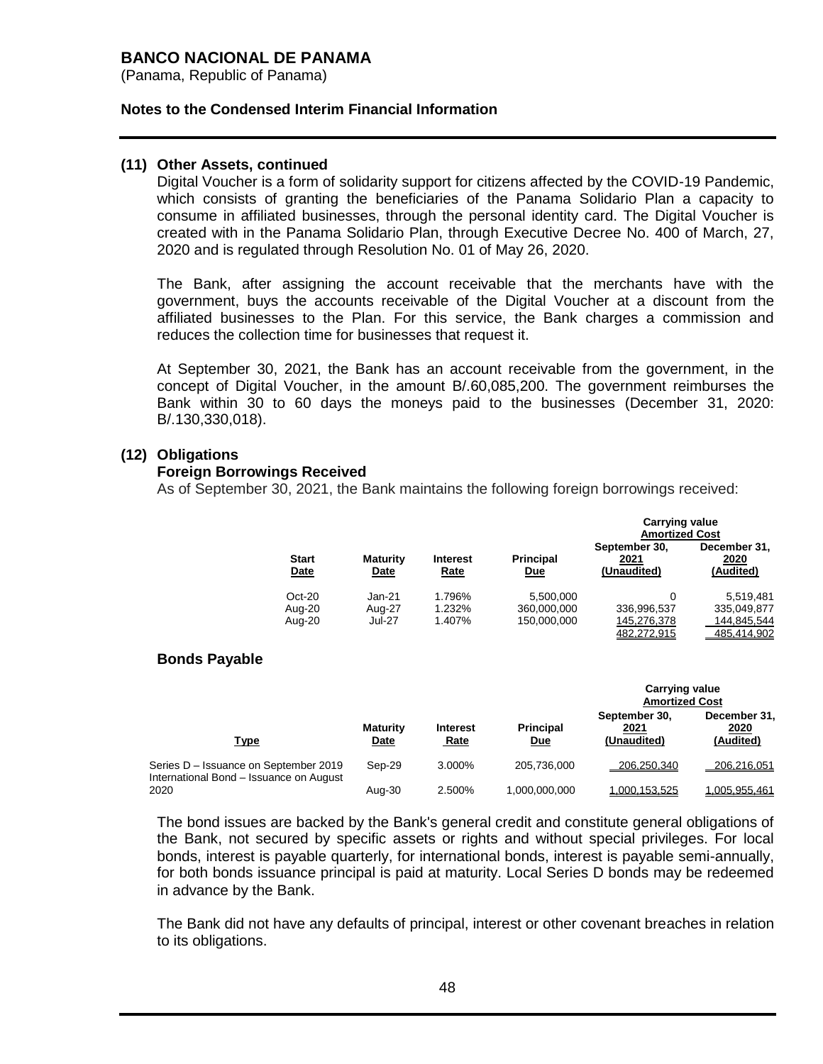**BANCO NACIONAL DE PANAMA**
(Panama, Republic of Panama)

**Notes to the Condensed Interim Financial Information**

**(11) Other Assets, continued**

Digital Voucher is a form of solidarity support for citizens affected by the COVID-19 Pandemic, which consists of granting the beneficiaries of the Panama Solidario Plan a capacity to consume in affiliated businesses, through the personal identity card. The Digital Voucher is created with in the Panama Solidario Plan, through Executive Decree No. 400 of March, 27, 2020 and is regulated through Resolution No. 01 of May 26, 2020.

The Bank, after assigning the account receivable that the merchants have with the government, buys the accounts receivable of the Digital Voucher at a discount from the affiliated businesses to the Plan. For this service, the Bank charges a commission and reduces the collection time for businesses that request it.

At September 30, 2021, the Bank has an account receivable from the government, in the concept of Digital Voucher, in the amount B/.60,085,200. The government reimburses the Bank within 30 to 60 days the moneys paid to the businesses (December 31, 2020: B/.130,330,018).

**(12) Obligations**

**Foreign Borrowings Received**

As of September 30, 2021, the Bank maintains the following foreign borrowings received:

| | | | | Carrying value Amortized Cost | |
|---|---|---|---|---|---|
| Start Date | Maturity Date | Interest Rate | Principal Due | September 30, 2021 (Unaudited) | December 31, 2020 (Audited) |
| Oct-20 | Jan-21 | 1.796% | 5,500,000 | 0 | 5,519,481 |
| Aug-20 | Aug-27 | 1.232% | 360,000,000 | 336,996,537 | 335,049,877 |
| Aug-20 | Jul-27 | 1.407% | 150,000,000 | 145,276,378 | 144,845,544 |
| | | | | 482,272,915 | 485,414,902 |

**Bonds Payable**

| | | | | Carrying value Amortized Cost | |
|---|---|---|---|---|---|
| Type | Maturity Date | Interest Rate | Principal Due | September 30, 2021 (Unaudited) | December 31, 2020 (Audited) |
| Series D – Issuance on September 2019 | Sep-29 | 3.000% | 205,736,000 | 206,250,340 | 206,216,051 |
| International Bond – Issuance on August 2020 | Aug-30 | 2.500% | 1,000,000,000 | 1,000,153,525 | 1,005,955,461 |

The bond issues are backed by the Bank's general credit and constitute general obligations of the Bank, not secured by specific assets or rights and without special privileges. For local bonds, interest is payable quarterly, for international bonds, interest is payable semi-annually, for both bonds issuance principal is paid at maturity. Local Series D bonds may be redeemed in advance by the Bank.

The Bank did not have any defaults of principal, interest or other covenant breaches in relation to its obligations.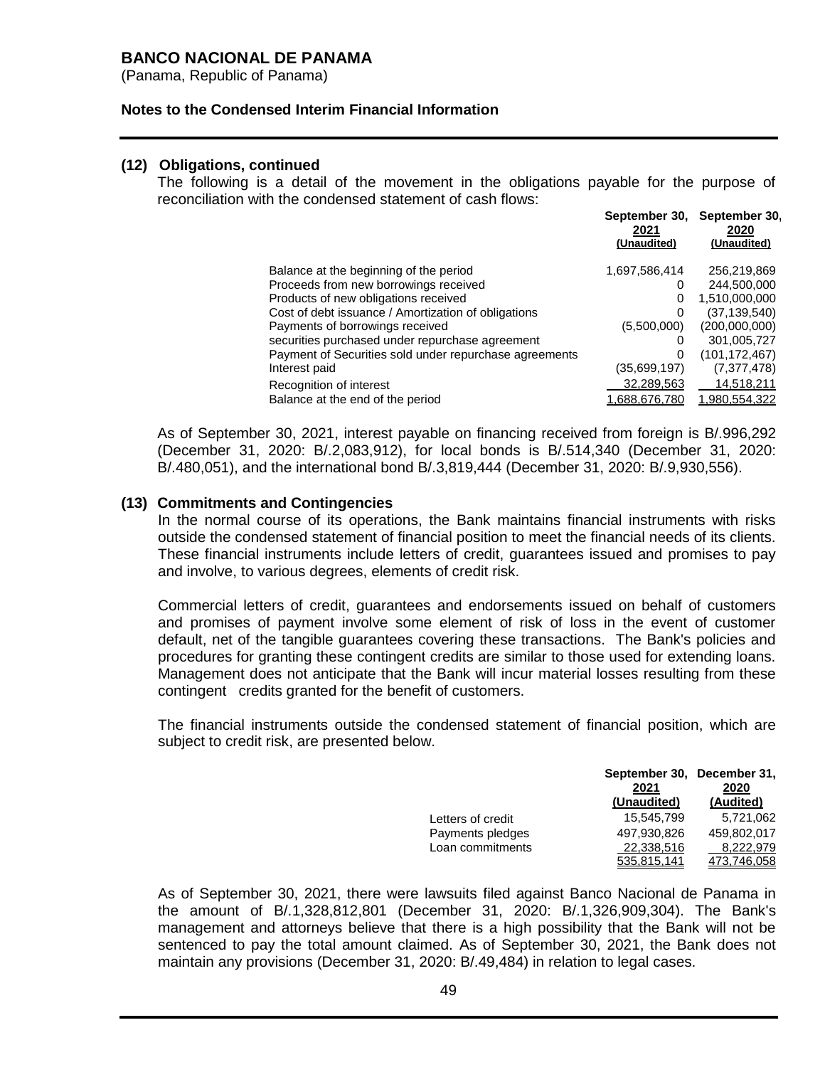### (12) Obligations, continued

The following is a detail of the movement in the obligations payable for the purpose of reconciliation with the condensed statement of cash flows:

| | September 30, 2021 (Unaudited) | September 30, 2020 (Unaudited) |
|---|---|---|
| Balance at the beginning of the period | 1,697,586,414 | 256,219,869 |
| Proceeds from new borrowings received | 0 | 244,500,000 |
| Products of new obligations received | 0 | 1,510,000,000 |
| Cost of debt issuance / Amortization of obligations | 0 | (37,139,540) |
| Payments of borrowings received | (5,500,000) | (200,000,000) |
| securities purchased under repurchase agreement | 0 | 301,005,727 |
| Payment of Securities sold under repurchase agreements | 0 | (101,172,467) |
| Interest paid | (35,699,197) | (7,377,478) |
| Recognition of interest | 32,289,563 | 14,518,211 |
| Balance at the end of the period | 1,688,676,780 | 1,980,554,322 |

As of September 30, 2021, interest payable on financing received from foreign is B/.996,292 (December 31, 2020: B/.2,083,912), for local bonds is B/.514,340 (December 31, 2020: B/.480,051), and the international bond B/.3,819,444 (December 31, 2020: B/.9,930,556).

### (13) Commitments and Contingencies

In the normal course of its operations, the Bank maintains financial instruments with risks outside the condensed statement of financial position to meet the financial needs of its clients. These financial instruments include letters of credit, guarantees issued and promises to pay and involve, to various degrees, elements of credit risk.

Commercial letters of credit, guarantees and endorsements issued on behalf of customers and promises of payment involve some element of risk of loss in the event of customer default, net of the tangible guarantees covering these transactions. The Bank's policies and procedures for granting these contingent credits are similar to those used for extending loans. Management does not anticipate that the Bank will incur material losses resulting from these contingent credits granted for the benefit of customers.

The financial instruments outside the condensed statement of financial position, which are subject to credit risk, are presented below.

| | September 30, 2021 (Unaudited) | December 31, 2020 (Audited) |
|---|---|---|
| Letters of credit | 15,545,799 | 5,721,062 |
| Payments pledges | 497,930,826 | 459,802,017 |
| Loan commitments | 22,338,516 | 8,222,979 |
| | 535,815,141 | 473,746,058 |

As of September 30, 2021, there were lawsuits filed against Banco Nacional de Panama in the amount of B/.1,328,812,801 (December 31, 2020: B/.1,326,909,304). The Bank's management and attorneys believe that there is a high possibility that the Bank will not be sentenced to pay the total amount claimed. As of September 30, 2021, the Bank does not maintain any provisions (December 31, 2020: B/.49,484) in relation to legal cases.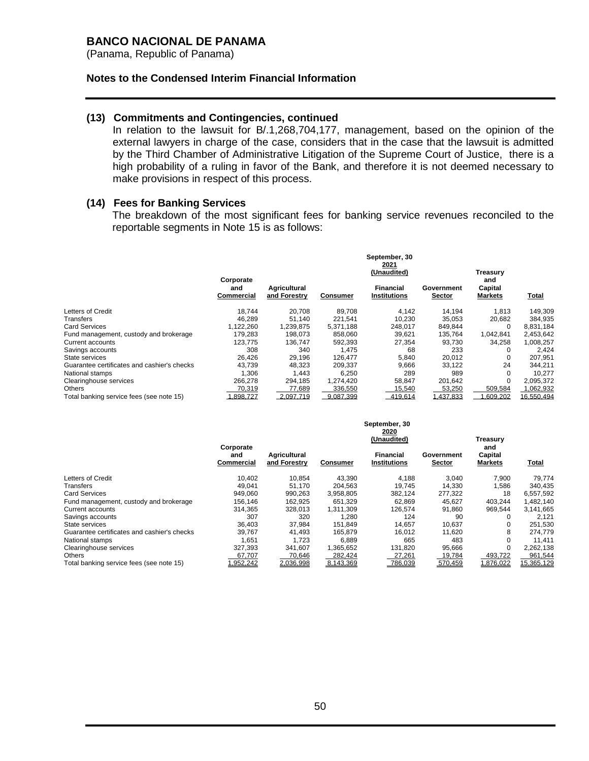## (13) Commitments and Contingencies, continued

In relation to the lawsuit for B/.1,268,704,177, management, based on the opinion of the external lawyers in charge of the case, considers that in the case that the lawsuit is admitted by the Third Chamber of Administrative Litigation of the Supreme Court of Justice, there is a high probability of a ruling in favor of the Bank, and therefore it is not deemed necessary to make provisions in respect of this process.

## (14) Fees for Banking Services

The breakdown of the most significant fees for banking service revenues reconciled to the reportable segments in Note 15 is as follows:

| | September, 30 2021 (Unaudited) | | | | | | |
|---|---|---|---|---|---|---|---|
| | Corporate and Commercial | Agricultural and Forestry | Consumer | Financial Institutions | Government Sector | Treasury and Capital Markets | Total |
| Letters of Credit | 18,744 | 20,708 | 89,708 | 4,142 | 14,194 | 1,813 | 149,309 |
| Transfers | 46,289 | 51,140 | 221,541 | 10,230 | 35,053 | 20,682 | 384,935 |
| Card Services | 1,122,260 | 1,239,875 | 5,371,188 | 248,017 | 849,844 | 0 | 8,831,184 |
| Fund management, custody and brokerage | 179,283 | 198,073 | 858,060 | 39,621 | 135,764 | 1,042,841 | 2,453,642 |
| Current accounts | 123,775 | 136,747 | 592,393 | 27,354 | 93,730 | 34,258 | 1,008,257 |
| Savings accounts | 308 | 340 | 1,475 | 68 | 233 | 0 | 2,424 |
| State services | 26,426 | 29,196 | 126,477 | 5,840 | 20,012 | 0 | 207,951 |
| Guarantee certificates and cashier's checks | 43,739 | 48,323 | 209,337 | 9,666 | 33,122 | 24 | 344,211 |
| National stamps | 1,306 | 1,443 | 6,250 | 289 | 989 | 0 | 10,277 |
| Clearinghouse services | 266,278 | 294,185 | 1,274,420 | 58,847 | 201,642 | 0 | 2,095,372 |
| Others | 70,319 | 77,689 | 336,550 | 15,540 | 53,250 | 509,584 | 1,062,932 |
| Total banking service fees (see note 15) | 1,898,727 | 2,097,719 | 9,087,399 | 419,614 | 1,437,833 | 1,609,202 | 16,550,494 |

| | September, 30 2020 (Unaudited) | | | | | | |
|---|---|---|---|---|---|---|---|
| | Corporate and Commercial | Agricultural and Forestry | Consumer | Financial Institutions | Government Sector | Treasury and Capital Markets | Total |
| Letters of Credit | 10,402 | 10,854 | 43,390 | 4,188 | 3,040 | 7,900 | 79,774 |
| Transfers | 49,041 | 51,170 | 204,563 | 19,745 | 14,330 | 1,586 | 340,435 |
| Card Services | 949,060 | 990,263 | 3,958,805 | 382,124 | 277,322 | 18 | 6,557,592 |
| Fund management, custody and brokerage | 156,146 | 162,925 | 651,329 | 62,869 | 45,627 | 403,244 | 1,482,140 |
| Current accounts | 314,365 | 328,013 | 1,311,309 | 126,574 | 91,860 | 969,544 | 3,141,665 |
| Savings accounts | 307 | 320 | 1,280 | 124 | 90 | 0 | 2,121 |
| State services | 36,403 | 37,984 | 151,849 | 14,657 | 10,637 | 0 | 251,530 |
| Guarantee certificates and cashier's checks | 39,767 | 41,493 | 165,879 | 16,012 | 11,620 | 8 | 274,779 |
| National stamps | 1,651 | 1,723 | 6,889 | 665 | 483 | 0 | 11,411 |
| Clearinghouse services | 327,393 | 341,607 | 1,365,652 | 131,820 | 95,666 | 0 | 2,262,138 |
| Others | 67,707 | 70,646 | 282,424 | 27,261 | 19,784 | 493,722 | 961,544 |
| Total banking service fees (see note 15) | 1,952,242 | 2,036,998 | 8,143,369 | 786,039 | 570,459 | 1,876,022 | 15,365,129 |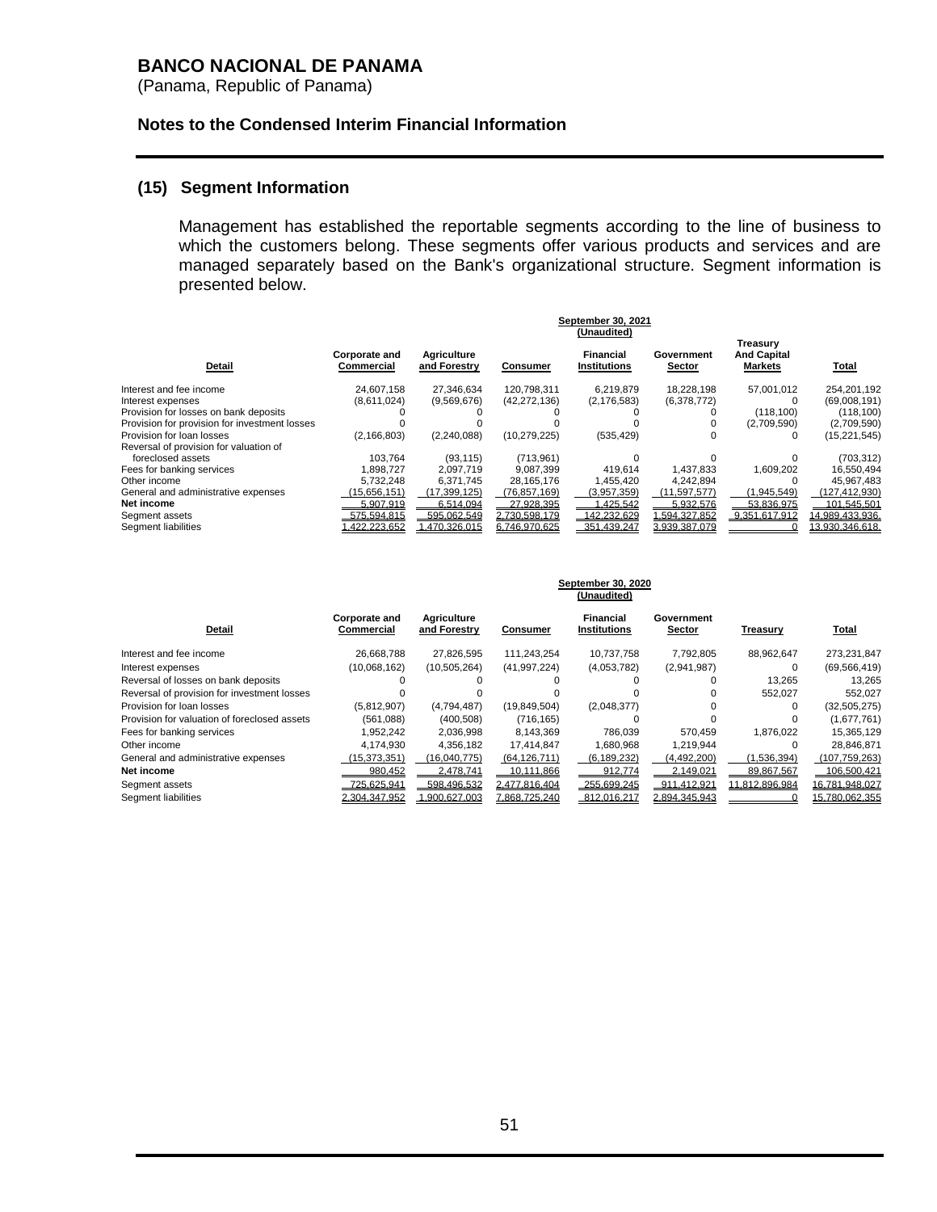**BANCO NACIONAL DE PANAMA**
(Panama, Republic of Panama)

**Notes to the Condensed Interim Financial Information**

## (15) Segment Information

Management has established the reportable segments according to the line of business to which the customers belong. These segments offer various products and services and are managed separately based on the Bank's organizational structure. Segment information is presented below.

| | September 30, 2021 (Unaudited) | | | | | | |
|---|---|---|---|---|---|---|---|
| **Detail** | **Corporate and Commercial** | **Agriculture and Forestry** | **Consumer** | **Financial Institutions** | **Government Sector** | **Treasury And Capital Markets** | **Total** |
| Interest and fee income | 24,607,158 | 27,346,634 | 120,798,311 | 6,219,879 | 18,228,198 | 57,001,012 | 254,201,192 |
| Interest expenses | (8,611,024) | (9,569,676) | (42,272,136) | (2,176,583) | (6,378,772) | 0 | (69,008,191) |
| Provision for losses on bank deposits | 0 | 0 | 0 | 0 | 0 | (118,100) | (118,100) |
| Provision for provision for investment losses | 0 | 0 | 0 | 0 | 0 | (2,709,590) | (2,709,590) |
| Provision for loan losses | (2,166,803) | (2,240,088) | (10,279,225) | (535,429) | 0 | 0 | (15,221,545) |
| Reversal of provision for valuation of foreclosed assets | 103,764 | (93,115) | (713,961) | 0 | 0 | 0 | (703,312) |
| Fees for banking services | 1,898,727 | 2,097,719 | 9,087,399 | 419,614 | 1,437,833 | 1,609,202 | 16,550,494 |
| Other income | 5,732,248 | 6,371,745 | 28,165,176 | 1,455,420 | 4,242,894 | 0 | 45,967,483 |
| General and administrative expenses | (15,656,151) | (17,399,125) | (76,857,169) | (3,957,359) | (11,597,577) | (1,945,549) | (127,412,930) |
| **Net income** | 5,907,919 | 6,514,094 | 27,928,395 | 1,425,542 | 5,932,576 | 53,836,975 | 101,545,501 |
| Segment assets | 575,594,815 | 595,062,549 | 2,730,598,179 | 142,232,629 | 1,594,327,852 | 9,351,617,912 | 14,989,433,936 |
| Segment liabilities | 1,422,223,652 | 1,470,326,015 | 6,746,970,625 | 351,439,247 | 3,939,387,079 | 0 | 13,930,346,618 |

| | September 30, 2020 (Unaudited) | | | | | | |
|---|---|---|---|---|---|---|---|
| **Detail** | **Corporate and Commercial** | **Agriculture and Forestry** | **Consumer** | **Financial Institutions** | **Government Sector** | **Treasury** | **Total** |
| Interest and fee income | 26,668,788 | 27,826,595 | 111,243,254 | 10,737,758 | 7,792,805 | 88,962,647 | 273,231,847 |
| Interest expenses | (10,068,162) | (10,505,264) | (41,997,224) | (4,053,782) | (2,941,987) | 0 | (69,566,419) |
| Reversal of losses on bank deposits | 0 | 0 | 0 | 0 | 0 | 13,265 | 13,265 |
| Reversal of provision for investment losses | 0 | 0 | 0 | 0 | 0 | 552,027 | 552,027 |
| Provision for loan losses | (5,812,907) | (4,794,487) | (19,849,504) | (2,048,377) | 0 | 0 | (32,505,275) |
| Provision for valuation of foreclosed assets | (561,088) | (400,508) | (716,165) | 0 | 0 | 0 | (1,677,761) |
| Fees for banking services | 1,952,242 | 2,036,998 | 8,143,369 | 786,039 | 570,459 | 1,876,022 | 15,365,129 |
| Other income | 4,174,930 | 4,356,182 | 17,414,847 | 1,680,968 | 1,219,944 | 0 | 28,846,871 |
| General and administrative expenses | (15,373,351) | (16,040,775) | (64,126,711) | (6,189,232) | (4,492,200) | (1,536,394) | (107,759,263) |
| **Net income** | 980,452 | 2,478,741 | 10,111,866 | 912,774 | 2,149,021 | 89,867,567 | 106,500,421 |
| Segment assets | 725,625,941 | 598,496,532 | 2,477,816,404 | 255,699,245 | 911,412,921 | 11,812,896,984 | 16,781,948,027 |
| Segment liabilities | 2,304,347,952 | 1,900,627,003 | 7,868,725,240 | 812,016,217 | 2,894,345,943 | 0 | 15,780,062,355 |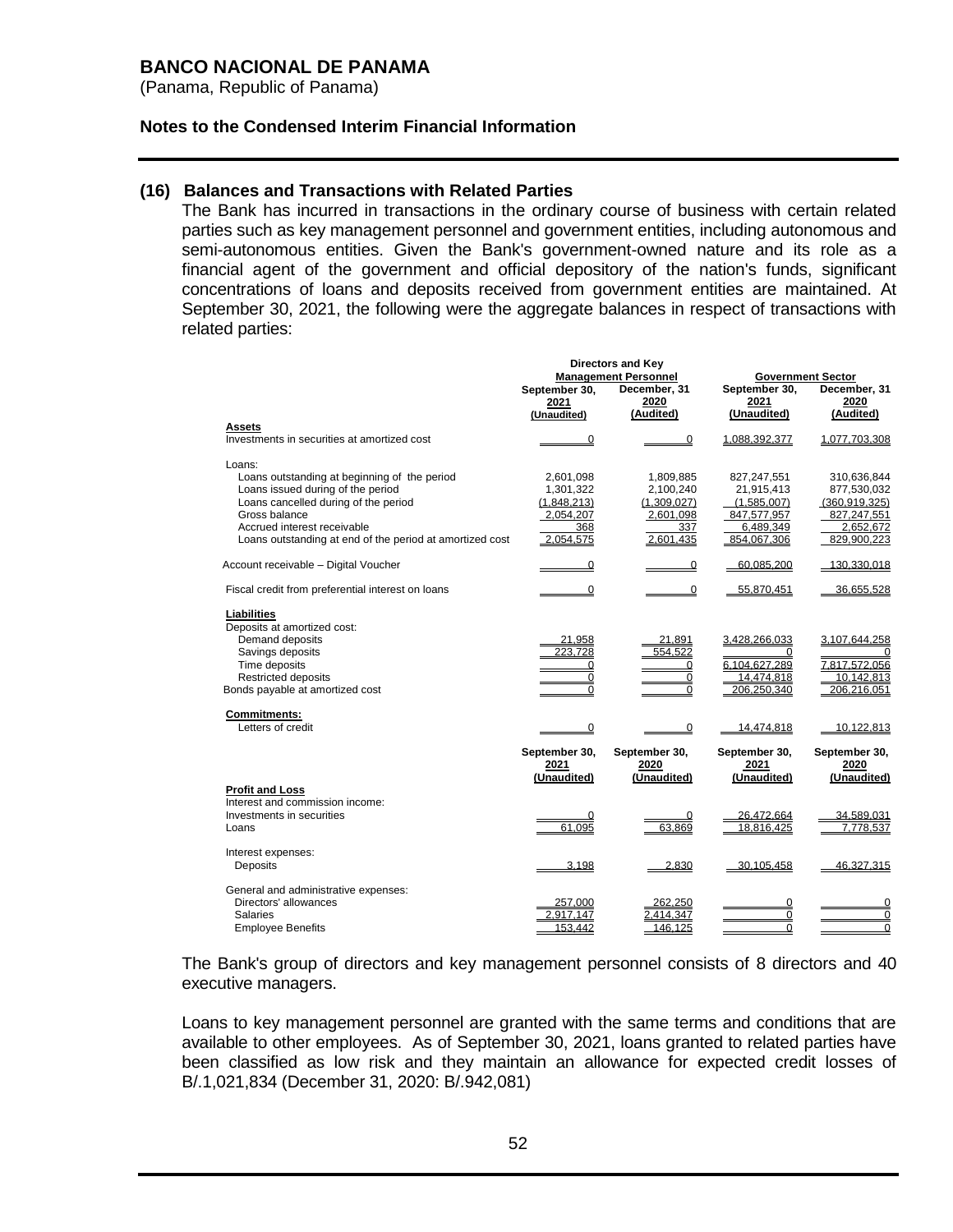**BANCO NACIONAL DE PANAMA**
(Panama, Republic of Panama)

**Notes to the Condensed Interim Financial Information**

## (16) Balances and Transactions with Related Parties

The Bank has incurred in transactions in the ordinary course of business with certain related parties such as key management personnel and government entities, including autonomous and semi-autonomous entities. Given the Bank's government-owned nature and its role as a financial agent of the government and official depository of the nation's funds, significant concentrations of loans and deposits received from government entities are maintained. At September 30, 2021, the following were the aggregate balances in respect of transactions with related parties:

| | Directors and Key Management Personnel | | Government Sector | |
|---|---|---|---|---|
| | September 30, 2021 (Unaudited) | December, 31 2020 (Audited) | September 30, 2021 (Unaudited) | December, 31 2020 (Audited) |
| **Assets** | | | | |
| Investments in securities at amortized cost | 0 | 0 | 1,088,392,377 | 1,077,703,308 |
| Loans: | | | | |
| Loans outstanding at beginning of the period | 2,601,098 | 1,809,885 | 827,247,551 | 310,636,844 |
| Loans issued during of the period | 1,301,322 | 2,100,240 | 21,915,413 | 877,530,032 |
| Loans cancelled during of the period | (1,848,213) | (1,309,027) | (1,585,007) | (360,919,325) |
| Gross balance | 2,054,207 | 2,601,098 | 847,577,957 | 827,247,551 |
| Accrued interest receivable | 368 | 337 | 6,489,349 | 2,652,672 |
| Loans outstanding at end of the period at amortized cost | 2,054,575 | 2,601,435 | 854,067,306 | 829,900,223 |
| Account receivable – Digital Voucher | 0 | 0 | 60,085,200 | 130,330,018 |
| Fiscal credit from preferential interest on loans | 0 | 0 | 55,870,451 | 36,655,528 |
| **Liabilities** | | | | |
| Deposits at amortized cost: | | | | |
| Demand deposits | 21,958 | 21,891 | 3,428,266,033 | 3,107,644,258 |
| Savings deposits | 223,728 | 554,522 | 0 | 0 |
| Time deposits | 0 | 0 | 6,104,627,289 | 7,817,572,056 |
| Restricted deposits | 0 | 0 | 14,474,818 | 10,142,813 |
| Bonds payable at amortized cost | 0 | 0 | 206,250,340 | 206,216,051 |
| **Commitments:** | | | | |
| Letters of credit | 0 | 0 | 14,474,818 | 10,122,813 |
| | September 30, 2021 (Unaudited) | September 30, 2020 (Unaudited) | September 30, 2021 (Unaudited) | September 30, 2020 (Unaudited) |
| **Profit and Loss** | | | | |
| Interest and commission income: | | | | |
| Investments in securities | 0 | 0 | 26,472,664 | 34,589,031 |
| Loans | 61,095 | 63,869 | 18,816,425 | 7,778,537 |
| Interest expenses: | | | | |
| Deposits | 3,198 | 2,830 | 30,105,458 | 46,327,315 |
| General and administrative expenses: | | | | |
| Directors' allowances | 257,000 | 262,250 | 0 | 0 |
| Salaries | 2,917,147 | 2,414,347 | 0 | 0 |
| Employee Benefits | 153,442 | 146,125 | 0 | 0 |

The Bank's group of directors and key management personnel consists of 8 directors and 40 executive managers.

Loans to key management personnel are granted with the same terms and conditions that are available to other employees. As of September 30, 2021, loans granted to related parties have been classified as low risk and they maintain an allowance for expected credit losses of B/.1,021,834 (December 31, 2020: B/.942,081)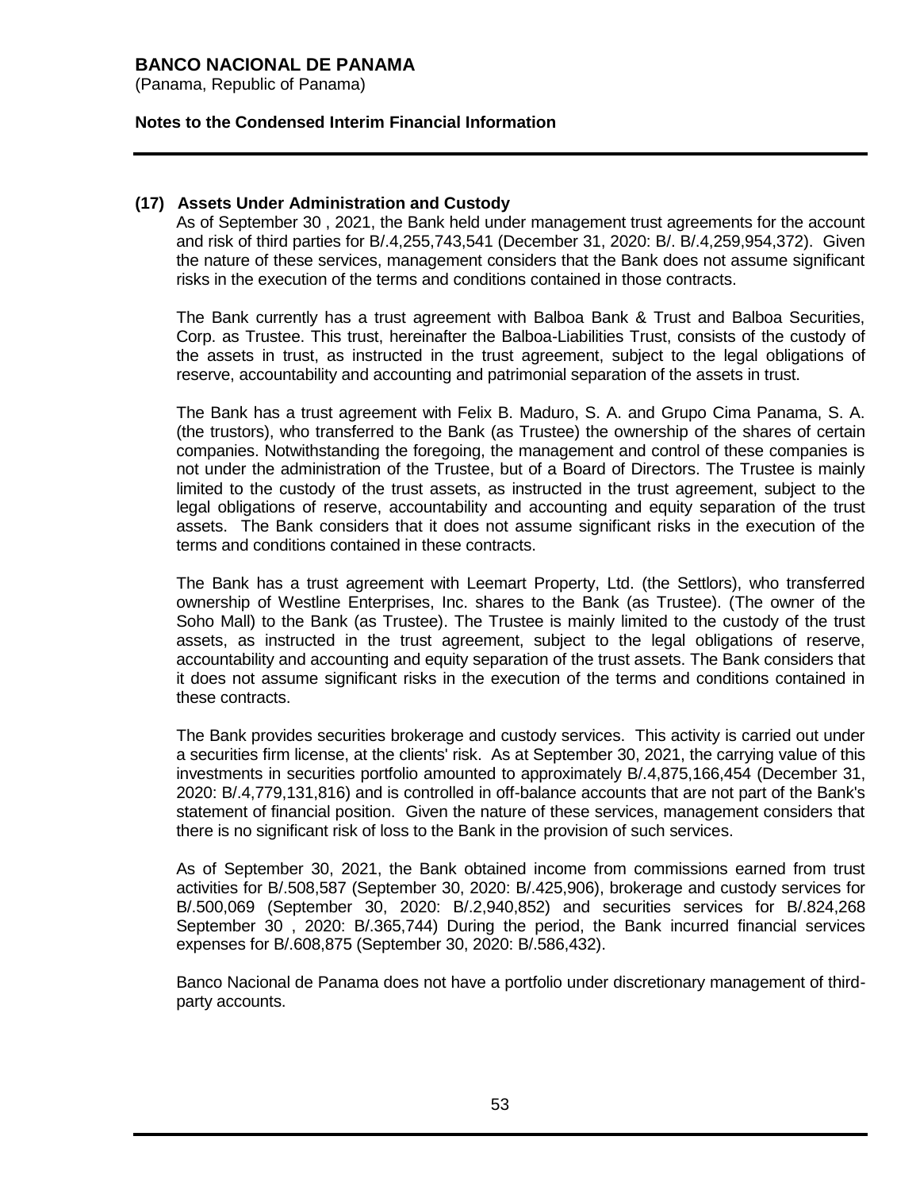**BANCO NACIONAL DE PANAMA**
(Panama, Republic of Panama)

**Notes to the Condensed Interim Financial Information**

## (17) Assets Under Administration and Custody

As of September 30 , 2021, the Bank held under management trust agreements for the account and risk of third parties for B/.4,255,743,541 (December 31, 2020: B/. B/.4,259,954,372). Given the nature of these services, management considers that the Bank does not assume significant risks in the execution of the terms and conditions contained in those contracts.

The Bank currently has a trust agreement with Balboa Bank & Trust and Balboa Securities, Corp. as Trustee. This trust, hereinafter the Balboa-Liabilities Trust, consists of the custody of the assets in trust, as instructed in the trust agreement, subject to the legal obligations of reserve, accountability and accounting and patrimonial separation of the assets in trust.

The Bank has a trust agreement with Felix B. Maduro, S. A. and Grupo Cima Panama, S. A. (the trustors), who transferred to the Bank (as Trustee) the ownership of the shares of certain companies. Notwithstanding the foregoing, the management and control of these companies is not under the administration of the Trustee, but of a Board of Directors. The Trustee is mainly limited to the custody of the trust assets, as instructed in the trust agreement, subject to the legal obligations of reserve, accountability and accounting and equity separation of the trust assets. The Bank considers that it does not assume significant risks in the execution of the terms and conditions contained in these contracts.

The Bank has a trust agreement with Leemart Property, Ltd. (the Settlors), who transferred ownership of Westline Enterprises, Inc. shares to the Bank (as Trustee). (The owner of the Soho Mall) to the Bank (as Trustee). The Trustee is mainly limited to the custody of the trust assets, as instructed in the trust agreement, subject to the legal obligations of reserve, accountability and accounting and equity separation of the trust assets. The Bank considers that it does not assume significant risks in the execution of the terms and conditions contained in these contracts.

The Bank provides securities brokerage and custody services. This activity is carried out under a securities firm license, at the clients' risk. As at September 30, 2021, the carrying value of this investments in securities portfolio amounted to approximately B/.4,875,166,454 (December 31, 2020: B/.4,779,131,816) and is controlled in off-balance accounts that are not part of the Bank's statement of financial position. Given the nature of these services, management considers that there is no significant risk of loss to the Bank in the provision of such services.

As of September 30, 2021, the Bank obtained income from commissions earned from trust activities for B/.508,587 (September 30, 2020: B/.425,906), brokerage and custody services for B/.500,069 (September 30, 2020: B/.2,940,852) and securities services for B/.824,268 September 30 , 2020: B/.365,744) During the period, the Bank incurred financial services expenses for B/.608,875 (September 30, 2020: B/.586,432).

Banco Nacional de Panama does not have a portfolio under discretionary management of third-party accounts.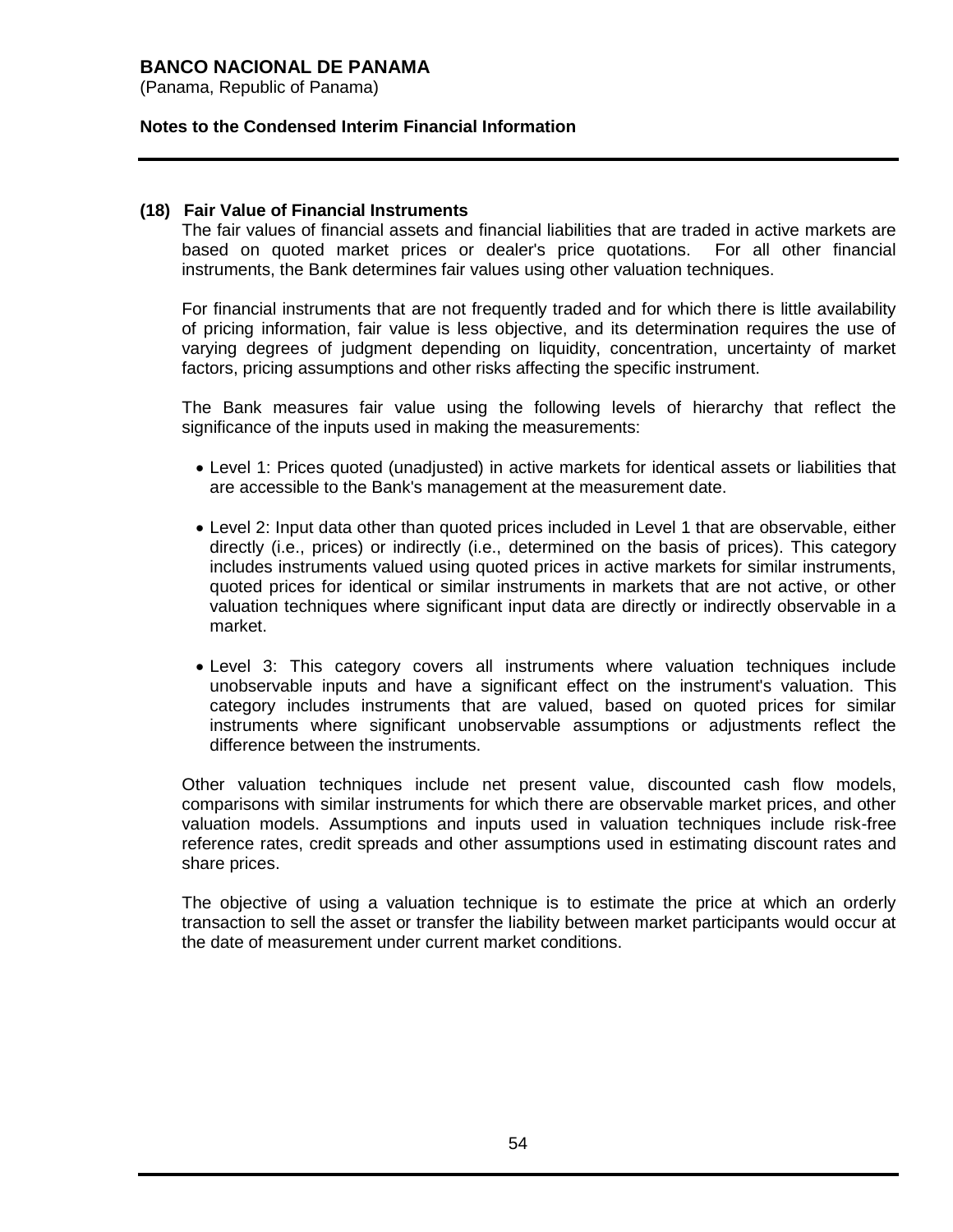## (18) Fair Value of Financial Instruments

The fair values of financial assets and financial liabilities that are traded in active markets are based on quoted market prices or dealer's price quotations. For all other financial instruments, the Bank determines fair values using other valuation techniques.

For financial instruments that are not frequently traded and for which there is little availability of pricing information, fair value is less objective, and its determination requires the use of varying degrees of judgment depending on liquidity, concentration, uncertainty of market factors, pricing assumptions and other risks affecting the specific instrument.

The Bank measures fair value using the following levels of hierarchy that reflect the significance of the inputs used in making the measurements:

- Level 1: Prices quoted (unadjusted) in active markets for identical assets or liabilities that are accessible to the Bank's management at the measurement date.

- Level 2: Input data other than quoted prices included in Level 1 that are observable, either directly (i.e., prices) or indirectly (i.e., determined on the basis of prices). This category includes instruments valued using quoted prices in active markets for similar instruments, quoted prices for identical or similar instruments in markets that are not active, or other valuation techniques where significant input data are directly or indirectly observable in a market.

- Level 3: This category covers all instruments where valuation techniques include unobservable inputs and have a significant effect on the instrument's valuation. This category includes instruments that are valued, based on quoted prices for similar instruments where significant unobservable assumptions or adjustments reflect the difference between the instruments.

Other valuation techniques include net present value, discounted cash flow models, comparisons with similar instruments for which there are observable market prices, and other valuation models. Assumptions and inputs used in valuation techniques include risk-free reference rates, credit spreads and other assumptions used in estimating discount rates and share prices.

The objective of using a valuation technique is to estimate the price at which an orderly transaction to sell the asset or transfer the liability between market participants would occur at the date of measurement under current market conditions.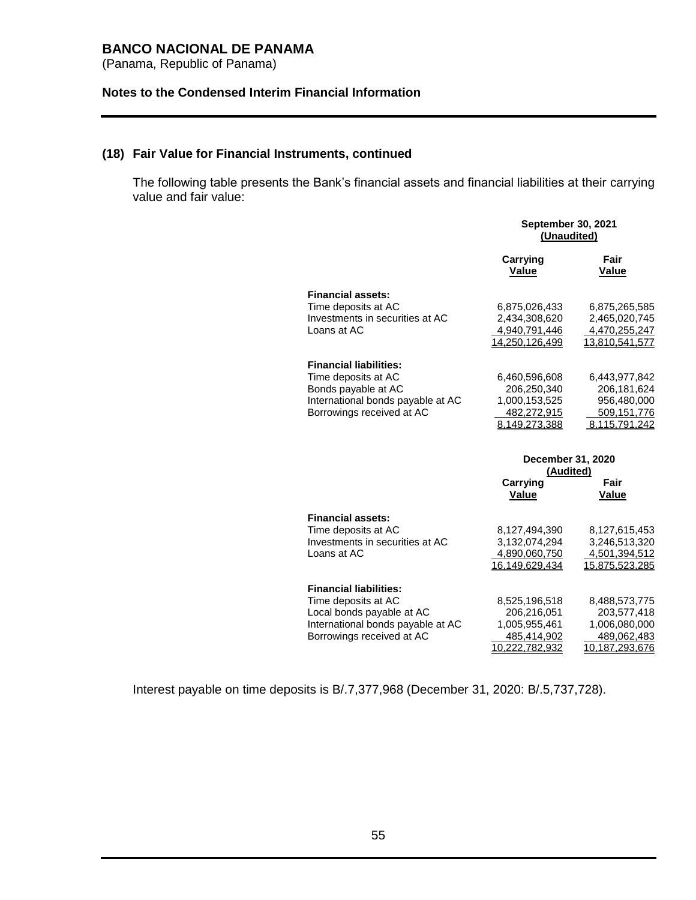### (18) Fair Value for Financial Instruments, continued

The following table presents the Bank's financial assets and financial liabilities at their carrying value and fair value:

| | September 30, 2021 (Unaudited) | |
|---|---|---|
| | **Carrying Value** | **Fair Value** |
| **Financial assets:** | | |
| Time deposits at AC | 6,875,026,433 | 6,875,265,585 |
| Investments in securities at AC | 2,434,308,620 | 2,465,020,745 |
| Loans at AC | 4,940,791,446 | 4,470,255,247 |
| | 14,250,126,499 | 13,810,541,577 |
| **Financial liabilities:** | | |
| Time deposits at AC | 6,460,596,608 | 6,443,977,842 |
| Bonds payable at AC | 206,250,340 | 206,181,624 |
| International bonds payable at AC | 1,000,153,525 | 956,480,000 |
| Borrowings received at AC | 482,272,915 | 509,151,776 |
| | 8,149,273,388 | 8,115,791,242 |

| | December 31, 2020 (Audited) | |
|---|---|---|
| | **Carrying Value** | **Fair Value** |
| **Financial assets:** | | |
| Time deposits at AC | 8,127,494,390 | 8,127,615,453 |
| Investments in securities at AC | 3,132,074,294 | 3,246,513,320 |
| Loans at AC | 4,890,060,750 | 4,501,394,512 |
| | 16,149,629,434 | 15,875,523,285 |
| **Financial liabilities:** | | |
| Time deposits at AC | 8,525,196,518 | 8,488,573,775 |
| Local bonds payable at AC | 206,216,051 | 203,577,418 |
| International bonds payable at AC | 1,005,955,461 | 1,006,080,000 |
| Borrowings received at AC | 485,414,902 | 489,062,483 |
| | 10,222,782,932 | 10,187,293,676 |

Interest payable on time deposits is B/.7,377,968 (December 31, 2020: B/.5,737,728).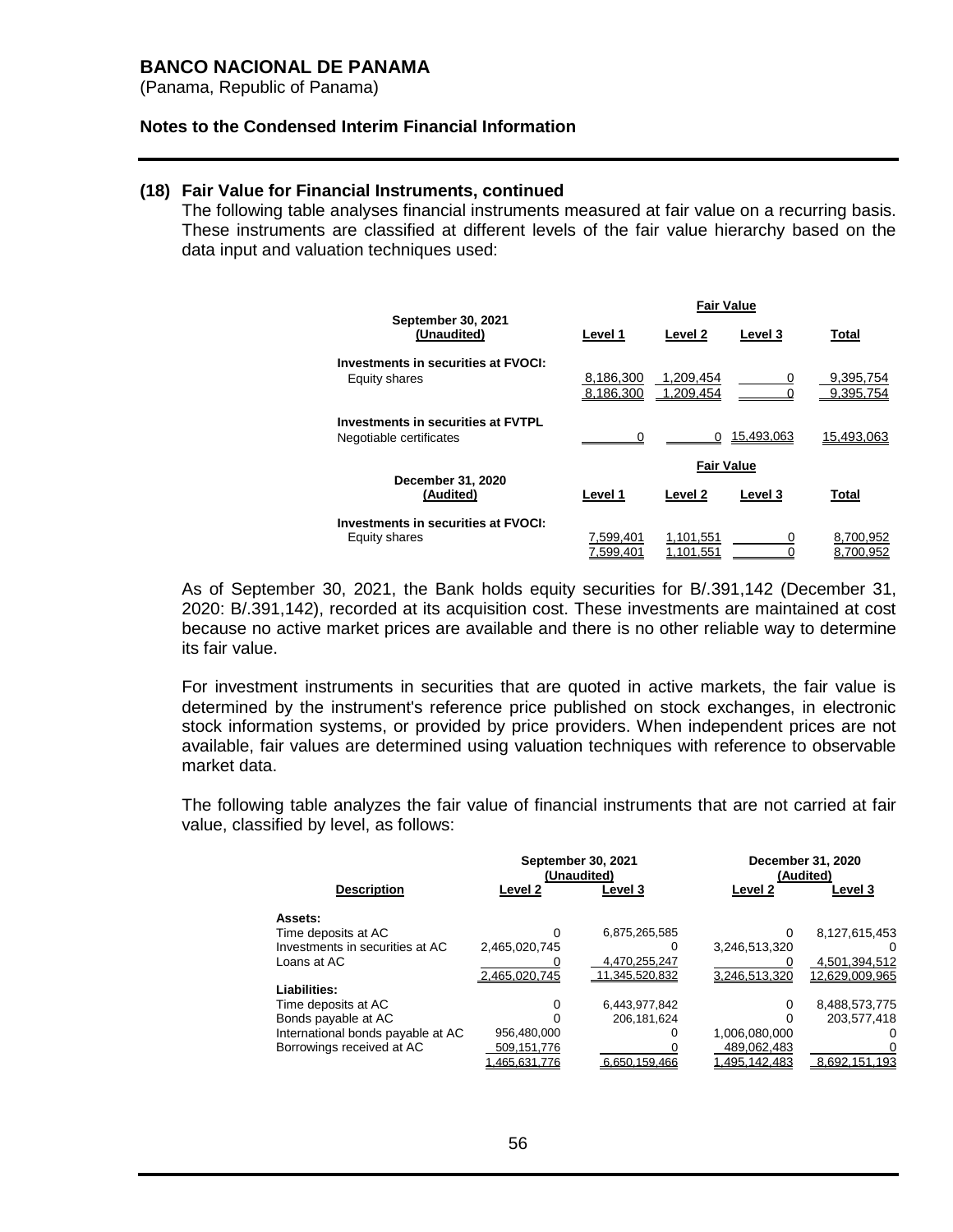**BANCO NACIONAL DE PANAMA**
(Panama, Republic of Panama)

**Notes to the Condensed Interim Financial Information**

## (18) Fair Value for Financial Instruments, continued

The following table analyses financial instruments measured at fair value on a recurring basis. These instruments are classified at different levels of the fair value hierarchy based on the data input and valuation techniques used:

| | Fair Value | | | |
|---|---|---|---|---|
| **September 30, 2021 (Unaudited)** | **Level 1** | **Level 2** | **Level 3** | **Total** |
| **Investments in securities at FVOCI:** | | | | |
| Equity shares | 8,186,300 | 1,209,454 | 0 | 9,395,754 |
| | 8,186,300 | 1,209,454 | 0 | 9,395,754 |
| **Investments in securities at FVTPL** | | | | |
| Negotiable certificates | 0 | 0 | 15,493,063 | 15,493,063 |

| | Fair Value | | | |
|---|---|---|---|---|
| **December 31, 2020 (Audited)** | **Level 1** | **Level 2** | **Level 3** | **Total** |
| **Investments in securities at FVOCI:** | | | | |
| Equity shares | 7,599,401 | 1,101,551 | 0 | 8,700,952 |
| | 7,599,401 | 1,101,551 | 0 | 8,700,952 |

As of September 30, 2021, the Bank holds equity securities for B/.391,142 (December 31, 2020: B/.391,142), recorded at its acquisition cost. These investments are maintained at cost because no active market prices are available and there is no other reliable way to determine its fair value.

For investment instruments in securities that are quoted in active markets, the fair value is determined by the instrument's reference price published on stock exchanges, in electronic stock information systems, or provided by price providers. When independent prices are not available, fair values are determined using valuation techniques with reference to observable market data.

The following table analyzes the fair value of financial instruments that are not carried at fair value, classified by level, as follows:

| | September 30, 2021 (Unaudited) | | December 31, 2020 (Audited) | |
|---|---|---|---|---|
| **Description** | **Level 2** | **Level 3** | **Level 2** | **Level 3** |
| **Assets:** | | | | |
| Time deposits at AC | 0 | 6,875,265,585 | 0 | 8,127,615,453 |
| Investments in securities at AC | 2,465,020,745 | 0 | 3,246,513,320 | 0 |
| Loans at AC | 0 | 4,470,255,247 | 0 | 4,501,394,512 |
| | 2,465,020,745 | 11,345,520,832 | 3,246,513,320 | 12,629,009,965 |
| **Liabilities:** | | | | |
| Time deposits at AC | 0 | 6,443,977,842 | 0 | 8,488,573,775 |
| Bonds payable at AC | 0 | 206,181,624 | 0 | 203,577,418 |
| International bonds payable at AC | 956,480,000 | 0 | 1,006,080,000 | 0 |
| Borrowings received at AC | 509,151,776 | 0 | 489,062,483 | 0 |
| | 1,465,631,776 | 6,650,159,466 | 1,495,142,483 | 8,692,151,193 |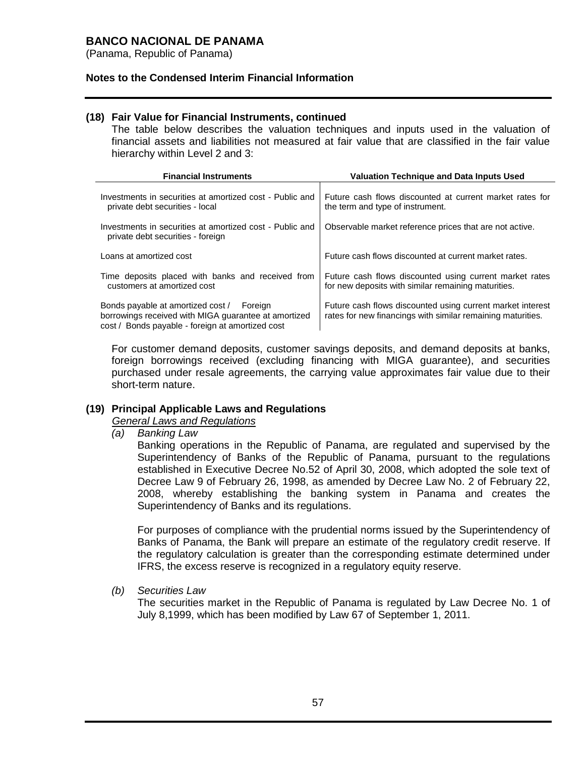### (18) Fair Value for Financial Instruments, continued

The table below describes the valuation techniques and inputs used in the valuation of financial assets and liabilities not measured at fair value that are classified in the fair value hierarchy within Level 2 and 3:

| Financial Instruments | Valuation Technique and Data Inputs Used |
|---|---|
| Investments in securities at amortized cost - Public and private debt securities - local | Future cash flows discounted at current market rates for the term and type of instrument. |
| Investments in securities at amortized cost - Public and private debt securities - foreign | Observable market reference prices that are not active. |
| Loans at amortized cost | Future cash flows discounted at current market rates. |
| Time deposits placed with banks and received from customers at amortized cost | Future cash flows discounted using current market rates for new deposits with similar remaining maturities. |
| Bonds payable at amortized cost / Foreign borrowings received with MIGA guarantee at amortized cost / Bonds payable - foreign at amortized cost | Future cash flows discounted using current market interest rates for new financings with similar remaining maturities. |

For customer demand deposits, customer savings deposits, and demand deposits at banks, foreign borrowings received (excluding financing with MIGA guarantee), and securities purchased under resale agreements, the carrying value approximates fair value due to their short-term nature.

### (19) Principal Applicable Laws and Regulations

*General Laws and Regulations*

*(a) Banking Law*

Banking operations in the Republic of Panama, are regulated and supervised by the Superintendency of Banks of the Republic of Panama, pursuant to the regulations established in Executive Decree No.52 of April 30, 2008, which adopted the sole text of Decree Law 9 of February 26, 1998, as amended by Decree Law No. 2 of February 22, 2008, whereby establishing the banking system in Panama and creates the Superintendency of Banks and its regulations.

For purposes of compliance with the prudential norms issued by the Superintendency of Banks of Panama, the Bank will prepare an estimate of the regulatory credit reserve. If the regulatory calculation is greater than the corresponding estimate determined under IFRS, the excess reserve is recognized in a regulatory equity reserve.

*(b) Securities Law*

The securities market in the Republic of Panama is regulated by Law Decree No. 1 of July 8,1999, which has been modified by Law 67 of September 1, 2011.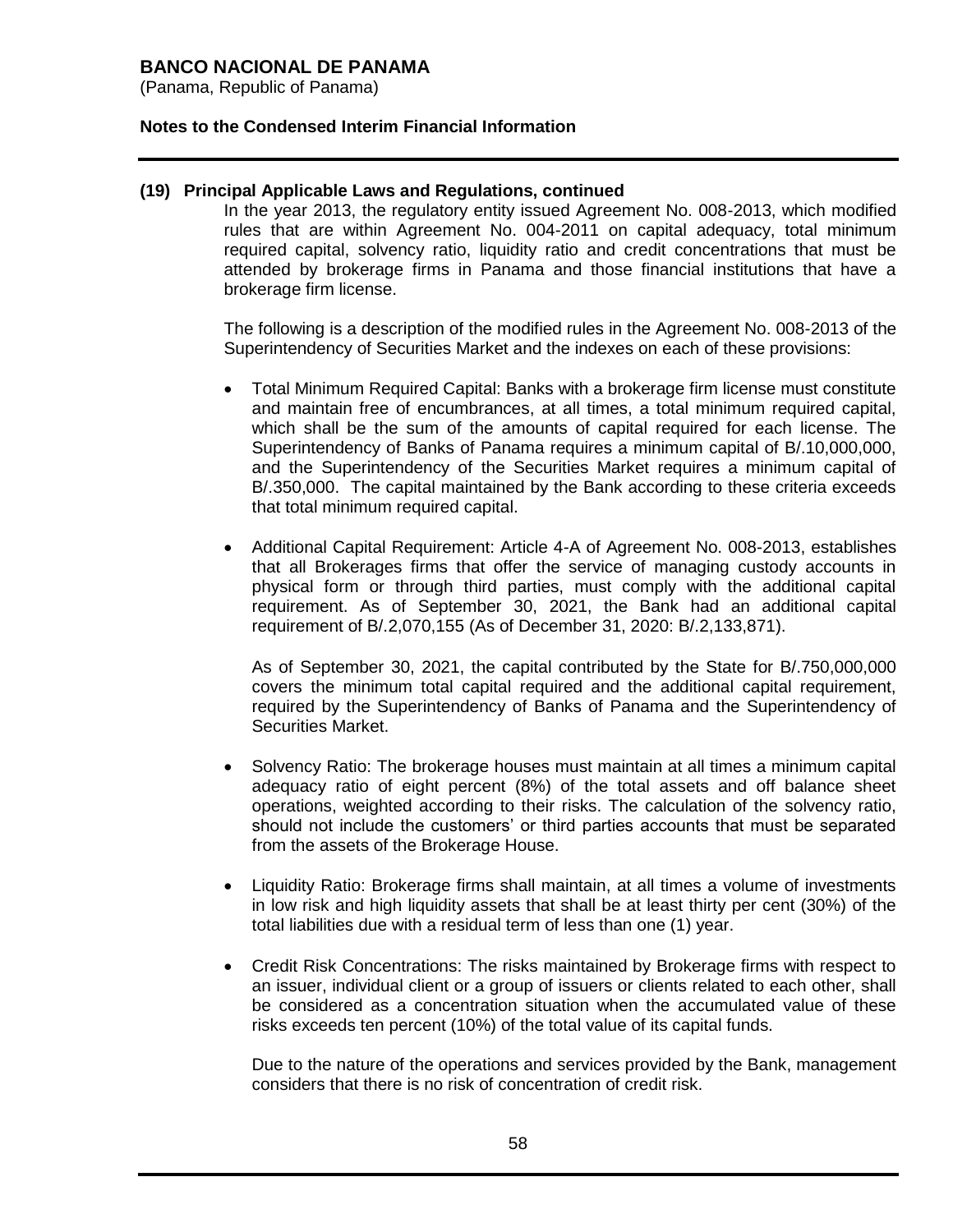## (19) Principal Applicable Laws and Regulations, continued

In the year 2013, the regulatory entity issued Agreement No. 008-2013, which modified rules that are within Agreement No. 004-2011 on capital adequacy, total minimum required capital, solvency ratio, liquidity ratio and credit concentrations that must be attended by brokerage firms in Panama and those financial institutions that have a brokerage firm license.

The following is a description of the modified rules in the Agreement No. 008-2013 of the Superintendency of Securities Market and the indexes on each of these provisions:

- Total Minimum Required Capital: Banks with a brokerage firm license must constitute and maintain free of encumbrances, at all times, a total minimum required capital, which shall be the sum of the amounts of capital required for each license. The Superintendency of Banks of Panama requires a minimum capital of B/.10,000,000, and the Superintendency of the Securities Market requires a minimum capital of B/.350,000. The capital maintained by the Bank according to these criteria exceeds that total minimum required capital.

- Additional Capital Requirement: Article 4-A of Agreement No. 008-2013, establishes that all Brokerages firms that offer the service of managing custody accounts in physical form or through third parties, must comply with the additional capital requirement. As of September 30, 2021, the Bank had an additional capital requirement of B/.2,070,155 (As of December 31, 2020: B/.2,133,871).

  As of September 30, 2021, the capital contributed by the State for B/.750,000,000 covers the minimum total capital required and the additional capital requirement, required by the Superintendency of Banks of Panama and the Superintendency of Securities Market.

- Solvency Ratio: The brokerage houses must maintain at all times a minimum capital adequacy ratio of eight percent (8%) of the total assets and off balance sheet operations, weighted according to their risks. The calculation of the solvency ratio, should not include the customers' or third parties accounts that must be separated from the assets of the Brokerage House.

- Liquidity Ratio: Brokerage firms shall maintain, at all times a volume of investments in low risk and high liquidity assets that shall be at least thirty per cent (30%) of the total liabilities due with a residual term of less than one (1) year.

- Credit Risk Concentrations: The risks maintained by Brokerage firms with respect to an issuer, individual client or a group of issuers or clients related to each other, shall be considered as a concentration situation when the accumulated value of these risks exceeds ten percent (10%) of the total value of its capital funds.

  Due to the nature of the operations and services provided by the Bank, management considers that there is no risk of concentration of credit risk.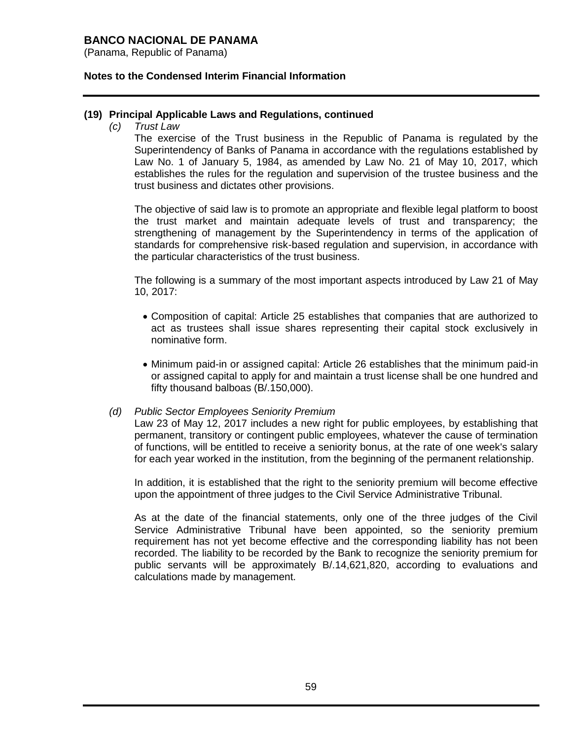## (19) Principal Applicable Laws and Regulations, continued

### *(c) Trust Law*

The exercise of the Trust business in the Republic of Panama is regulated by the Superintendency of Banks of Panama in accordance with the regulations established by Law No. 1 of January 5, 1984, as amended by Law No. 21 of May 10, 2017, which establishes the rules for the regulation and supervision of the trustee business and the trust business and dictates other provisions.

The objective of said law is to promote an appropriate and flexible legal platform to boost the trust market and maintain adequate levels of trust and transparency; the strengthening of management by the Superintendency in terms of the application of standards for comprehensive risk-based regulation and supervision, in accordance with the particular characteristics of the trust business.

The following is a summary of the most important aspects introduced by Law 21 of May 10, 2017:

- Composition of capital: Article 25 establishes that companies that are authorized to act as trustees shall issue shares representing their capital stock exclusively in nominative form.

- Minimum paid-in or assigned capital: Article 26 establishes that the minimum paid-in or assigned capital to apply for and maintain a trust license shall be one hundred and fifty thousand balboas (B/.150,000).

### *(d) Public Sector Employees Seniority Premium*

Law 23 of May 12, 2017 includes a new right for public employees, by establishing that permanent, transitory or contingent public employees, whatever the cause of termination of functions, will be entitled to receive a seniority bonus, at the rate of one week's salary for each year worked in the institution, from the beginning of the permanent relationship.

In addition, it is established that the right to the seniority premium will become effective upon the appointment of three judges to the Civil Service Administrative Tribunal.

As at the date of the financial statements, only one of the three judges of the Civil Service Administrative Tribunal have been appointed, so the seniority premium requirement has not yet become effective and the corresponding liability has not been recorded. The liability to be recorded by the Bank to recognize the seniority premium for public servants will be approximately B/.14,621,820, according to evaluations and calculations made by management.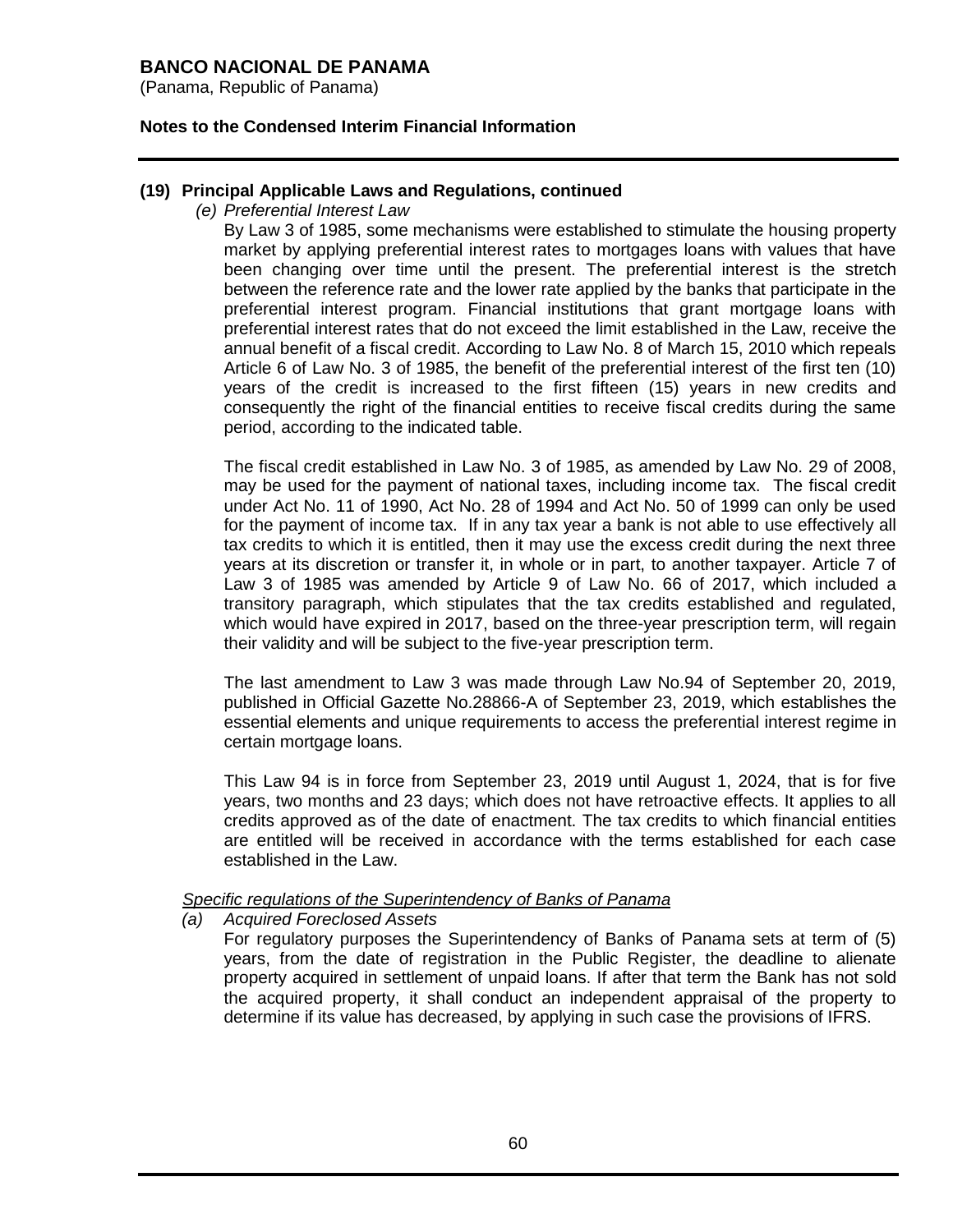## (19) Principal Applicable Laws and Regulations, continued

*(e) Preferential Interest Law*

By Law 3 of 1985, some mechanisms were established to stimulate the housing property market by applying preferential interest rates to mortgages loans with values that have been changing over time until the present. The preferential interest is the stretch between the reference rate and the lower rate applied by the banks that participate in the preferential interest program. Financial institutions that grant mortgage loans with preferential interest rates that do not exceed the limit established in the Law, receive the annual benefit of a fiscal credit. According to Law No. 8 of March 15, 2010 which repeals Article 6 of Law No. 3 of 1985, the benefit of the preferential interest of the first ten (10) years of the credit is increased to the first fifteen (15) years in new credits and consequently the right of the financial entities to receive fiscal credits during the same period, according to the indicated table.

The fiscal credit established in Law No. 3 of 1985, as amended by Law No. 29 of 2008, may be used for the payment of national taxes, including income tax. The fiscal credit under Act No. 11 of 1990, Act No. 28 of 1994 and Act No. 50 of 1999 can only be used for the payment of income tax. If in any tax year a bank is not able to use effectively all tax credits to which it is entitled, then it may use the excess credit during the next three years at its discretion or transfer it, in whole or in part, to another taxpayer. Article 7 of Law 3 of 1985 was amended by Article 9 of Law No. 66 of 2017, which included a transitory paragraph, which stipulates that the tax credits established and regulated, which would have expired in 2017, based on the three-year prescription term, will regain their validity and will be subject to the five-year prescription term.

The last amendment to Law 3 was made through Law No.94 of September 20, 2019, published in Official Gazette No.28866-A of September 23, 2019, which establishes the essential elements and unique requirements to access the preferential interest regime in certain mortgage loans.

This Law 94 is in force from September 23, 2019 until August 1, 2024, that is for five years, two months and 23 days; which does not have retroactive effects. It applies to all credits approved as of the date of enactment. The tax credits to which financial entities are entitled will be received in accordance with the terms established for each case established in the Law.

*Specific regulations of the Superintendency of Banks of Panama*

*(a) Acquired Foreclosed Assets*

For regulatory purposes the Superintendency of Banks of Panama sets at term of (5) years, from the date of registration in the Public Register, the deadline to alienate property acquired in settlement of unpaid loans. If after that term the Bank has not sold the acquired property, it shall conduct an independent appraisal of the property to determine if its value has decreased, by applying in such case the provisions of IFRS.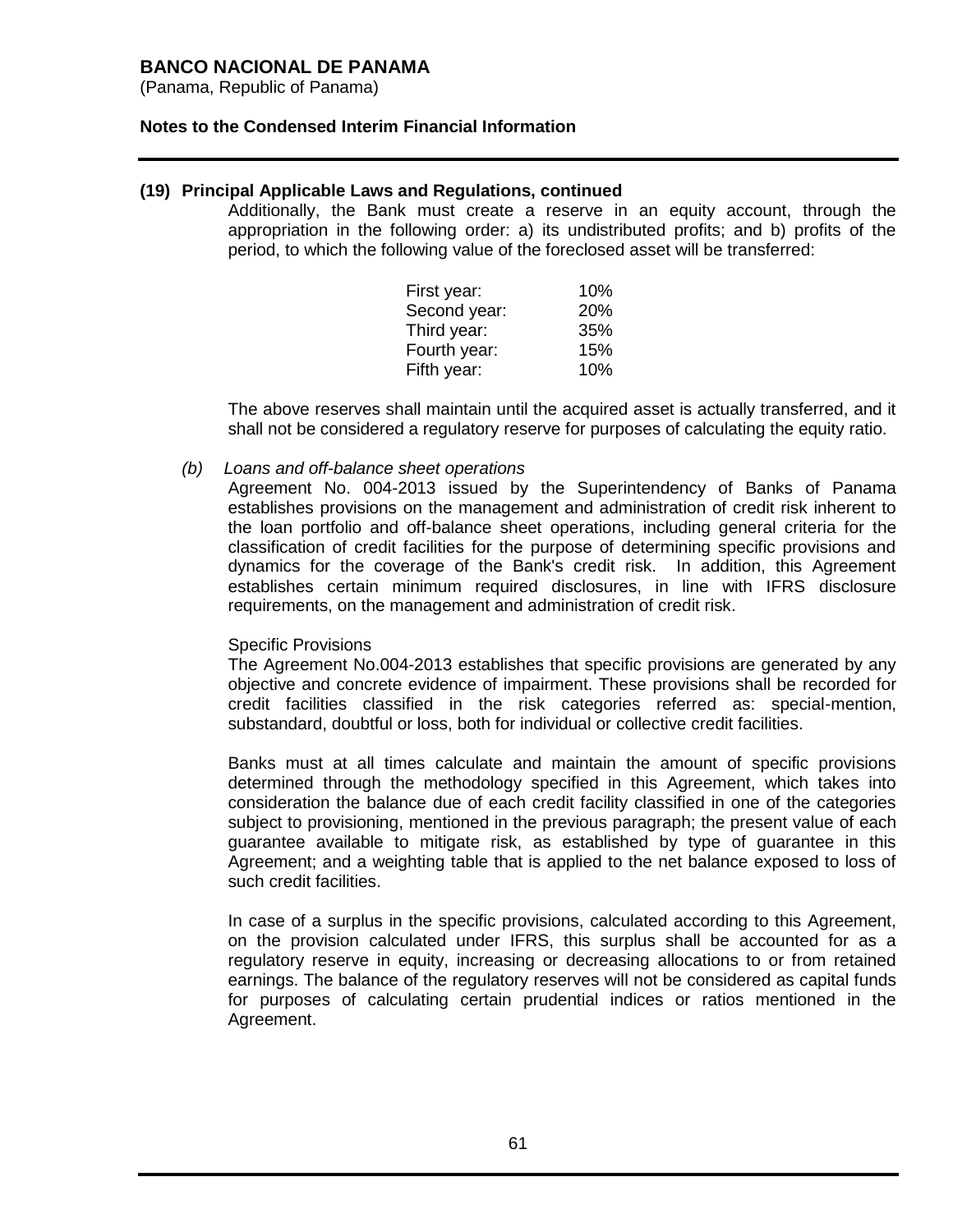**(19) Principal Applicable Laws and Regulations, continued**

Additionally, the Bank must create a reserve in an equity account, through the appropriation in the following order: a) its undistributed profits; and b) profits of the period, to which the following value of the foreclosed asset will be transferred:

| | |
|---|---|
| First year: | 10% |
| Second year: | 20% |
| Third year: | 35% |
| Fourth year: | 15% |
| Fifth year: | 10% |

The above reserves shall maintain until the acquired asset is actually transferred, and it shall not be considered a regulatory reserve for purposes of calculating the equity ratio.

*(b) Loans and off-balance sheet operations*

Agreement No. 004-2013 issued by the Superintendency of Banks of Panama establishes provisions on the management and administration of credit risk inherent to the loan portfolio and off-balance sheet operations, including general criteria for the classification of credit facilities for the purpose of determining specific provisions and dynamics for the coverage of the Bank's credit risk. In addition, this Agreement establishes certain minimum required disclosures, in line with IFRS disclosure requirements, on the management and administration of credit risk.

Specific Provisions

The Agreement No.004-2013 establishes that specific provisions are generated by any objective and concrete evidence of impairment. These provisions shall be recorded for credit facilities classified in the risk categories referred as: special-mention, substandard, doubtful or loss, both for individual or collective credit facilities.

Banks must at all times calculate and maintain the amount of specific provisions determined through the methodology specified in this Agreement, which takes into consideration the balance due of each credit facility classified in one of the categories subject to provisioning, mentioned in the previous paragraph; the present value of each guarantee available to mitigate risk, as established by type of guarantee in this Agreement; and a weighting table that is applied to the net balance exposed to loss of such credit facilities.

In case of a surplus in the specific provisions, calculated according to this Agreement, on the provision calculated under IFRS, this surplus shall be accounted for as a regulatory reserve in equity, increasing or decreasing allocations to or from retained earnings. The balance of the regulatory reserves will not be considered as capital funds for purposes of calculating certain prudential indices or ratios mentioned in the Agreement.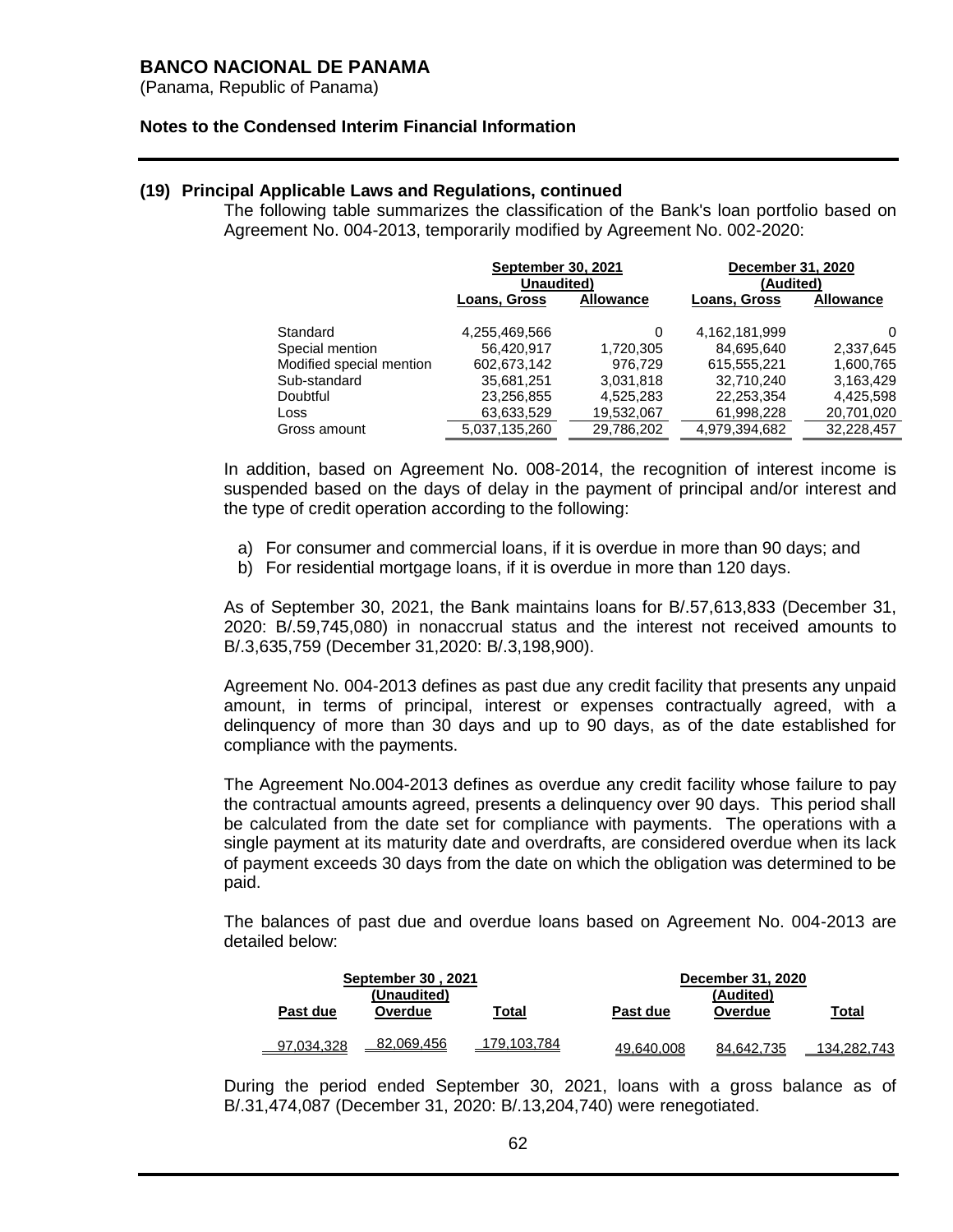**BANCO NACIONAL DE PANAMA**
(Panama, Republic of Panama)

**Notes to the Condensed Interim Financial Information**

## (19) Principal Applicable Laws and Regulations, continued

The following table summarizes the classification of the Bank's loan portfolio based on Agreement No. 004-2013, temporarily modified by Agreement No. 002-2020:

| | September 30, 2021 Unaudited) | | December 31, 2020 (Audited) | |
|---|---|---|---|---|
| | **Loans, Gross** | **Allowance** | **Loans, Gross** | **Allowance** |
| Standard | 4,255,469,566 | 0 | 4,162,181,999 | 0 |
| Special mention | 56,420,917 | 1,720,305 | 84,695,640 | 2,337,645 |
| Modified special mention | 602,673,142 | 976,729 | 615,555,221 | 1,600,765 |
| Sub-standard | 35,681,251 | 3,031,818 | 32,710,240 | 3,163,429 |
| Doubtful | 23,256,855 | 4,525,283 | 22,253,354 | 4,425,598 |
| Loss | 63,633,529 | 19,532,067 | 61,998,228 | 20,701,020 |
| Gross amount | 5,037,135,260 | 29,786,202 | 4,979,394,682 | 32,228,457 |

In addition, based on Agreement No. 008-2014, the recognition of interest income is suspended based on the days of delay in the payment of principal and/or interest and the type of credit operation according to the following:

a) For consumer and commercial loans, if it is overdue in more than 90 days; and
b) For residential mortgage loans, if it is overdue in more than 120 days.

As of September 30, 2021, the Bank maintains loans for B/.57,613,833 (December 31, 2020: B/.59,745,080) in nonaccrual status and the interest not received amounts to B/.3,635,759 (December 31,2020: B/.3,198,900).

Agreement No. 004-2013 defines as past due any credit facility that presents any unpaid amount, in terms of principal, interest or expenses contractually agreed, with a delinquency of more than 30 days and up to 90 days, as of the date established for compliance with the payments.

The Agreement No.004-2013 defines as overdue any credit facility whose failure to pay the contractual amounts agreed, presents a delinquency over 90 days. This period shall be calculated from the date set for compliance with payments. The operations with a single payment at its maturity date and overdrafts, are considered overdue when its lack of payment exceeds 30 days from the date on which the obligation was determined to be paid.

The balances of past due and overdue loans based on Agreement No. 004-2013 are detailed below:

| September 30 , 2021 (Unaudited) | | | December 31, 2020 (Audited) | | |
|---|---|---|---|---|---|
| **Past due** | **Overdue** | **Total** | **Past due** | **Overdue** | **Total** |
| 97,034,328 | 82,069,456 | 179,103,784 | 49,640,008 | 84,642,735 | 134,282,743 |

During the period ended September 30, 2021, loans with a gross balance as of B/.31,474,087 (December 31, 2020: B/.13,204,740) were renegotiated.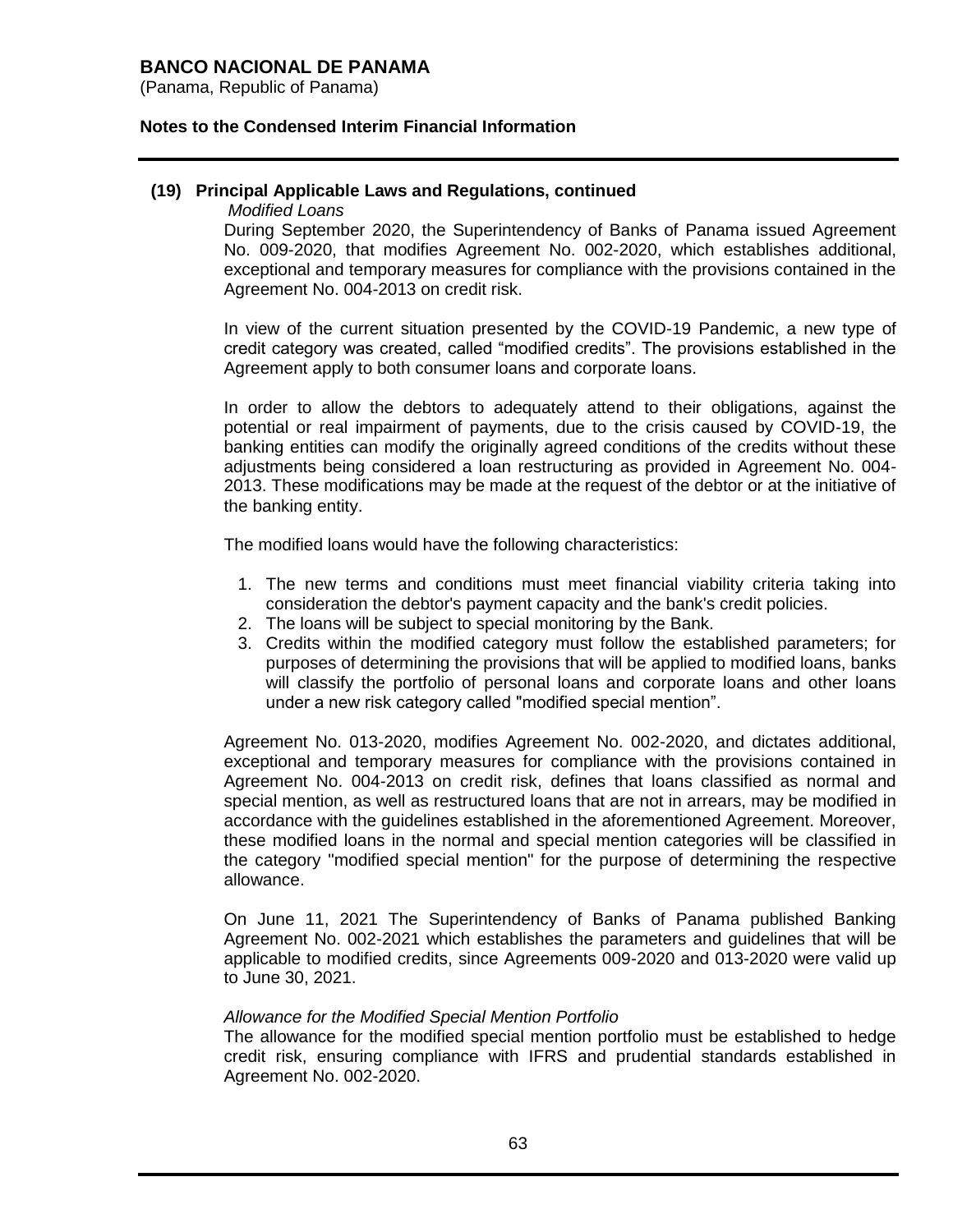## (19) Principal Applicable Laws and Regulations, continued

*Modified Loans*

During September 2020, the Superintendency of Banks of Panama issued Agreement No. 009-2020, that modifies Agreement No. 002-2020, which establishes additional, exceptional and temporary measures for compliance with the provisions contained in the Agreement No. 004-2013 on credit risk.

In view of the current situation presented by the COVID-19 Pandemic, a new type of credit category was created, called "modified credits". The provisions established in the Agreement apply to both consumer loans and corporate loans.

In order to allow the debtors to adequately attend to their obligations, against the potential or real impairment of payments, due to the crisis caused by COVID-19, the banking entities can modify the originally agreed conditions of the credits without these adjustments being considered a loan restructuring as provided in Agreement No. 004-2013. These modifications may be made at the request of the debtor or at the initiative of the banking entity.

The modified loans would have the following characteristics:

1. The new terms and conditions must meet financial viability criteria taking into consideration the debtor's payment capacity and the bank's credit policies.
2. The loans will be subject to special monitoring by the Bank.
3. Credits within the modified category must follow the established parameters; for purposes of determining the provisions that will be applied to modified loans, banks will classify the portfolio of personal loans and corporate loans and other loans under a new risk category called "modified special mention".

Agreement No. 013-2020, modifies Agreement No. 002-2020, and dictates additional, exceptional and temporary measures for compliance with the provisions contained in Agreement No. 004-2013 on credit risk, defines that loans classified as normal and special mention, as well as restructured loans that are not in arrears, may be modified in accordance with the guidelines established in the aforementioned Agreement. Moreover, these modified loans in the normal and special mention categories will be classified in the category "modified special mention" for the purpose of determining the respective allowance.

On June 11, 2021 The Superintendency of Banks of Panama published Banking Agreement No. 002-2021 which establishes the parameters and guidelines that will be applicable to modified credits, since Agreements 009-2020 and 013-2020 were valid up to June 30, 2021.

*Allowance for the Modified Special Mention Portfolio*

The allowance for the modified special mention portfolio must be established to hedge credit risk, ensuring compliance with IFRS and prudential standards established in Agreement No. 002-2020.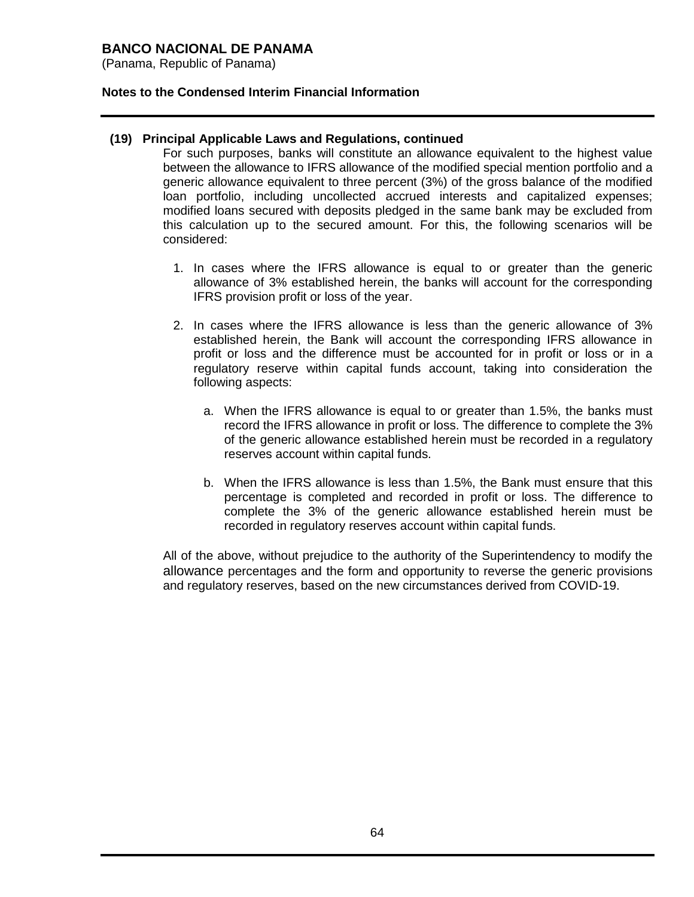**(19) Principal Applicable Laws and Regulations, continued**

For such purposes, banks will constitute an allowance equivalent to the highest value between the allowance to IFRS allowance of the modified special mention portfolio and a generic allowance equivalent to three percent (3%) of the gross balance of the modified loan portfolio, including uncollected accrued interests and capitalized expenses; modified loans secured with deposits pledged in the same bank may be excluded from this calculation up to the secured amount. For this, the following scenarios will be considered:

1. In cases where the IFRS allowance is equal to or greater than the generic allowance of 3% established herein, the banks will account for the corresponding IFRS provision profit or loss of the year.

2. In cases where the IFRS allowance is less than the generic allowance of 3% established herein, the Bank will account the corresponding IFRS allowance in profit or loss and the difference must be accounted for in profit or loss or in a regulatory reserve within capital funds account, taking into consideration the following aspects:

   a. When the IFRS allowance is equal to or greater than 1.5%, the banks must record the IFRS allowance in profit or loss. The difference to complete the 3% of the generic allowance established herein must be recorded in a regulatory reserves account within capital funds.

   b. When the IFRS allowance is less than 1.5%, the Bank must ensure that this percentage is completed and recorded in profit or loss. The difference to complete the 3% of the generic allowance established herein must be recorded in regulatory reserves account within capital funds.

All of the above, without prejudice to the authority of the Superintendency to modify the allowance percentages and the form and opportunity to reverse the generic provisions and regulatory reserves, based on the new circumstances derived from COVID-19.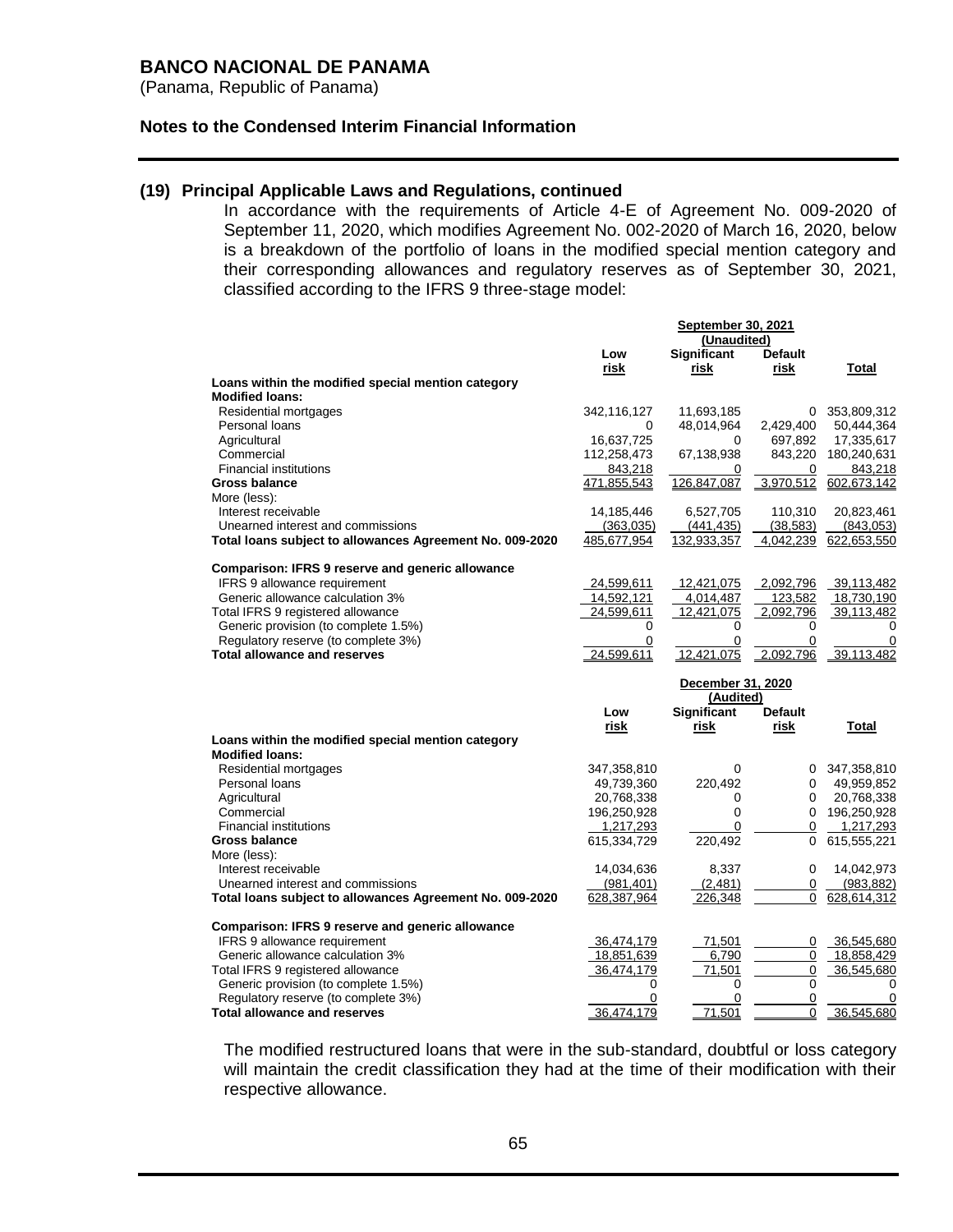## (19) Principal Applicable Laws and Regulations, continued

In accordance with the requirements of Article 4-E of Agreement No. 009-2020 of September 11, 2020, which modifies Agreement No. 002-2020 of March 16, 2020, below is a breakdown of the portfolio of loans in the modified special mention category and their corresponding allowances and regulatory reserves as of September 30, 2021, classified according to the IFRS 9 three-stage model:

| | September 30, 2021 (Unaudited) | | | |
|---|---|---|---|---|
| | Low risk | Significant risk | Default risk | Total |
| **Loans within the modified special mention category** | | | | |
| **Modified loans:** | | | | |
| Residential mortgages | 342,116,127 | 11,693,185 | 0 | 353,809,312 |
| Personal loans | 0 | 48,014,964 | 2,429,400 | 50,444,364 |
| Agricultural | 16,637,725 | 0 | 697,892 | 17,335,617 |
| Commercial | 112,258,473 | 67,138,938 | 843,220 | 180,240,631 |
| Financial institutions | 843,218 | 0 | 0 | 843,218 |
| **Gross balance** | 471,855,543 | 126,847,087 | 3,970,512 | 602,673,142 |
| More (less): | | | | |
| Interest receivable | 14,185,446 | 6,527,705 | 110,310 | 20,823,461 |
| Unearned interest and commissions | (363,035) | (441,435) | (38,583) | (843,053) |
| **Total loans subject to allowances Agreement No. 009-2020** | 485,677,954 | 132,933,357 | 4,042,239 | 622,653,550 |
| | | | | |
| **Comparison: IFRS 9 reserve and generic allowance** | | | | |
| IFRS 9 allowance requirement | 24,599,611 | 12,421,075 | 2,092,796 | 39,113,482 |
| Generic allowance calculation 3% | 14,592,121 | 4,014,487 | 123,582 | 18,730,190 |
| Total IFRS 9 registered allowance | 24,599,611 | 12,421,075 | 2,092,796 | 39,113,482 |
| Generic provision (to complete 1.5%) | 0 | 0 | 0 | 0 |
| Regulatory reserve (to complete 3%) | 0 | 0 | 0 | 0 |
| **Total allowance and reserves** | 24,599,611 | 12,421,075 | 2,092,796 | 39,113,482 |

| | December 31, 2020 (Audited) | | | |
|---|---|---|---|---|
| | Low risk | Significant risk | Default risk | Total |
| **Loans within the modified special mention category** | | | | |
| **Modified loans:** | | | | |
| Residential mortgages | 347,358,810 | 0 | 0 | 347,358,810 |
| Personal loans | 49,739,360 | 220,492 | 0 | 49,959,852 |
| Agricultural | 20,768,338 | 0 | 0 | 20,768,338 |
| Commercial | 196,250,928 | 0 | 0 | 196,250,928 |
| Financial institutions | 1,217,293 | 0 | 0 | 1,217,293 |
| **Gross balance** | 615,334,729 | 220,492 | 0 | 615,555,221 |
| More (less): | | | | |
| Interest receivable | 14,034,636 | 8,337 | 0 | 14,042,973 |
| Unearned interest and commissions | (981,401) | (2,481) | 0 | (983,882) |
| **Total loans subject to allowances Agreement No. 009-2020** | 628,387,964 | 226,348 | 0 | 628,614,312 |
| | | | | |
| **Comparison: IFRS 9 reserve and generic allowance** | | | | |
| IFRS 9 allowance requirement | 36,474,179 | 71,501 | 0 | 36,545,680 |
| Generic allowance calculation 3% | 18,851,639 | 6,790 | 0 | 18,858,429 |
| Total IFRS 9 registered allowance | 36,474,179 | 71,501 | 0 | 36,545,680 |
| Generic provision (to complete 1.5%) | 0 | 0 | 0 | 0 |
| Regulatory reserve (to complete 3%) | 0 | 0 | 0 | 0 |
| **Total allowance and reserves** | 36,474,179 | 71,501 | 0 | 36,545,680 |

The modified restructured loans that were in the sub-standard, doubtful or loss category will maintain the credit classification they had at the time of their modification with their respective allowance.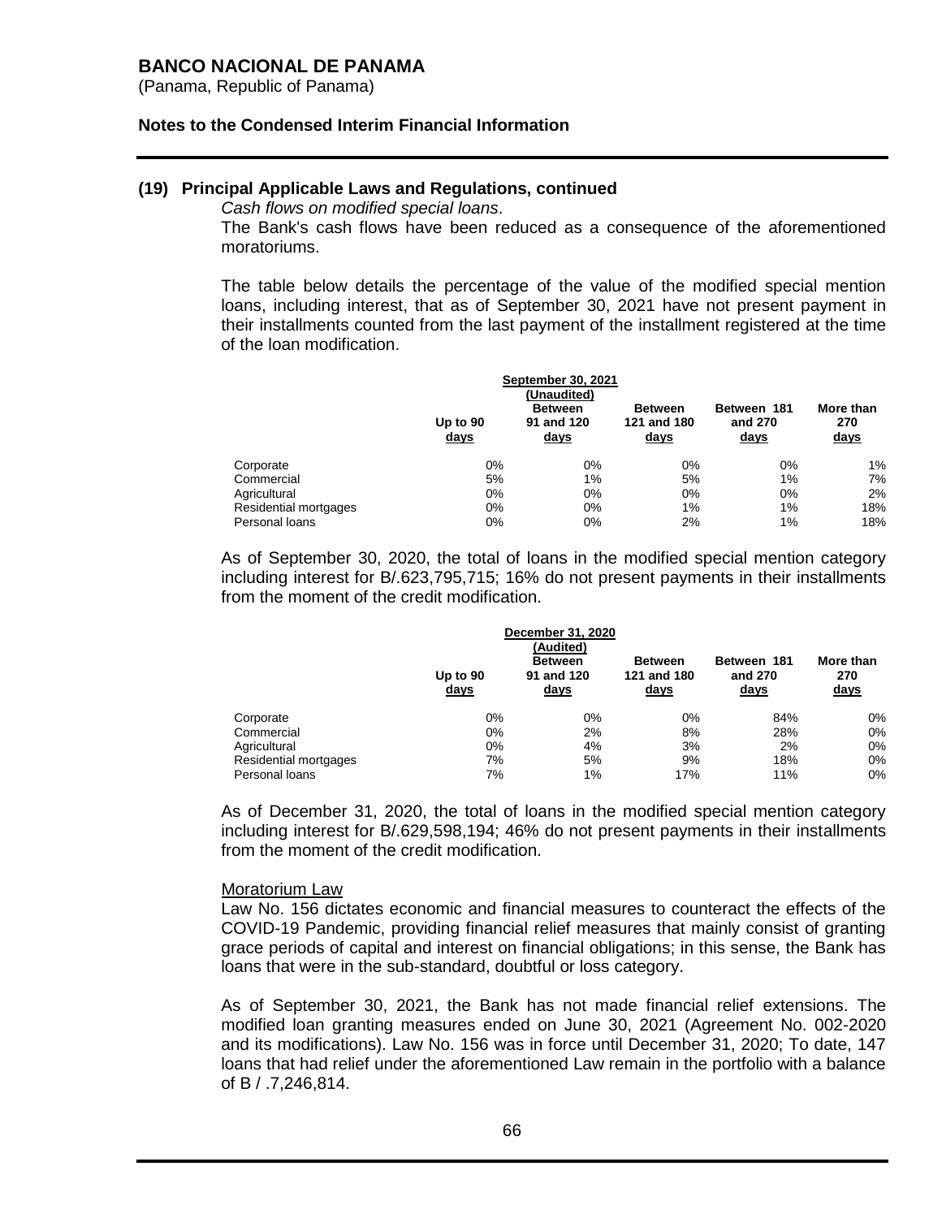**BANCO NACIONAL DE PANAMA**
(Panama, Republic of Panama)

**Notes to the Condensed Interim Financial Information**

## (19) Principal Applicable Laws and Regulations, continued

*Cash flows on modified special loans*.

The Bank's cash flows have been reduced as a consequence of the aforementioned moratoriums.

The table below details the percentage of the value of the modified special mention loans, including interest, that as of September 30, 2021 have not present payment in their installments counted from the last payment of the installment registered at the time of the loan modification.

| | September 30, 2021 (Unaudited) | | | | |
|---|---|---|---|---|---|
| | Up to 90 days | Between 91 and 120 days | Between 121 and 180 days | Between 181 and 270 days | More than 270 days |
| Corporate | 0% | 0% | 0% | 0% | 1% |
| Commercial | 5% | 1% | 5% | 1% | 7% |
| Agricultural | 0% | 0% | 0% | 0% | 2% |
| Residential mortgages | 0% | 0% | 1% | 1% | 18% |
| Personal loans | 0% | 0% | 2% | 1% | 18% |

As of September 30, 2020, the total of loans in the modified special mention category including interest for B/.623,795,715; 16% do not present payments in their installments from the moment of the credit modification.

| | December 31, 2020 (Audited) | | | | |
|---|---|---|---|---|---|
| | Up to 90 days | Between 91 and 120 days | Between 121 and 180 days | Between 181 and 270 days | More than 270 days |
| Corporate | 0% | 0% | 0% | 84% | 0% |
| Commercial | 0% | 2% | 8% | 28% | 0% |
| Agricultural | 0% | 4% | 3% | 2% | 0% |
| Residential mortgages | 7% | 5% | 9% | 18% | 0% |
| Personal loans | 7% | 1% | 17% | 11% | 0% |

As of December 31, 2020, the total of loans in the modified special mention category including interest for B/.629,598,194; 46% do not present payments in their installments from the moment of the credit modification.

Moratorium Law

Law No. 156 dictates economic and financial measures to counteract the effects of the COVID-19 Pandemic, providing financial relief measures that mainly consist of granting grace periods of capital and interest on financial obligations; in this sense, the Bank has loans that were in the sub-standard, doubtful or loss category.

As of September 30, 2021, the Bank has not made financial relief extensions. The modified loan granting measures ended on June 30, 2021 (Agreement No. 002-2020 and its modifications). Law No. 156 was in force until December 31, 2020; To date, 147 loans that had relief under the aforementioned Law remain in the portfolio with a balance of B / .7,246,814.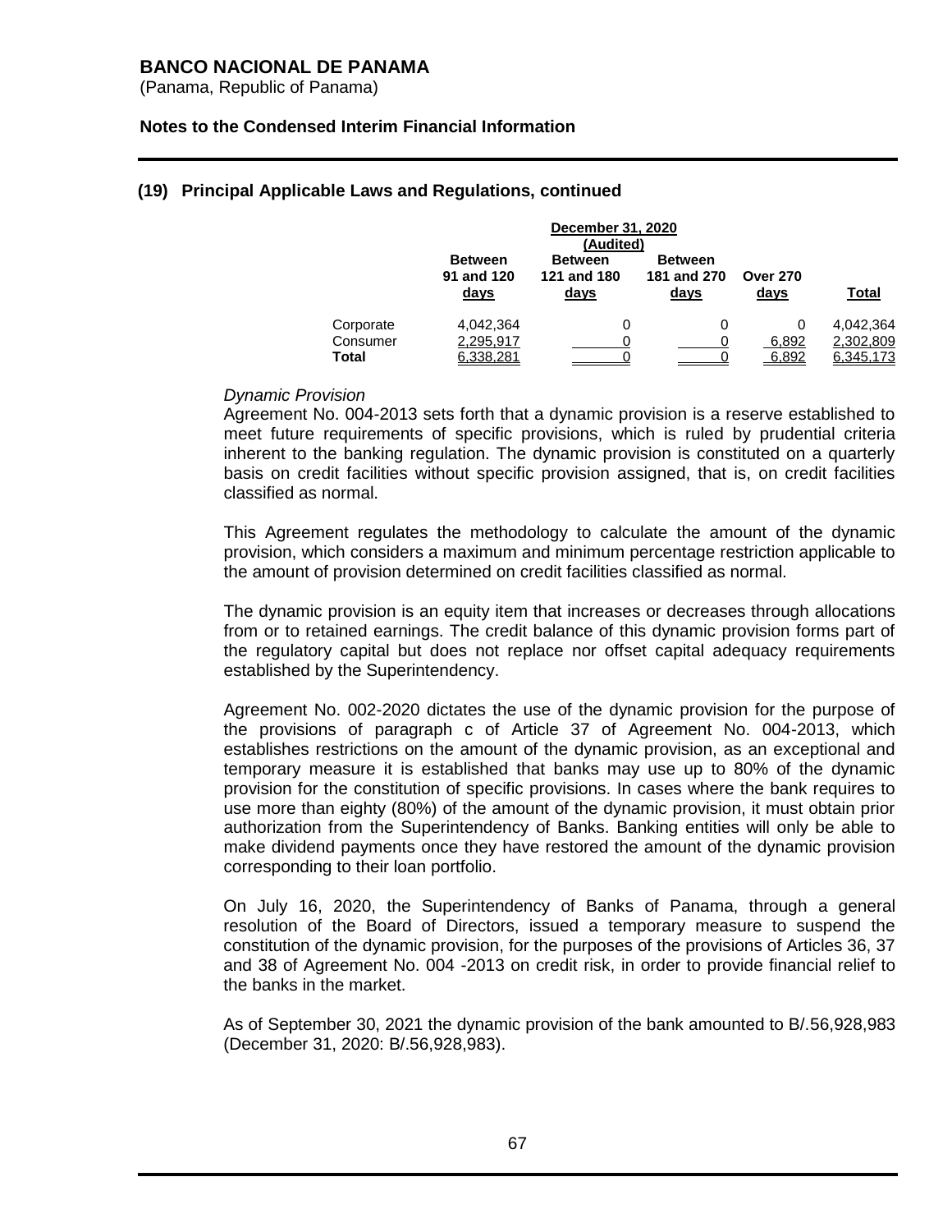## (19) Principal Applicable Laws and Regulations, continued

| | December 31, 2020 (Audited) | | | | |
|---|---|---|---|---|---|
| | Between 91 and 120 days | Between 121 and 180 days | Between 181 and 270 days | Over 270 days | Total |
| Corporate | 4,042,364 | 0 | 0 | 0 | 4,042,364 |
| Consumer | 2,295,917 | 0 | 0 | 6,892 | 2,302,809 |
| **Total** | 6,338,281 | 0 | 0 | 6,892 | 6,345,173 |

*Dynamic Provision*

Agreement No. 004-2013 sets forth that a dynamic provision is a reserve established to meet future requirements of specific provisions, which is ruled by prudential criteria inherent to the banking regulation. The dynamic provision is constituted on a quarterly basis on credit facilities without specific provision assigned, that is, on credit facilities classified as normal.

This Agreement regulates the methodology to calculate the amount of the dynamic provision, which considers a maximum and minimum percentage restriction applicable to the amount of provision determined on credit facilities classified as normal.

The dynamic provision is an equity item that increases or decreases through allocations from or to retained earnings. The credit balance of this dynamic provision forms part of the regulatory capital but does not replace nor offset capital adequacy requirements established by the Superintendency.

Agreement No. 002-2020 dictates the use of the dynamic provision for the purpose of the provisions of paragraph c of Article 37 of Agreement No. 004-2013, which establishes restrictions on the amount of the dynamic provision, as an exceptional and temporary measure it is established that banks may use up to 80% of the dynamic provision for the constitution of specific provisions. In cases where the bank requires to use more than eighty (80%) of the amount of the dynamic provision, it must obtain prior authorization from the Superintendency of Banks. Banking entities will only be able to make dividend payments once they have restored the amount of the dynamic provision corresponding to their loan portfolio.

On July 16, 2020, the Superintendency of Banks of Panama, through a general resolution of the Board of Directors, issued a temporary measure to suspend the constitution of the dynamic provision, for the purposes of the provisions of Articles 36, 37 and 38 of Agreement No. 004 -2013 on credit risk, in order to provide financial relief to the banks in the market.

As of September 30, 2021 the dynamic provision of the bank amounted to B/.56,928,983 (December 31, 2020: B/.56,928,983).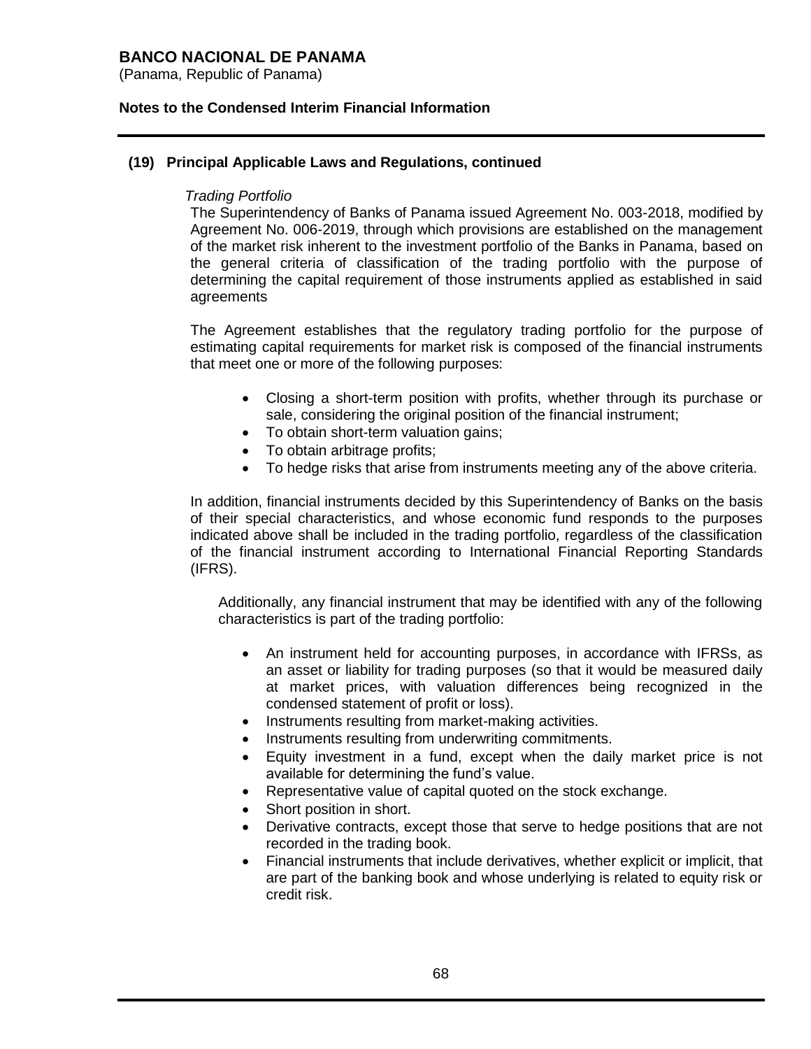## (19) Principal Applicable Laws and Regulations, continued

*Trading Portfolio*

The Superintendency of Banks of Panama issued Agreement No. 003-2018, modified by Agreement No. 006-2019, through which provisions are established on the management of the market risk inherent to the investment portfolio of the Banks in Panama, based on the general criteria of classification of the trading portfolio with the purpose of determining the capital requirement of those instruments applied as established in said agreements

The Agreement establishes that the regulatory trading portfolio for the purpose of estimating capital requirements for market risk is composed of the financial instruments that meet one or more of the following purposes:

- Closing a short-term position with profits, whether through its purchase or sale, considering the original position of the financial instrument;
- To obtain short-term valuation gains;
- To obtain arbitrage profits;
- To hedge risks that arise from instruments meeting any of the above criteria.

In addition, financial instruments decided by this Superintendency of Banks on the basis of their special characteristics, and whose economic fund responds to the purposes indicated above shall be included in the trading portfolio, regardless of the classification of the financial instrument according to International Financial Reporting Standards (IFRS).

Additionally, any financial instrument that may be identified with any of the following characteristics is part of the trading portfolio:

- An instrument held for accounting purposes, in accordance with IFRSs, as an asset or liability for trading purposes (so that it would be measured daily at market prices, with valuation differences being recognized in the condensed statement of profit or loss).
- Instruments resulting from market-making activities.
- Instruments resulting from underwriting commitments.
- Equity investment in a fund, except when the daily market price is not available for determining the fund's value.
- Representative value of capital quoted on the stock exchange.
- Short position in short.
- Derivative contracts, except those that serve to hedge positions that are not recorded in the trading book.
- Financial instruments that include derivatives, whether explicit or implicit, that are part of the banking book and whose underlying is related to equity risk or credit risk.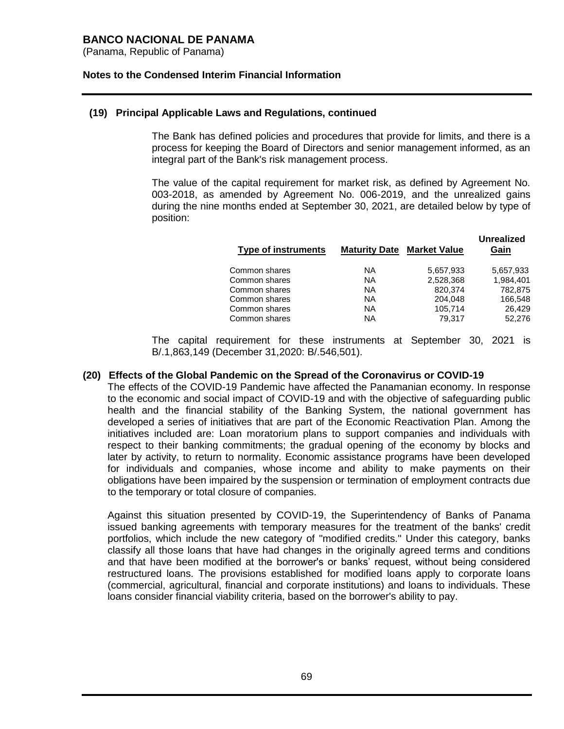## (19) Principal Applicable Laws and Regulations, continued

The Bank has defined policies and procedures that provide for limits, and there is a process for keeping the Board of Directors and senior management informed, as an integral part of the Bank's risk management process.

The value of the capital requirement for market risk, as defined by Agreement No. 003-2018, as amended by Agreement No. 006-2019, and the unrealized gains during the nine months ended at September 30, 2021, are detailed below by type of position:

| Type of instruments | Maturity Date | Market Value | Unrealized Gain |
|---|---|---|---|
| Common shares | NA | 5,657,933 | 5,657,933 |
| Common shares | NA | 2,528,368 | 1,984,401 |
| Common shares | NA | 820,374 | 782,875 |
| Common shares | NA | 204,048 | 166,548 |
| Common shares | NA | 105,714 | 26,429 |
| Common shares | NA | 79,317 | 52,276 |

The capital requirement for these instruments at September 30, 2021 is B/.1,863,149 (December 31,2020: B/.546,501).

## (20) Effects of the Global Pandemic on the Spread of the Coronavirus or COVID-19

The effects of the COVID-19 Pandemic have affected the Panamanian economy. In response to the economic and social impact of COVID-19 and with the objective of safeguarding public health and the financial stability of the Banking System, the national government has developed a series of initiatives that are part of the Economic Reactivation Plan. Among the initiatives included are: Loan moratorium plans to support companies and individuals with respect to their banking commitments; the gradual opening of the economy by blocks and later by activity, to return to normality. Economic assistance programs have been developed for individuals and companies, whose income and ability to make payments on their obligations have been impaired by the suspension or termination of employment contracts due to the temporary or total closure of companies.

Against this situation presented by COVID-19, the Superintendency of Banks of Panama issued banking agreements with temporary measures for the treatment of the banks' credit portfolios, which include the new category of "modified credits." Under this category, banks classify all those loans that have had changes in the originally agreed terms and conditions and that have been modified at the borrower's or banks' request, without being considered restructured loans. The provisions established for modified loans apply to corporate loans (commercial, agricultural, financial and corporate institutions) and loans to individuals. These loans consider financial viability criteria, based on the borrower's ability to pay.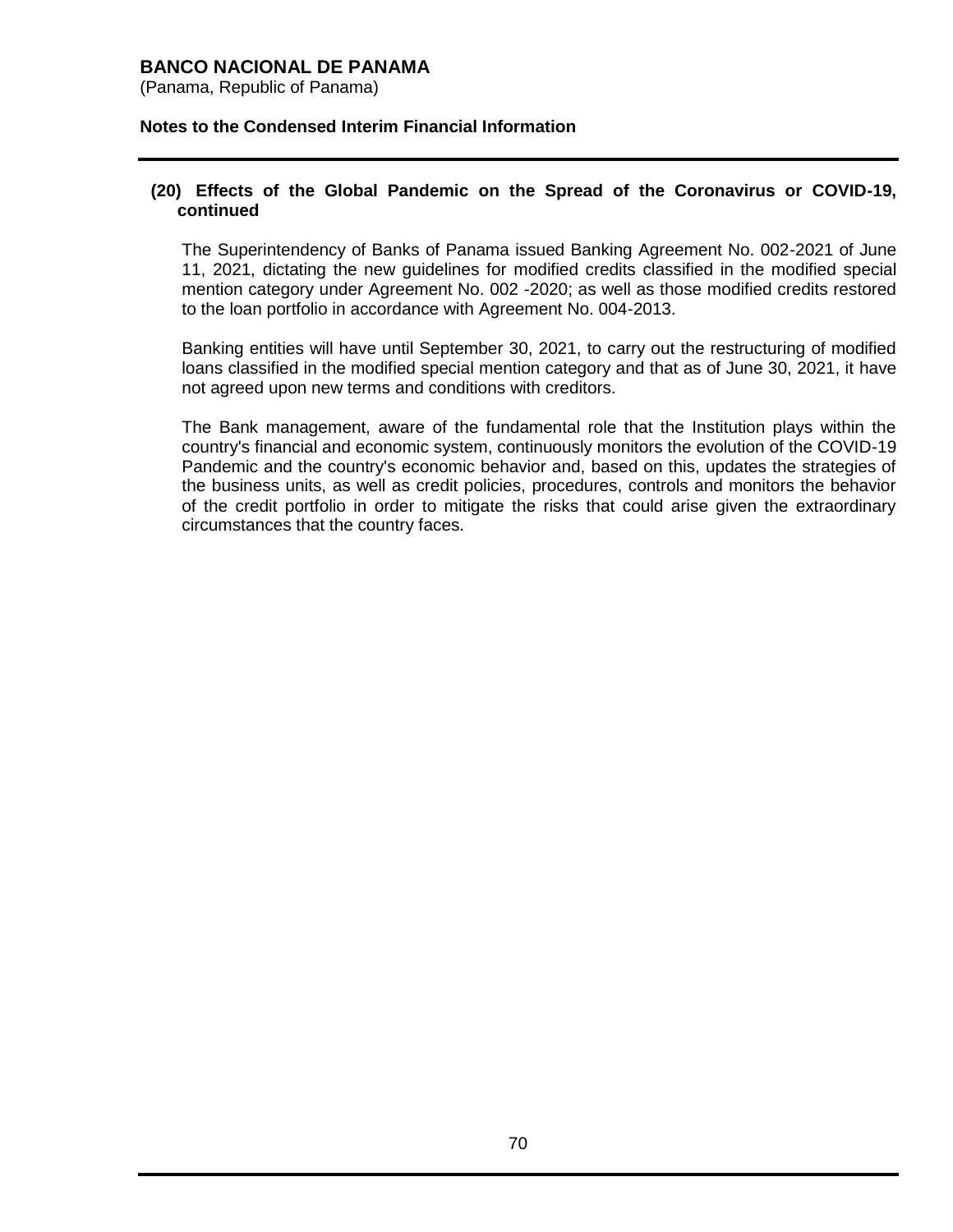## (20) Effects of the Global Pandemic on the Spread of the Coronavirus or COVID-19, continued

The Superintendency of Banks of Panama issued Banking Agreement No. 002-2021 of June 11, 2021, dictating the new guidelines for modified credits classified in the modified special mention category under Agreement No. 002 -2020; as well as those modified credits restored to the loan portfolio in accordance with Agreement No. 004-2013.

Banking entities will have until September 30, 2021, to carry out the restructuring of modified loans classified in the modified special mention category and that as of June 30, 2021, it have not agreed upon new terms and conditions with creditors.

The Bank management, aware of the fundamental role that the Institution plays within the country's financial and economic system, continuously monitors the evolution of the COVID-19 Pandemic and the country's economic behavior and, based on this, updates the strategies of the business units, as well as credit policies, procedures, controls and monitors the behavior of the credit portfolio in order to mitigate the risks that could arise given the extraordinary circumstances that the country faces.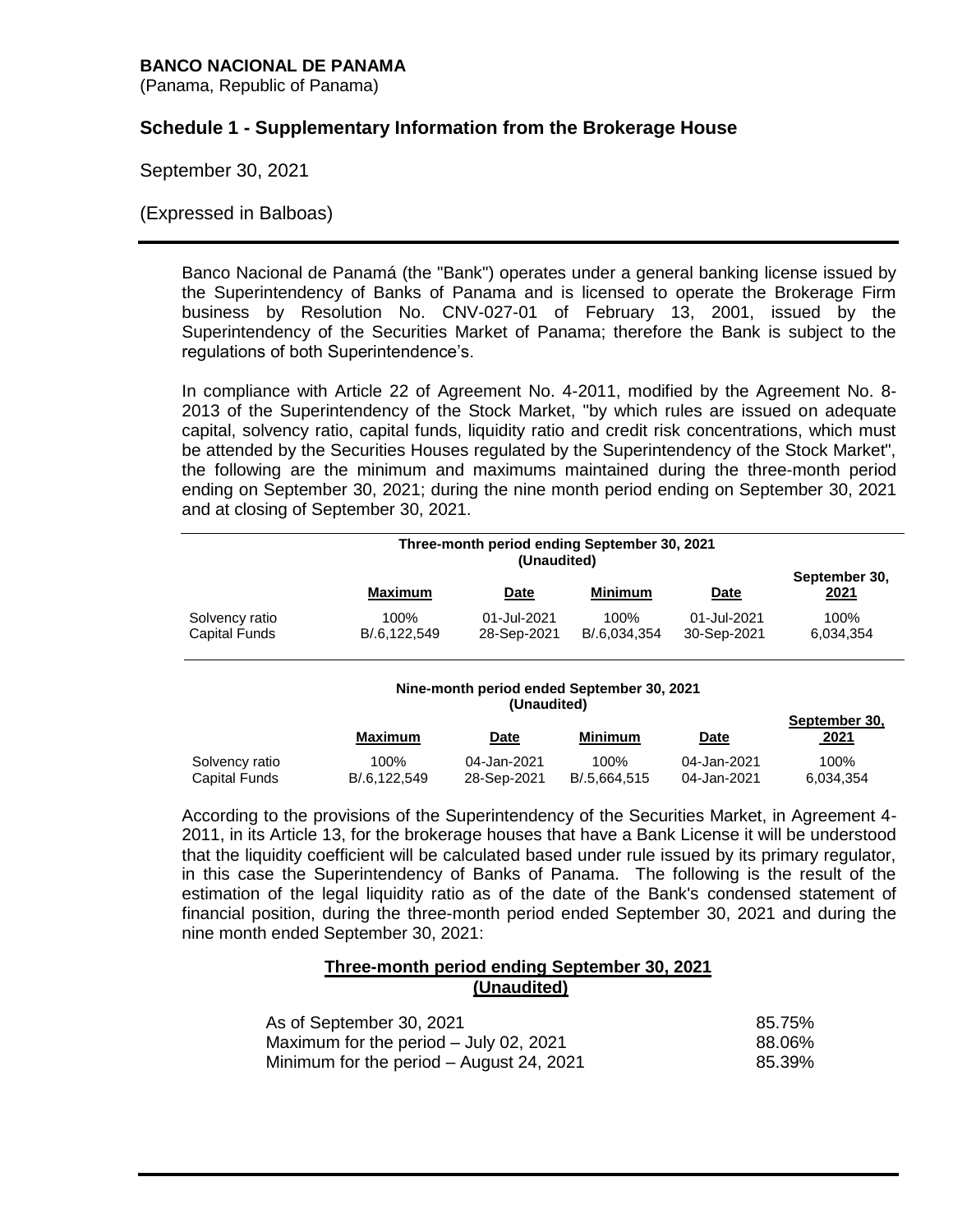**BANCO NACIONAL DE PANAMA**
(Panama, Republic of Panama)

## Schedule 1 - Supplementary Information from the Brokerage House

September 30, 2021

(Expressed in Balboas)

Banco Nacional de Panamá (the "Bank") operates under a general banking license issued by the Superintendency of Banks of Panama and is licensed to operate the Brokerage Firm business by Resolution No. CNV-027-01 of February 13, 2001, issued by the Superintendency of the Securities Market of Panama; therefore the Bank is subject to the regulations of both Superintendence's.

In compliance with Article 22 of Agreement No. 4-2011, modified by the Agreement No. 8-2013 of the Superintendency of the Stock Market, "by which rules are issued on adequate capital, solvency ratio, capital funds, liquidity ratio and credit risk concentrations, which must be attended by the Securities Houses regulated by the Superintendency of the Stock Market", the following are the minimum and maximums maintained during the three-month period ending on September 30, 2021; during the nine month period ending on September 30, 2021 and at closing of September 30, 2021.

| | Three-month period ending September 30, 2021 (Unaudited) | | | | |
|---|---|---|---|---|---|
| | **Maximum** | **Date** | **Minimum** | **Date** | **September 30, 2021** |
| Solvency ratio | 100% | 01-Jul-2021 | 100% | 01-Jul-2021 | 100% |
| Capital Funds | B/.6,122,549 | 28-Sep-2021 | B/.6,034,354 | 30-Sep-2021 | 6,034,354 |

| | Nine-month period ended September 30, 2021 (Unaudited) | | | | |
|---|---|---|---|---|---|
| | **Maximum** | **Date** | **Minimum** | **Date** | **September 30, 2021** |
| Solvency ratio | 100% | 04-Jan-2021 | 100% | 04-Jan-2021 | 100% |
| Capital Funds | B/.6,122,549 | 28-Sep-2021 | B/.5,664,515 | 04-Jan-2021 | 6,034,354 |

According to the provisions of the Superintendency of the Securities Market, in Agreement 4-2011, in its Article 13, for the brokerage houses that have a Bank License it will be understood that the liquidity coefficient will be calculated based under rule issued by its primary regulator, in this case the Superintendency of Banks of Panama. The following is the result of the estimation of the legal liquidity ratio as of the date of the Bank's condensed statement of financial position, during the three-month period ended September 30, 2021 and during the nine month ended September 30, 2021:

**Three-month period ending September 30, 2021**
**(Unaudited)**

| | |
|---|---|
| As of September 30, 2021 | 85.75% |
| Maximum for the period – July 02, 2021 | 88.06% |
| Minimum for the period – August 24, 2021 | 85.39% |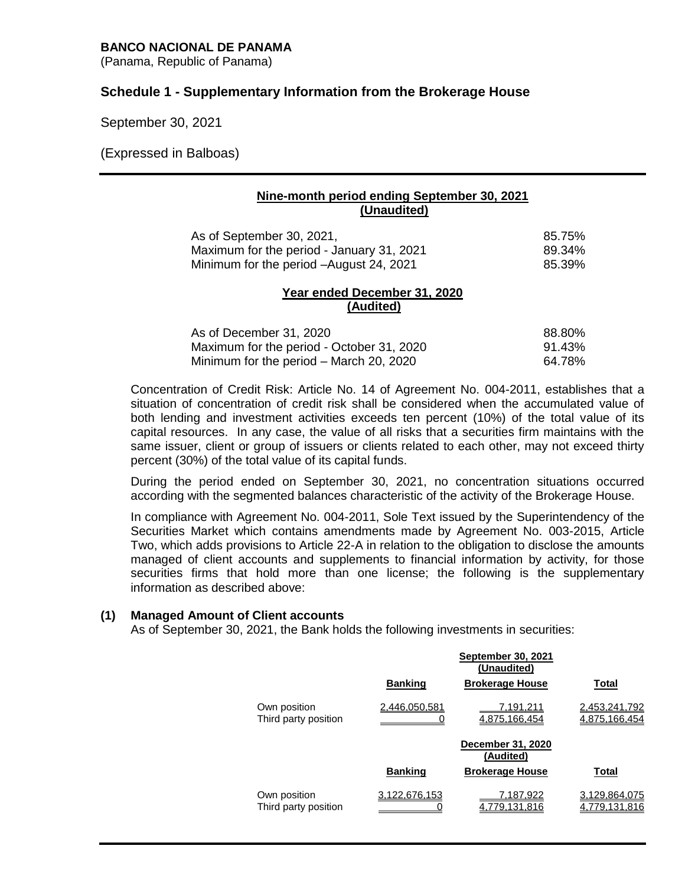**BANCO NACIONAL DE PANAMA**
(Panama, Republic of Panama)

## Schedule 1 - Supplementary Information from the Brokerage House

September 30, 2021

(Expressed in Balboas)

**Nine-month period ending September 30, 2021 (Unaudited)**

| | |
|---|---|
| As of September 30, 2021, | 85.75% |
| Maximum for the period - January 31, 2021 | 89.34% |
| Minimum for the period –August 24, 2021 | 85.39% |

**Year ended December 31, 2020 (Audited)**

| | |
|---|---|
| As of December 31, 2020 | 88.80% |
| Maximum for the period - October 31, 2020 | 91.43% |
| Minimum for the period – March 20, 2020 | 64.78% |

Concentration of Credit Risk: Article No. 14 of Agreement No. 004-2011, establishes that a situation of concentration of credit risk shall be considered when the accumulated value of both lending and investment activities exceeds ten percent (10%) of the total value of its capital resources. In any case, the value of all risks that a securities firm maintains with the same issuer, client or group of issuers or clients related to each other, may not exceed thirty percent (30%) of the total value of its capital funds.

During the period ended on September 30, 2021, no concentration situations occurred according with the segmented balances characteristic of the activity of the Brokerage House.

In compliance with Agreement No. 004-2011, Sole Text issued by the Superintendency of the Securities Market which contains amendments made by Agreement No. 003-2015, Article Two, which adds provisions to Article 22-A in relation to the obligation to disclose the amounts managed of client accounts and supplements to financial information by activity, for those securities firms that hold more than one license; the following is the supplementary information as described above:

**(1) Managed Amount of Client accounts**

As of September 30, 2021, the Bank holds the following investments in securities:

| | | September 30, 2021 (Unaudited) | |
|---|---|---|---|
| | **Banking** | **Brokerage House** | **Total** |
| Own position | 2,446,050,581 | 7,191,211 | 2,453,241,792 |
| Third party position | 0 | 4,875,166,454 | 4,875,166,454 |

| | | December 31, 2020 (Audited) | |
|---|---|---|---|
| | **Banking** | **Brokerage House** | **Total** |
| Own position | 3,122,676,153 | 7,187,922 | 3,129,864,075 |
| Third party position | 0 | 4,779,131,816 | 4,779,131,816 |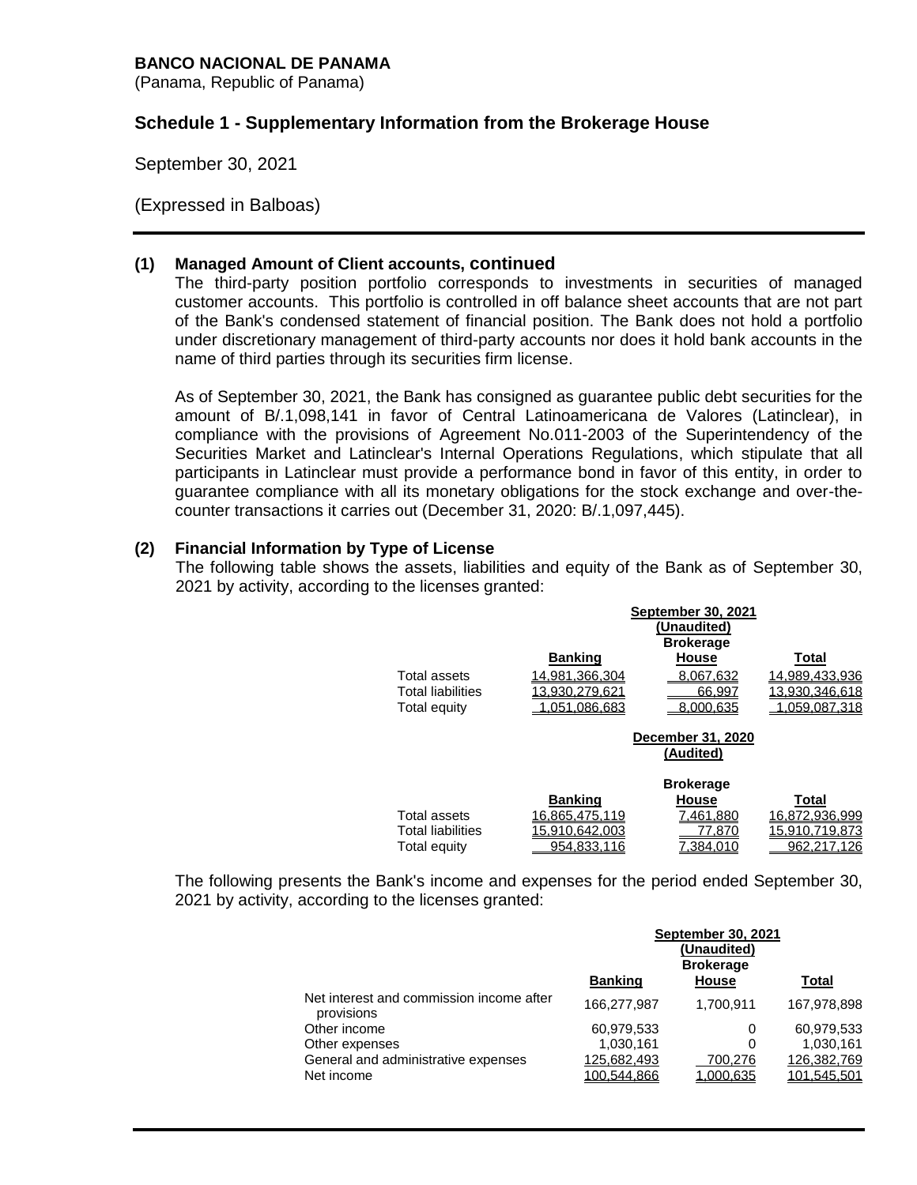**BANCO NACIONAL DE PANAMA**
(Panama, Republic of Panama)

## Schedule 1 - Supplementary Information from the Brokerage House

September 30, 2021

(Expressed in Balboas)

### (1) Managed Amount of Client accounts, continued

The third-party position portfolio corresponds to investments in securities of managed customer accounts. This portfolio is controlled in off balance sheet accounts that are not part of the Bank's condensed statement of financial position. The Bank does not hold a portfolio under discretionary management of third-party accounts nor does it hold bank accounts in the name of third parties through its securities firm license.

As of September 30, 2021, the Bank has consigned as guarantee public debt securities for the amount of B/.1,098,141 in favor of Central Latinoamericana de Valores (Latinclear), in compliance with the provisions of Agreement No.011-2003 of the Superintendency of the Securities Market and Latinclear's Internal Operations Regulations, which stipulate that all participants in Latinclear must provide a performance bond in favor of this entity, in order to guarantee compliance with all its monetary obligations for the stock exchange and over-the-counter transactions it carries out (December 31, 2020: B/.1,097,445).

### (2) Financial Information by Type of License

The following table shows the assets, liabilities and equity of the Bank as of September 30, 2021 by activity, according to the licenses granted:

| | September 30, 2021 (Unaudited) | | |
|---|---|---|---|
| | Banking | Brokerage House | Total |
| Total assets | 14,981,366,304 | 8,067,632 | 14,989,433,936 |
| Total liabilities | 13,930,279,621 | 66,997 | 13,930,346,618 |
| Total equity | 1,051,086,683 | 8,000,635 | 1,059,087,318 |

| | December 31, 2020 (Audited) | | |
|---|---|---|---|
| | Banking | Brokerage House | Total |
| Total assets | 16,865,475,119 | 7,461,880 | 16,872,936,999 |
| Total liabilities | 15,910,642,003 | 77,870 | 15,910,719,873 |
| Total equity | 954,833,116 | 7,384,010 | 962,217,126 |

The following presents the Bank's income and expenses for the period ended September 30, 2021 by activity, according to the licenses granted:

| | September 30, 2021 (Unaudited) | | |
|---|---|---|---|
| | Banking | Brokerage House | Total |
| Net interest and commission income after provisions | 166,277,987 | 1,700,911 | 167,978,898 |
| Other income | 60,979,533 | 0 | 60,979,533 |
| Other expenses | 1,030,161 | 0 | 1,030,161 |
| General and administrative expenses | 125,682,493 | 700,276 | 126,382,769 |
| Net income | 100,544,866 | 1,000,635 | 101,545,501 |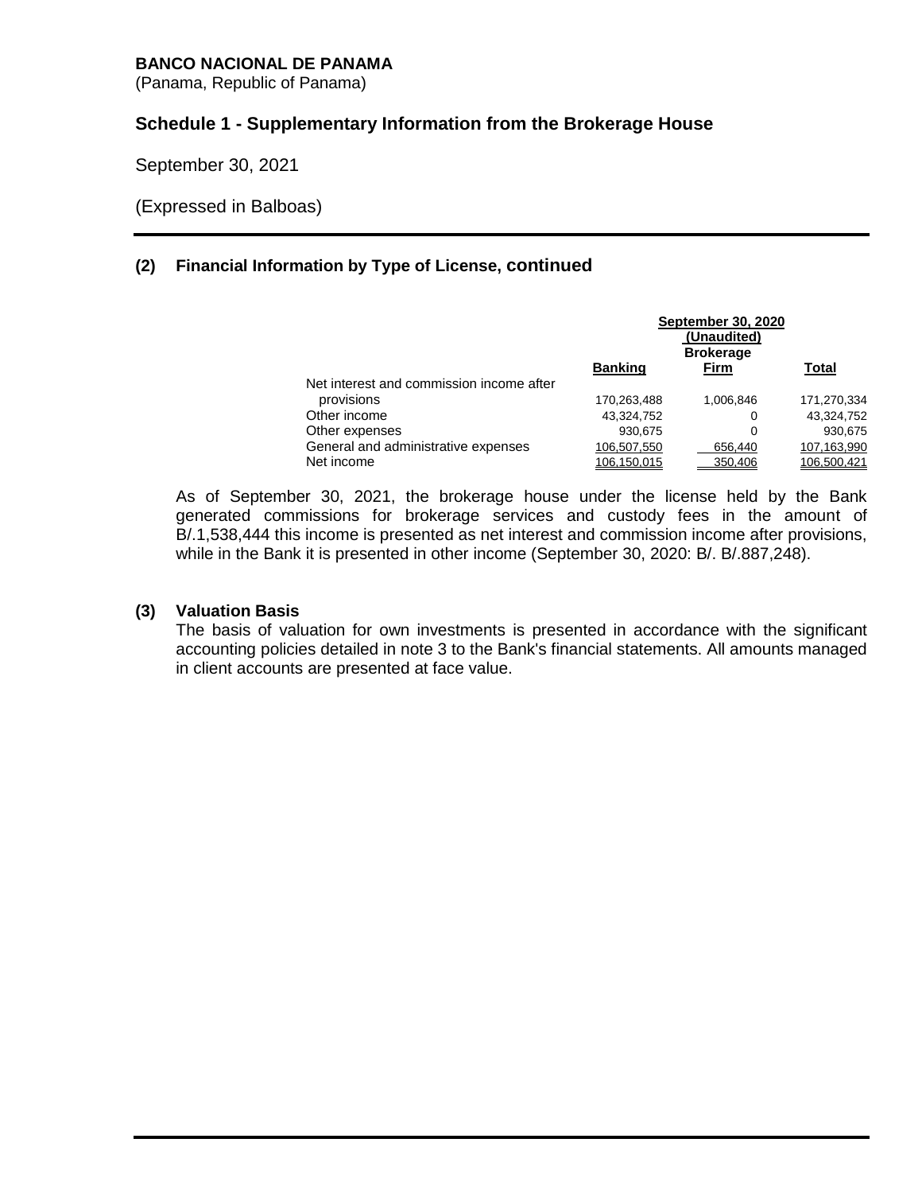**BANCO NACIONAL DE PANAMA**
(Panama, Republic of Panama)

## Schedule 1 - Supplementary Information from the Brokerage House

September 30, 2021

(Expressed in Balboas)

### (2) Financial Information by Type of License, continued

| | September 30, 2020 (Unaudited) | | |
|---|---|---|---|
| | **Banking** | **Brokerage Firm** | **Total** |
| Net interest and commission income after provisions | 170,263,488 | 1,006,846 | 171,270,334 |
| Other income | 43,324,752 | 0 | 43,324,752 |
| Other expenses | 930,675 | 0 | 930,675 |
| General and administrative expenses | 106,507,550 | 656,440 | 107,163,990 |
| Net income | 106,150,015 | 350,406 | 106,500,421 |

As of September 30, 2021, the brokerage house under the license held by the Bank generated commissions for brokerage services and custody fees in the amount of B/.1,538,444 this income is presented as net interest and commission income after provisions, while in the Bank it is presented in other income (September 30, 2020: B/. B/.887,248).

### (3) Valuation Basis

The basis of valuation for own investments is presented in accordance with the significant accounting policies detailed in note 3 to the Bank's financial statements. All amounts managed in client accounts are presented at face value.